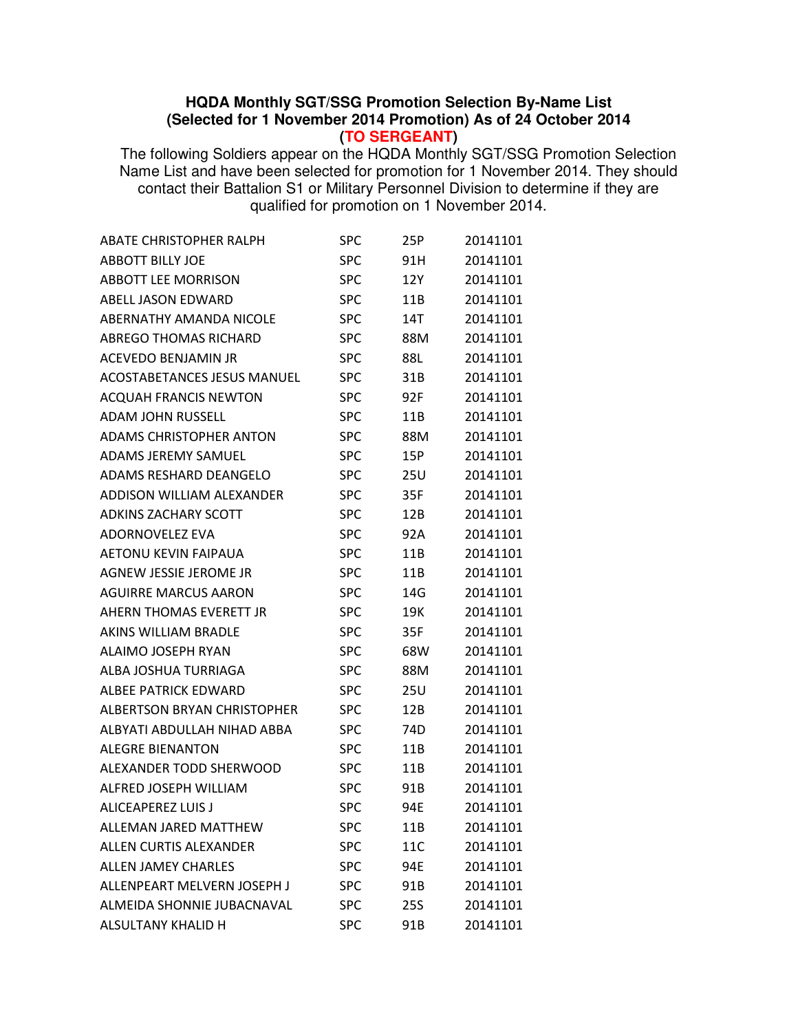**HQDA Monthly SGT/SSG Promotion Selection By-Name List**
**(Selected for 1 November 2014 Promotion) As of 24 October 2014**
**(TO SERGEANT)**

The following Soldiers appear on the HQDA Monthly SGT/SSG Promotion Selection Name List and have been selected for promotion for 1 November 2014. They should contact their Battalion S1 or Military Personnel Division to determine if they are qualified for promotion on 1 November 2014.

| | | | |
|---|---|---|---|
| ABATE CHRISTOPHER RALPH | SPC | 25P | 20141101 |
| ABBOTT BILLY JOE | SPC | 91H | 20141101 |
| ABBOTT LEE MORRISON | SPC | 12Y | 20141101 |
| ABELL JASON EDWARD | SPC | 11B | 20141101 |
| ABERNATHY AMANDA NICOLE | SPC | 14T | 20141101 |
| ABREGO THOMAS RICHARD | SPC | 88M | 20141101 |
| ACEVEDO BENJAMIN JR | SPC | 88L | 20141101 |
| ACOSTABETANCES JESUS MANUEL | SPC | 31B | 20141101 |
| ACQUAH FRANCIS NEWTON | SPC | 92F | 20141101 |
| ADAM JOHN RUSSELL | SPC | 11B | 20141101 |
| ADAMS CHRISTOPHER ANTON | SPC | 88M | 20141101 |
| ADAMS JEREMY SAMUEL | SPC | 15P | 20141101 |
| ADAMS RESHARD DEANGELO | SPC | 25U | 20141101 |
| ADDISON WILLIAM ALEXANDER | SPC | 35F | 20141101 |
| ADKINS ZACHARY SCOTT | SPC | 12B | 20141101 |
| ADORNOVELEZ EVA | SPC | 92A | 20141101 |
| AETONU KEVIN FAIPAUA | SPC | 11B | 20141101 |
| AGNEW JESSIE JEROME JR | SPC | 11B | 20141101 |
| AGUIRRE MARCUS AARON | SPC | 14G | 20141101 |
| AHERN THOMAS EVERETT JR | SPC | 19K | 20141101 |
| AKINS WILLIAM BRADLE | SPC | 35F | 20141101 |
| ALAIMO JOSEPH RYAN | SPC | 68W | 20141101 |
| ALBA JOSHUA TURRIAGA | SPC | 88M | 20141101 |
| ALBEE PATRICK EDWARD | SPC | 25U | 20141101 |
| ALBERTSON BRYAN CHRISTOPHER | SPC | 12B | 20141101 |
| ALBYATI ABDULLAH NIHAD ABBA | SPC | 74D | 20141101 |
| ALEGRE BIENANTON | SPC | 11B | 20141101 |
| ALEXANDER TODD SHERWOOD | SPC | 11B | 20141101 |
| ALFRED JOSEPH WILLIAM | SPC | 91B | 20141101 |
| ALICEAPEREZ LUIS J | SPC | 94E | 20141101 |
| ALLEMAN JARED MATTHEW | SPC | 11B | 20141101 |
| ALLEN CURTIS ALEXANDER | SPC | 11C | 20141101 |
| ALLEN JAMEY CHARLES | SPC | 94E | 20141101 |
| ALLENPEART MELVERN JOSEPH J | SPC | 91B | 20141101 |
| ALMEIDA SHONNIE JUBACNAVAL | SPC | 25S | 20141101 |
| ALSULTANY KHALID H | SPC | 91B | 20141101 |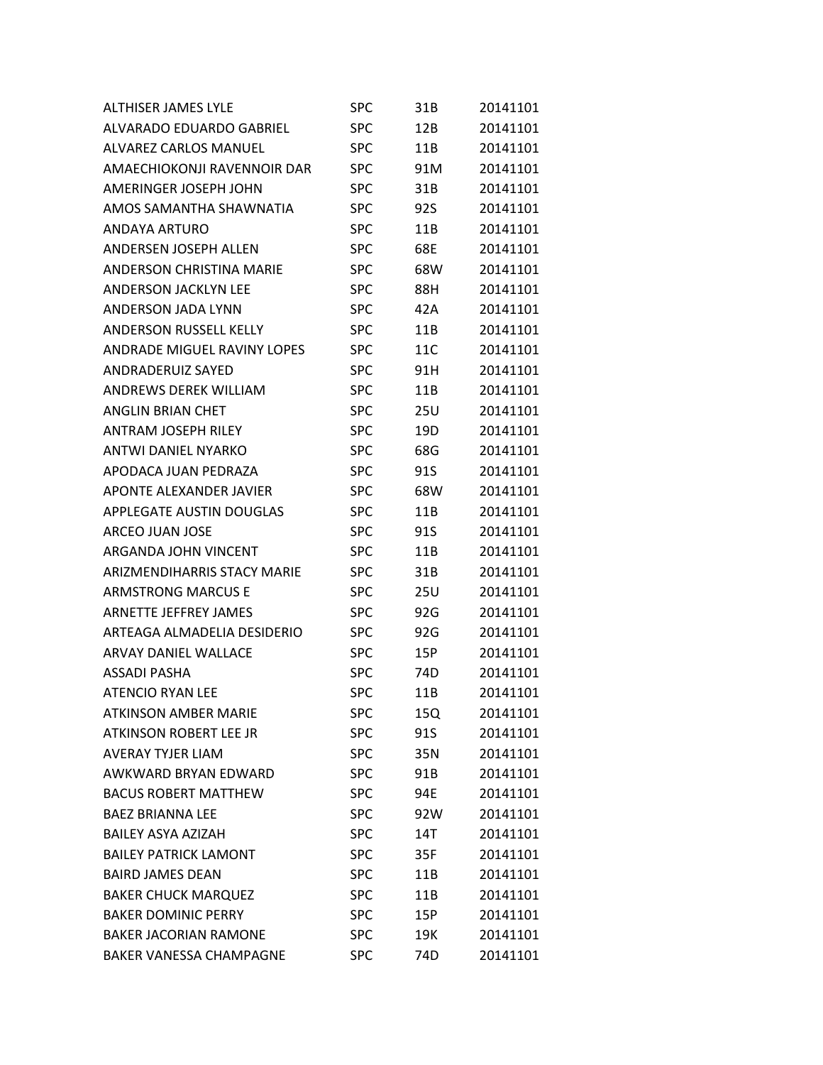| | | | |
|---|---|---|---|
| ALTHISER JAMES LYLE | SPC | 31B | 20141101 |
| ALVARADO EDUARDO GABRIEL | SPC | 12B | 20141101 |
| ALVAREZ CARLOS MANUEL | SPC | 11B | 20141101 |
| AMAECHIOKONJI RAVENNOIR DAR | SPC | 91M | 20141101 |
| AMERINGER JOSEPH JOHN | SPC | 31B | 20141101 |
| AMOS SAMANTHA SHAWNATIA | SPC | 92S | 20141101 |
| ANDAYA ARTURO | SPC | 11B | 20141101 |
| ANDERSEN JOSEPH ALLEN | SPC | 68E | 20141101 |
| ANDERSON CHRISTINA MARIE | SPC | 68W | 20141101 |
| ANDERSON JACKLYN LEE | SPC | 88H | 20141101 |
| ANDERSON JADA LYNN | SPC | 42A | 20141101 |
| ANDERSON RUSSELL KELLY | SPC | 11B | 20141101 |
| ANDRADE MIGUEL RAVINY LOPES | SPC | 11C | 20141101 |
| ANDRADERUIZ SAYED | SPC | 91H | 20141101 |
| ANDREWS DEREK WILLIAM | SPC | 11B | 20141101 |
| ANGLIN BRIAN CHET | SPC | 25U | 20141101 |
| ANTRAM JOSEPH RILEY | SPC | 19D | 20141101 |
| ANTWI DANIEL NYARKO | SPC | 68G | 20141101 |
| APODACA JUAN PEDRAZA | SPC | 91S | 20141101 |
| APONTE ALEXANDER JAVIER | SPC | 68W | 20141101 |
| APPLEGATE AUSTIN DOUGLAS | SPC | 11B | 20141101 |
| ARCEO JUAN JOSE | SPC | 91S | 20141101 |
| ARGANDA JOHN VINCENT | SPC | 11B | 20141101 |
| ARIZMENDIHARRIS STACY MARIE | SPC | 31B | 20141101 |
| ARMSTRONG MARCUS E | SPC | 25U | 20141101 |
| ARNETTE JEFFREY JAMES | SPC | 92G | 20141101 |
| ARTEAGA ALMADELIA DESIDERIO | SPC | 92G | 20141101 |
| ARVAY DANIEL WALLACE | SPC | 15P | 20141101 |
| ASSADI PASHA | SPC | 74D | 20141101 |
| ATENCIO RYAN LEE | SPC | 11B | 20141101 |
| ATKINSON AMBER MARIE | SPC | 15Q | 20141101 |
| ATKINSON ROBERT LEE JR | SPC | 91S | 20141101 |
| AVERAY TYJER LIAM | SPC | 35N | 20141101 |
| AWKWARD BRYAN EDWARD | SPC | 91B | 20141101 |
| BACUS ROBERT MATTHEW | SPC | 94E | 20141101 |
| BAEZ BRIANNA LEE | SPC | 92W | 20141101 |
| BAILEY ASYA AZIZAH | SPC | 14T | 20141101 |
| BAILEY PATRICK LAMONT | SPC | 35F | 20141101 |
| BAIRD JAMES DEAN | SPC | 11B | 20141101 |
| BAKER CHUCK MARQUEZ | SPC | 11B | 20141101 |
| BAKER DOMINIC PERRY | SPC | 15P | 20141101 |
| BAKER JACORIAN RAMONE | SPC | 19K | 20141101 |
| BAKER VANESSA CHAMPAGNE | SPC | 74D | 20141101 |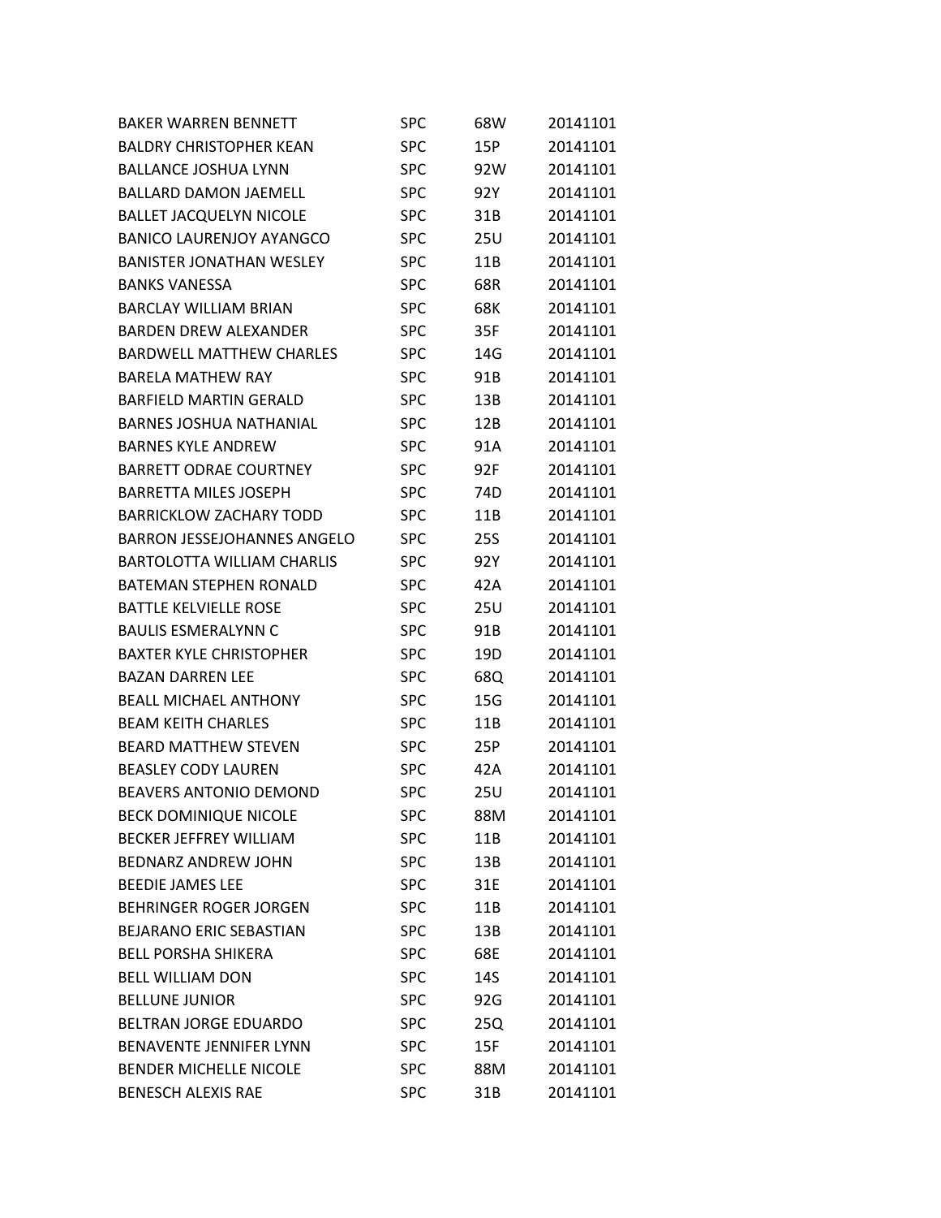| | | | |
|---|---|---|---|
| BAKER WARREN BENNETT | SPC | 68W | 20141101 |
| BALDRY CHRISTOPHER KEAN | SPC | 15P | 20141101 |
| BALLANCE JOSHUA LYNN | SPC | 92W | 20141101 |
| BALLARD DAMON JAEMELL | SPC | 92Y | 20141101 |
| BALLET JACQUELYN NICOLE | SPC | 31B | 20141101 |
| BANICO LAURENJOY AYANGCO | SPC | 25U | 20141101 |
| BANISTER JONATHAN WESLEY | SPC | 11B | 20141101 |
| BANKS VANESSA | SPC | 68R | 20141101 |
| BARCLAY WILLIAM BRIAN | SPC | 68K | 20141101 |
| BARDEN DREW ALEXANDER | SPC | 35F | 20141101 |
| BARDWELL MATTHEW CHARLES | SPC | 14G | 20141101 |
| BARELA MATHEW RAY | SPC | 91B | 20141101 |
| BARFIELD MARTIN GERALD | SPC | 13B | 20141101 |
| BARNES JOSHUA NATHANIAL | SPC | 12B | 20141101 |
| BARNES KYLE ANDREW | SPC | 91A | 20141101 |
| BARRETT ODRAE COURTNEY | SPC | 92F | 20141101 |
| BARRETTA MILES JOSEPH | SPC | 74D | 20141101 |
| BARRICKLOW ZACHARY TODD | SPC | 11B | 20141101 |
| BARRON JESSEJOHANNES ANGELO | SPC | 25S | 20141101 |
| BARTOLOTTA WILLIAM CHARLIS | SPC | 92Y | 20141101 |
| BATEMAN STEPHEN RONALD | SPC | 42A | 20141101 |
| BATTLE KELVIELLE ROSE | SPC | 25U | 20141101 |
| BAULIS ESMERALYNN C | SPC | 91B | 20141101 |
| BAXTER KYLE CHRISTOPHER | SPC | 19D | 20141101 |
| BAZAN DARREN LEE | SPC | 68Q | 20141101 |
| BEALL MICHAEL ANTHONY | SPC | 15G | 20141101 |
| BEAM KEITH CHARLES | SPC | 11B | 20141101 |
| BEARD MATTHEW STEVEN | SPC | 25P | 20141101 |
| BEASLEY CODY LAUREN | SPC | 42A | 20141101 |
| BEAVERS ANTONIO DEMOND | SPC | 25U | 20141101 |
| BECK DOMINIQUE NICOLE | SPC | 88M | 20141101 |
| BECKER JEFFREY WILLIAM | SPC | 11B | 20141101 |
| BEDNARZ ANDREW JOHN | SPC | 13B | 20141101 |
| BEEDIE JAMES LEE | SPC | 31E | 20141101 |
| BEHRINGER ROGER JORGEN | SPC | 11B | 20141101 |
| BEJARANO ERIC SEBASTIAN | SPC | 13B | 20141101 |
| BELL PORSHA SHIKERA | SPC | 68E | 20141101 |
| BELL WILLIAM DON | SPC | 14S | 20141101 |
| BELLUNE JUNIOR | SPC | 92G | 20141101 |
| BELTRAN JORGE EDUARDO | SPC | 25Q | 20141101 |
| BENAVENTE JENNIFER LYNN | SPC | 15F | 20141101 |
| BENDER MICHELLE NICOLE | SPC | 88M | 20141101 |
| BENESCH ALEXIS RAE | SPC | 31B | 20141101 |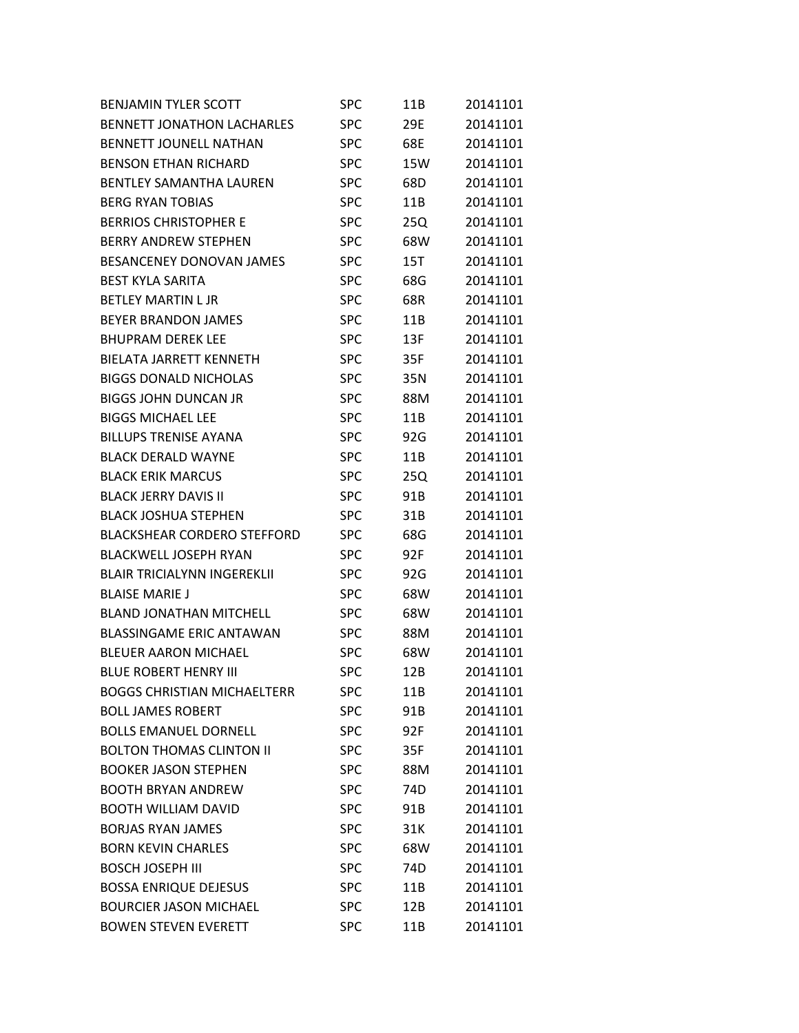| | | | |
|---|---|---|---|
| BENJAMIN TYLER SCOTT | SPC | 11B | 20141101 |
| BENNETT JONATHON LACHARLES | SPC | 29E | 20141101 |
| BENNETT JOUNELL NATHAN | SPC | 68E | 20141101 |
| BENSON ETHAN RICHARD | SPC | 15W | 20141101 |
| BENTLEY SAMANTHA LAUREN | SPC | 68D | 20141101 |
| BERG RYAN TOBIAS | SPC | 11B | 20141101 |
| BERRIOS CHRISTOPHER E | SPC | 25Q | 20141101 |
| BERRY ANDREW STEPHEN | SPC | 68W | 20141101 |
| BESANCENEY DONOVAN JAMES | SPC | 15T | 20141101 |
| BEST KYLA SARITA | SPC | 68G | 20141101 |
| BETLEY MARTIN L JR | SPC | 68R | 20141101 |
| BEYER BRANDON JAMES | SPC | 11B | 20141101 |
| BHUPRAM DEREK LEE | SPC | 13F | 20141101 |
| BIELATA JARRETT KENNETH | SPC | 35F | 20141101 |
| BIGGS DONALD NICHOLAS | SPC | 35N | 20141101 |
| BIGGS JOHN DUNCAN JR | SPC | 88M | 20141101 |
| BIGGS MICHAEL LEE | SPC | 11B | 20141101 |
| BILLUPS TRENISE AYANA | SPC | 92G | 20141101 |
| BLACK DERALD WAYNE | SPC | 11B | 20141101 |
| BLACK ERIK MARCUS | SPC | 25Q | 20141101 |
| BLACK JERRY DAVIS II | SPC | 91B | 20141101 |
| BLACK JOSHUA STEPHEN | SPC | 31B | 20141101 |
| BLACKSHEAR CORDERO STEFFORD | SPC | 68G | 20141101 |
| BLACKWELL JOSEPH RYAN | SPC | 92F | 20141101 |
| BLAIR TRICIALYNN INGEREKLII | SPC | 92G | 20141101 |
| BLAISE MARIE J | SPC | 68W | 20141101 |
| BLAND JONATHAN MITCHELL | SPC | 68W | 20141101 |
| BLASSINGAME ERIC ANTAWAN | SPC | 88M | 20141101 |
| BLEUER AARON MICHAEL | SPC | 68W | 20141101 |
| BLUE ROBERT HENRY III | SPC | 12B | 20141101 |
| BOGGS CHRISTIAN MICHAELTERR | SPC | 11B | 20141101 |
| BOLL JAMES ROBERT | SPC | 91B | 20141101 |
| BOLLS EMANUEL DORNELL | SPC | 92F | 20141101 |
| BOLTON THOMAS CLINTON II | SPC | 35F | 20141101 |
| BOOKER JASON STEPHEN | SPC | 88M | 20141101 |
| BOOTH BRYAN ANDREW | SPC | 74D | 20141101 |
| BOOTH WILLIAM DAVID | SPC | 91B | 20141101 |
| BORJAS RYAN JAMES | SPC | 31K | 20141101 |
| BORN KEVIN CHARLES | SPC | 68W | 20141101 |
| BOSCH JOSEPH III | SPC | 74D | 20141101 |
| BOSSA ENRIQUE DEJESUS | SPC | 11B | 20141101 |
| BOURCIER JASON MICHAEL | SPC | 12B | 20141101 |
| BOWEN STEVEN EVERETT | SPC | 11B | 20141101 |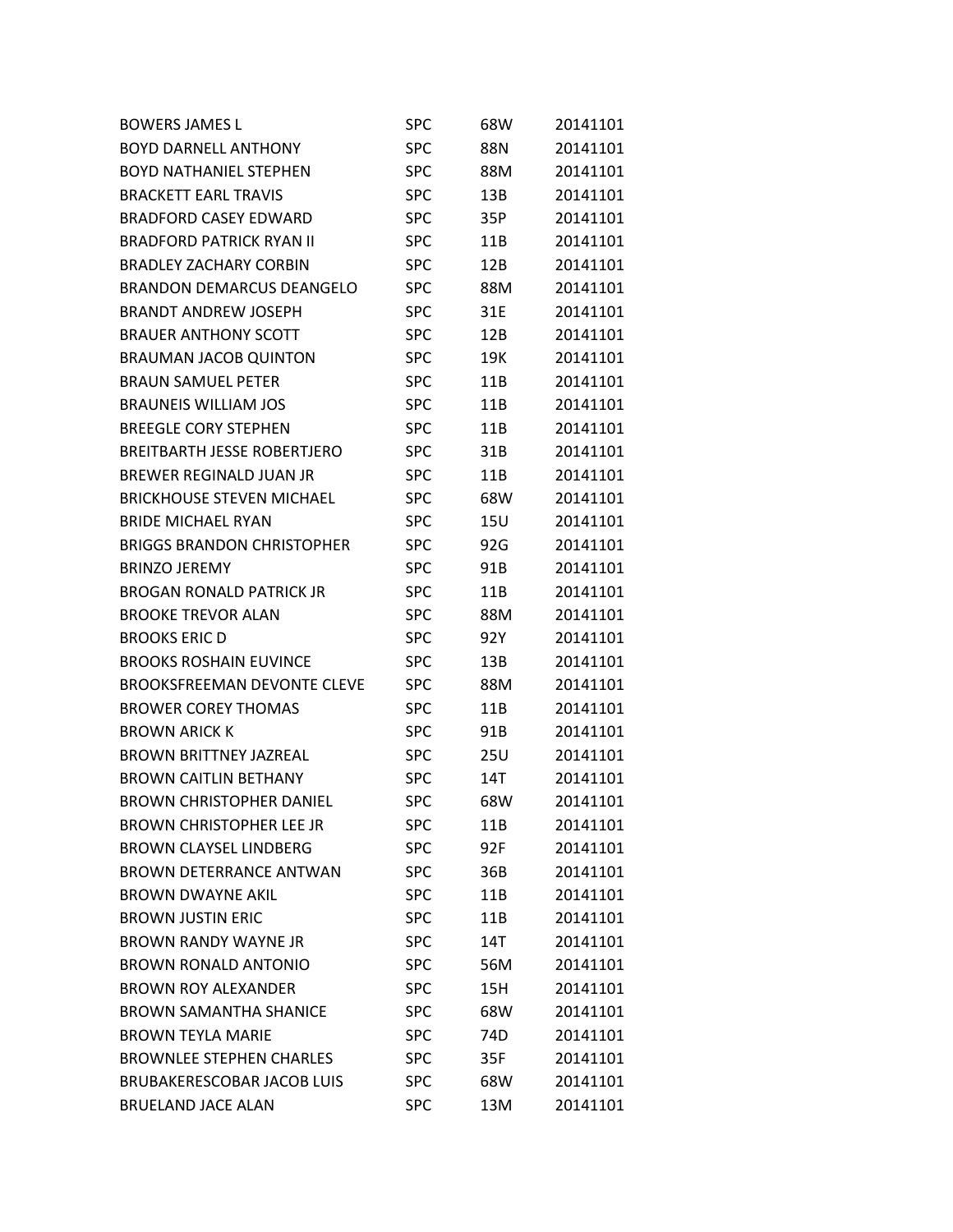| | | | |
|---|---|---|---|
| BOWERS JAMES L | SPC | 68W | 20141101 |
| BOYD DARNELL ANTHONY | SPC | 88N | 20141101 |
| BOYD NATHANIEL STEPHEN | SPC | 88M | 20141101 |
| BRACKETT EARL TRAVIS | SPC | 13B | 20141101 |
| BRADFORD CASEY EDWARD | SPC | 35P | 20141101 |
| BRADFORD PATRICK RYAN II | SPC | 11B | 20141101 |
| BRADLEY ZACHARY CORBIN | SPC | 12B | 20141101 |
| BRANDON DEMARCUS DEANGELO | SPC | 88M | 20141101 |
| BRANDT ANDREW JOSEPH | SPC | 31E | 20141101 |
| BRAUER ANTHONY SCOTT | SPC | 12B | 20141101 |
| BRAUMAN JACOB QUINTON | SPC | 19K | 20141101 |
| BRAUN SAMUEL PETER | SPC | 11B | 20141101 |
| BRAUNEIS WILLIAM JOS | SPC | 11B | 20141101 |
| BREEGLE CORY STEPHEN | SPC | 11B | 20141101 |
| BREITBARTH JESSE ROBERTJERO | SPC | 31B | 20141101 |
| BREWER REGINALD JUAN JR | SPC | 11B | 20141101 |
| BRICKHOUSE STEVEN MICHAEL | SPC | 68W | 20141101 |
| BRIDE MICHAEL RYAN | SPC | 15U | 20141101 |
| BRIGGS BRANDON CHRISTOPHER | SPC | 92G | 20141101 |
| BRINZO JEREMY | SPC | 91B | 20141101 |
| BROGAN RONALD PATRICK JR | SPC | 11B | 20141101 |
| BROOKE TREVOR ALAN | SPC | 88M | 20141101 |
| BROOKS ERIC D | SPC | 92Y | 20141101 |
| BROOKS ROSHAIN EUVINCE | SPC | 13B | 20141101 |
| BROOKSFREEMAN DEVONTE CLEVE | SPC | 88M | 20141101 |
| BROWER COREY THOMAS | SPC | 11B | 20141101 |
| BROWN ARICK K | SPC | 91B | 20141101 |
| BROWN BRITTNEY JAZREAL | SPC | 25U | 20141101 |
| BROWN CAITLIN BETHANY | SPC | 14T | 20141101 |
| BROWN CHRISTOPHER DANIEL | SPC | 68W | 20141101 |
| BROWN CHRISTOPHER LEE JR | SPC | 11B | 20141101 |
| BROWN CLAYSEL LINDBERG | SPC | 92F | 20141101 |
| BROWN DETERRANCE ANTWAN | SPC | 36B | 20141101 |
| BROWN DWAYNE AKIL | SPC | 11B | 20141101 |
| BROWN JUSTIN ERIC | SPC | 11B | 20141101 |
| BROWN RANDY WAYNE JR | SPC | 14T | 20141101 |
| BROWN RONALD ANTONIO | SPC | 56M | 20141101 |
| BROWN ROY ALEXANDER | SPC | 15H | 20141101 |
| BROWN SAMANTHA SHANICE | SPC | 68W | 20141101 |
| BROWN TEYLA MARIE | SPC | 74D | 20141101 |
| BROWNLEE STEPHEN CHARLES | SPC | 35F | 20141101 |
| BRUBAKERESCOBAR JACOB LUIS | SPC | 68W | 20141101 |
| BRUELAND JACE ALAN | SPC | 13M | 20141101 |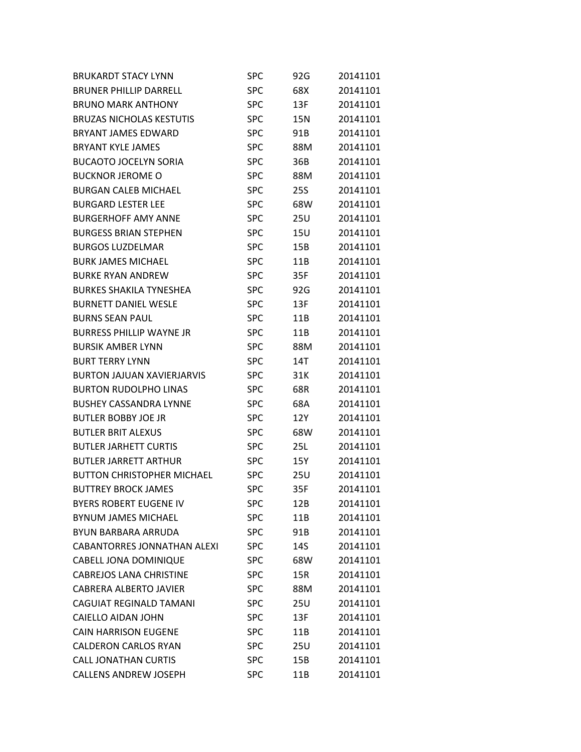| | | | |
|---|---|---|---|
| BRUKARDT STACY LYNN | SPC | 92G | 20141101 |
| BRUNER PHILLIP DARRELL | SPC | 68X | 20141101 |
| BRUNO MARK ANTHONY | SPC | 13F | 20141101 |
| BRUZAS NICHOLAS KESTUTIS | SPC | 15N | 20141101 |
| BRYANT JAMES EDWARD | SPC | 91B | 20141101 |
| BRYANT KYLE JAMES | SPC | 88M | 20141101 |
| BUCAOTO JOCELYN SORIA | SPC | 36B | 20141101 |
| BUCKNOR JEROME O | SPC | 88M | 20141101 |
| BURGAN CALEB MICHAEL | SPC | 25S | 20141101 |
| BURGARD LESTER LEE | SPC | 68W | 20141101 |
| BURGERHOFF AMY ANNE | SPC | 25U | 20141101 |
| BURGESS BRIAN STEPHEN | SPC | 15U | 20141101 |
| BURGOS LUZDELMAR | SPC | 15B | 20141101 |
| BURK JAMES MICHAEL | SPC | 11B | 20141101 |
| BURKE RYAN ANDREW | SPC | 35F | 20141101 |
| BURKES SHAKILA TYNESHEA | SPC | 92G | 20141101 |
| BURNETT DANIEL WESLE | SPC | 13F | 20141101 |
| BURNS SEAN PAUL | SPC | 11B | 20141101 |
| BURRESS PHILLIP WAYNE JR | SPC | 11B | 20141101 |
| BURSIK AMBER LYNN | SPC | 88M | 20141101 |
| BURT TERRY LYNN | SPC | 14T | 20141101 |
| BURTON JAJUAN XAVIERJARVIS | SPC | 31K | 20141101 |
| BURTON RUDOLPHO LINAS | SPC | 68R | 20141101 |
| BUSHEY CASSANDRA LYNNE | SPC | 68A | 20141101 |
| BUTLER BOBBY JOE JR | SPC | 12Y | 20141101 |
| BUTLER BRIT ALEXUS | SPC | 68W | 20141101 |
| BUTLER JARHETT CURTIS | SPC | 25L | 20141101 |
| BUTLER JARRETT ARTHUR | SPC | 15Y | 20141101 |
| BUTTON CHRISTOPHER MICHAEL | SPC | 25U | 20141101 |
| BUTTREY BROCK JAMES | SPC | 35F | 20141101 |
| BYERS ROBERT EUGENE IV | SPC | 12B | 20141101 |
| BYNUM JAMES MICHAEL | SPC | 11B | 20141101 |
| BYUN BARBARA ARRUDA | SPC | 91B | 20141101 |
| CABANTORRES JONNATHAN ALEXI | SPC | 14S | 20141101 |
| CABELL JONA DOMINIQUE | SPC | 68W | 20141101 |
| CABREJOS LANA CHRISTINE | SPC | 15R | 20141101 |
| CABRERA ALBERTO JAVIER | SPC | 88M | 20141101 |
| CAGUIAT REGINALD TAMANI | SPC | 25U | 20141101 |
| CAIELLO AIDAN JOHN | SPC | 13F | 20141101 |
| CAIN HARRISON EUGENE | SPC | 11B | 20141101 |
| CALDERON CARLOS RYAN | SPC | 25U | 20141101 |
| CALL JONATHAN CURTIS | SPC | 15B | 20141101 |
| CALLENS ANDREW JOSEPH | SPC | 11B | 20141101 |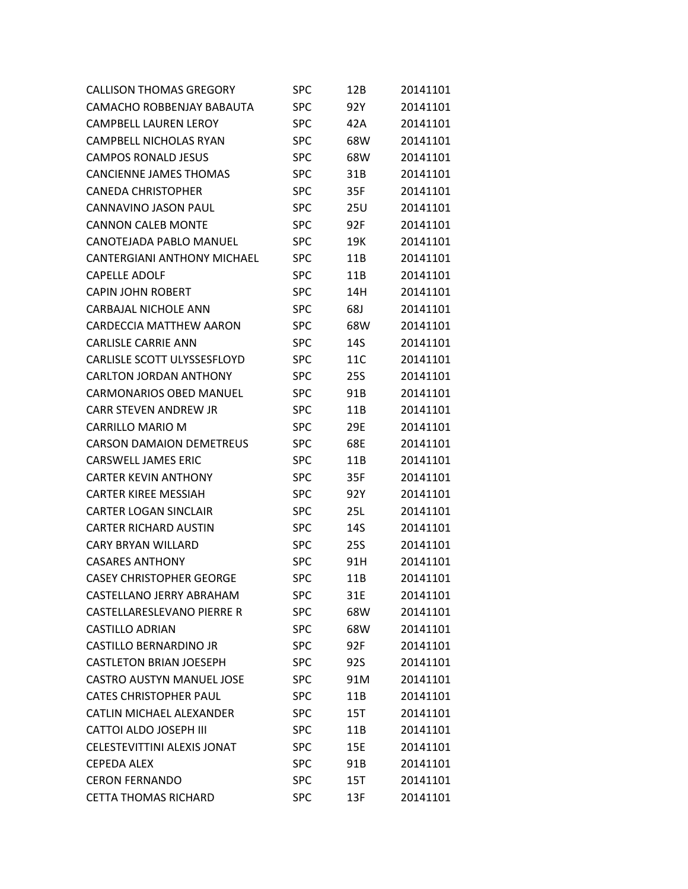| | | | |
|---|---|---|---|
| CALLISON THOMAS GREGORY | SPC | 12B | 20141101 |
| CAMACHO ROBBENJAY BABAUTA | SPC | 92Y | 20141101 |
| CAMPBELL LAUREN LEROY | SPC | 42A | 20141101 |
| CAMPBELL NICHOLAS RYAN | SPC | 68W | 20141101 |
| CAMPOS RONALD JESUS | SPC | 68W | 20141101 |
| CANCIENNE JAMES THOMAS | SPC | 31B | 20141101 |
| CANEDA CHRISTOPHER | SPC | 35F | 20141101 |
| CANNAVINO JASON PAUL | SPC | 25U | 20141101 |
| CANNON CALEB MONTE | SPC | 92F | 20141101 |
| CANOTEJADA PABLO MANUEL | SPC | 19K | 20141101 |
| CANTERGIANI ANTHONY MICHAEL | SPC | 11B | 20141101 |
| CAPELLE ADOLF | SPC | 11B | 20141101 |
| CAPIN JOHN ROBERT | SPC | 14H | 20141101 |
| CARBAJAL NICHOLE ANN | SPC | 68J | 20141101 |
| CARDECCIA MATTHEW AARON | SPC | 68W | 20141101 |
| CARLISLE CARRIE ANN | SPC | 14S | 20141101 |
| CARLISLE SCOTT ULYSSESFLOYD | SPC | 11C | 20141101 |
| CARLTON JORDAN ANTHONY | SPC | 25S | 20141101 |
| CARMONARIOS OBED MANUEL | SPC | 91B | 20141101 |
| CARR STEVEN ANDREW JR | SPC | 11B | 20141101 |
| CARRILLO MARIO M | SPC | 29E | 20141101 |
| CARSON DAMAION DEMETREUS | SPC | 68E | 20141101 |
| CARSWELL JAMES ERIC | SPC | 11B | 20141101 |
| CARTER KEVIN ANTHONY | SPC | 35F | 20141101 |
| CARTER KIREE MESSIAH | SPC | 92Y | 20141101 |
| CARTER LOGAN SINCLAIR | SPC | 25L | 20141101 |
| CARTER RICHARD AUSTIN | SPC | 14S | 20141101 |
| CARY BRYAN WILLARD | SPC | 25S | 20141101 |
| CASARES ANTHONY | SPC | 91H | 20141101 |
| CASEY CHRISTOPHER GEORGE | SPC | 11B | 20141101 |
| CASTELLANO JERRY ABRAHAM | SPC | 31E | 20141101 |
| CASTELLARESLEVANO PIERRE R | SPC | 68W | 20141101 |
| CASTILLO ADRIAN | SPC | 68W | 20141101 |
| CASTILLO BERNARDINO JR | SPC | 92F | 20141101 |
| CASTLETON BRIAN JOESEPH | SPC | 92S | 20141101 |
| CASTRO AUSTYN MANUEL JOSE | SPC | 91M | 20141101 |
| CATES CHRISTOPHER PAUL | SPC | 11B | 20141101 |
| CATLIN MICHAEL ALEXANDER | SPC | 15T | 20141101 |
| CATTOI ALDO JOSEPH III | SPC | 11B | 20141101 |
| CELESTEVITTINI ALEXIS JONAT | SPC | 15E | 20141101 |
| CEPEDA ALEX | SPC | 91B | 20141101 |
| CERON FERNANDO | SPC | 15T | 20141101 |
| CETTA THOMAS RICHARD | SPC | 13F | 20141101 |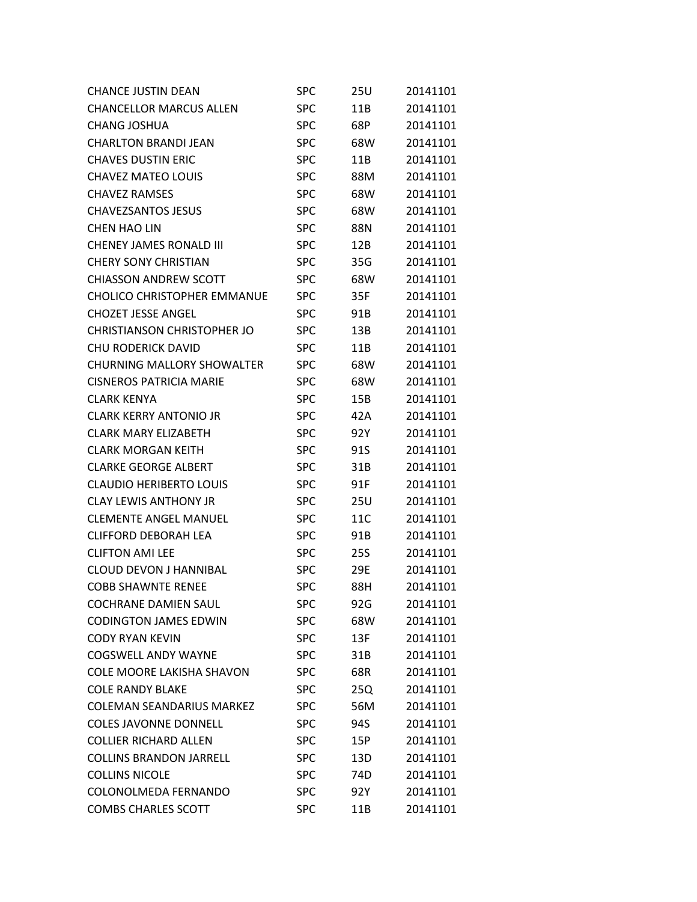| | | | |
|---|---|---|---|
| CHANCE JUSTIN DEAN | SPC | 25U | 20141101 |
| CHANCELLOR MARCUS ALLEN | SPC | 11B | 20141101 |
| CHANG JOSHUA | SPC | 68P | 20141101 |
| CHARLTON BRANDI JEAN | SPC | 68W | 20141101 |
| CHAVES DUSTIN ERIC | SPC | 11B | 20141101 |
| CHAVEZ MATEO LOUIS | SPC | 88M | 20141101 |
| CHAVEZ RAMSES | SPC | 68W | 20141101 |
| CHAVEZSANTOS JESUS | SPC | 68W | 20141101 |
| CHEN HAO LIN | SPC | 88N | 20141101 |
| CHENEY JAMES RONALD III | SPC | 12B | 20141101 |
| CHERY SONY CHRISTIAN | SPC | 35G | 20141101 |
| CHIASSON ANDREW SCOTT | SPC | 68W | 20141101 |
| CHOLICO CHRISTOPHER EMMANUE | SPC | 35F | 20141101 |
| CHOZET JESSE ANGEL | SPC | 91B | 20141101 |
| CHRISTIANSON CHRISTOPHER JO | SPC | 13B | 20141101 |
| CHU RODERICK DAVID | SPC | 11B | 20141101 |
| CHURNING MALLORY SHOWALTER | SPC | 68W | 20141101 |
| CISNEROS PATRICIA MARIE | SPC | 68W | 20141101 |
| CLARK KENYA | SPC | 15B | 20141101 |
| CLARK KERRY ANTONIO JR | SPC | 42A | 20141101 |
| CLARK MARY ELIZABETH | SPC | 92Y | 20141101 |
| CLARK MORGAN KEITH | SPC | 91S | 20141101 |
| CLARKE GEORGE ALBERT | SPC | 31B | 20141101 |
| CLAUDIO HERIBERTO LOUIS | SPC | 91F | 20141101 |
| CLAY LEWIS ANTHONY JR | SPC | 25U | 20141101 |
| CLEMENTE ANGEL MANUEL | SPC | 11C | 20141101 |
| CLIFFORD DEBORAH LEA | SPC | 91B | 20141101 |
| CLIFTON AMI LEE | SPC | 25S | 20141101 |
| CLOUD DEVON J HANNIBAL | SPC | 29E | 20141101 |
| COBB SHAWNTE RENEE | SPC | 88H | 20141101 |
| COCHRANE DAMIEN SAUL | SPC | 92G | 20141101 |
| CODINGTON JAMES EDWIN | SPC | 68W | 20141101 |
| CODY RYAN KEVIN | SPC | 13F | 20141101 |
| COGSWELL ANDY WAYNE | SPC | 31B | 20141101 |
| COLE MOORE LAKISHA SHAVON | SPC | 68R | 20141101 |
| COLE RANDY BLAKE | SPC | 25Q | 20141101 |
| COLEMAN SEANDARIUS MARKEZ | SPC | 56M | 20141101 |
| COLES JAVONNE DONNELL | SPC | 94S | 20141101 |
| COLLIER RICHARD ALLEN | SPC | 15P | 20141101 |
| COLLINS BRANDON JARRELL | SPC | 13D | 20141101 |
| COLLINS NICOLE | SPC | 74D | 20141101 |
| COLONOLMEDA FERNANDO | SPC | 92Y | 20141101 |
| COMBS CHARLES SCOTT | SPC | 11B | 20141101 |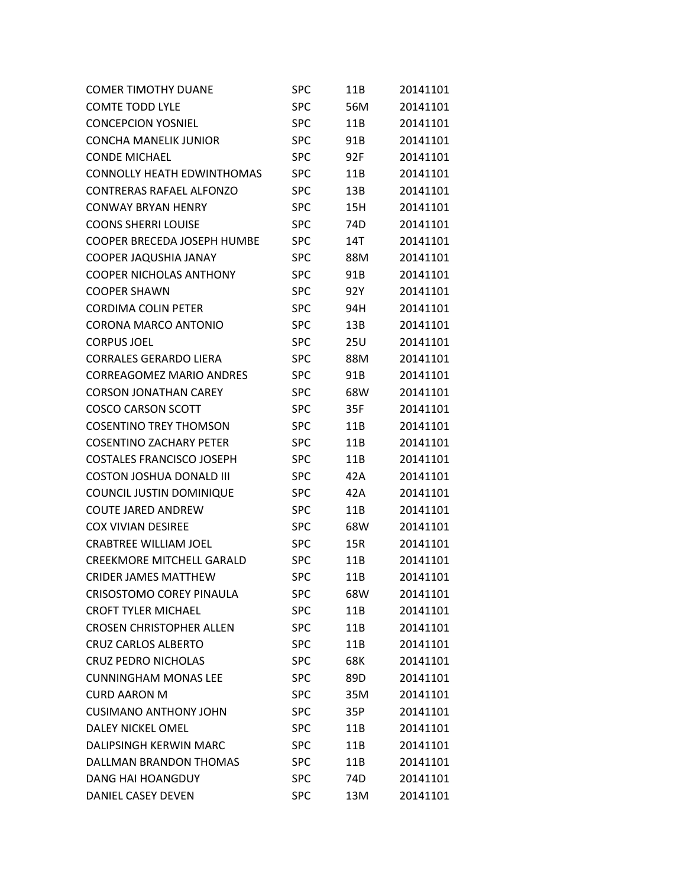| | | | |
|---|---|---|---|
| COMER TIMOTHY DUANE | SPC | 11B | 20141101 |
| COMTE TODD LYLE | SPC | 56M | 20141101 |
| CONCEPCION YOSNIEL | SPC | 11B | 20141101 |
| CONCHA MANELIK JUNIOR | SPC | 91B | 20141101 |
| CONDE MICHAEL | SPC | 92F | 20141101 |
| CONNOLLY HEATH EDWINTHOMAS | SPC | 11B | 20141101 |
| CONTRERAS RAFAEL ALFONZO | SPC | 13B | 20141101 |
| CONWAY BRYAN HENRY | SPC | 15H | 20141101 |
| COONS SHERRI LOUISE | SPC | 74D | 20141101 |
| COOPER BRECEDA JOSEPH HUMBE | SPC | 14T | 20141101 |
| COOPER JAQUSHIA JANAY | SPC | 88M | 20141101 |
| COOPER NICHOLAS ANTHONY | SPC | 91B | 20141101 |
| COOPER SHAWN | SPC | 92Y | 20141101 |
| CORDIMA COLIN PETER | SPC | 94H | 20141101 |
| CORONA MARCO ANTONIO | SPC | 13B | 20141101 |
| CORPUS JOEL | SPC | 25U | 20141101 |
| CORRALES GERARDO LIERA | SPC | 88M | 20141101 |
| CORREAGOMEZ MARIO ANDRES | SPC | 91B | 20141101 |
| CORSON JONATHAN CAREY | SPC | 68W | 20141101 |
| COSCO CARSON SCOTT | SPC | 35F | 20141101 |
| COSENTINO TREY THOMSON | SPC | 11B | 20141101 |
| COSENTINO ZACHARY PETER | SPC | 11B | 20141101 |
| COSTALES FRANCISCO JOSEPH | SPC | 11B | 20141101 |
| COSTON JOSHUA DONALD III | SPC | 42A | 20141101 |
| COUNCIL JUSTIN DOMINIQUE | SPC | 42A | 20141101 |
| COUTE JARED ANDREW | SPC | 11B | 20141101 |
| COX VIVIAN DESIREE | SPC | 68W | 20141101 |
| CRABTREE WILLIAM JOEL | SPC | 15R | 20141101 |
| CREEKMORE MITCHELL GARALD | SPC | 11B | 20141101 |
| CRIDER JAMES MATTHEW | SPC | 11B | 20141101 |
| CRISOSTOMO COREY PINAULA | SPC | 68W | 20141101 |
| CROFT TYLER MICHAEL | SPC | 11B | 20141101 |
| CROSEN CHRISTOPHER ALLEN | SPC | 11B | 20141101 |
| CRUZ CARLOS ALBERTO | SPC | 11B | 20141101 |
| CRUZ PEDRO NICHOLAS | SPC | 68K | 20141101 |
| CUNNINGHAM MONAS LEE | SPC | 89D | 20141101 |
| CURD AARON M | SPC | 35M | 20141101 |
| CUSIMANO ANTHONY JOHN | SPC | 35P | 20141101 |
| DALEY NICKEL OMEL | SPC | 11B | 20141101 |
| DALIPSINGH KERWIN MARC | SPC | 11B | 20141101 |
| DALLMAN BRANDON THOMAS | SPC | 11B | 20141101 |
| DANG HAI HOANGDUY | SPC | 74D | 20141101 |
| DANIEL CASEY DEVEN | SPC | 13M | 20141101 |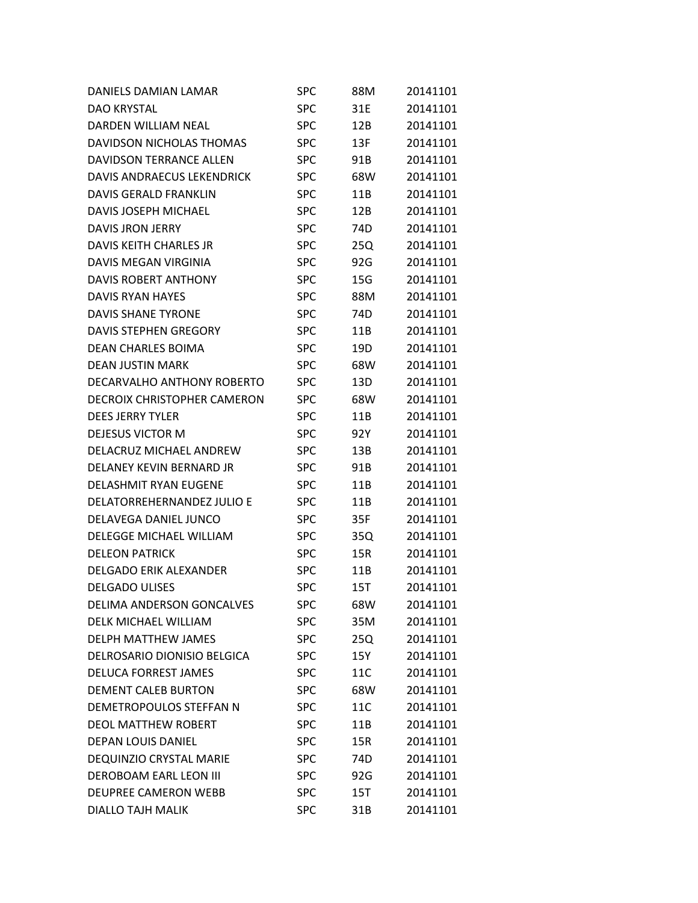| | | | |
|---|---|---|---|
| DANIELS DAMIAN LAMAR | SPC | 88M | 20141101 |
| DAO KRYSTAL | SPC | 31E | 20141101 |
| DARDEN WILLIAM NEAL | SPC | 12B | 20141101 |
| DAVIDSON NICHOLAS THOMAS | SPC | 13F | 20141101 |
| DAVIDSON TERRANCE ALLEN | SPC | 91B | 20141101 |
| DAVIS ANDRAECUS LEKENDRICK | SPC | 68W | 20141101 |
| DAVIS GERALD FRANKLIN | SPC | 11B | 20141101 |
| DAVIS JOSEPH MICHAEL | SPC | 12B | 20141101 |
| DAVIS JRON JERRY | SPC | 74D | 20141101 |
| DAVIS KEITH CHARLES JR | SPC | 25Q | 20141101 |
| DAVIS MEGAN VIRGINIA | SPC | 92G | 20141101 |
| DAVIS ROBERT ANTHONY | SPC | 15G | 20141101 |
| DAVIS RYAN HAYES | SPC | 88M | 20141101 |
| DAVIS SHANE TYRONE | SPC | 74D | 20141101 |
| DAVIS STEPHEN GREGORY | SPC | 11B | 20141101 |
| DEAN CHARLES BOIMA | SPC | 19D | 20141101 |
| DEAN JUSTIN MARK | SPC | 68W | 20141101 |
| DECARVALHO ANTHONY ROBERTO | SPC | 13D | 20141101 |
| DECROIX CHRISTOPHER CAMERON | SPC | 68W | 20141101 |
| DEES JERRY TYLER | SPC | 11B | 20141101 |
| DEJESUS VICTOR M | SPC | 92Y | 20141101 |
| DELACRUZ MICHAEL ANDREW | SPC | 13B | 20141101 |
| DELANEY KEVIN BERNARD JR | SPC | 91B | 20141101 |
| DELASHMIT RYAN EUGENE | SPC | 11B | 20141101 |
| DELATORREHERNANDEZ JULIO E | SPC | 11B | 20141101 |
| DELAVEGA DANIEL JUNCO | SPC | 35F | 20141101 |
| DELEGGE MICHAEL WILLIAM | SPC | 35Q | 20141101 |
| DELEON PATRICK | SPC | 15R | 20141101 |
| DELGADO ERIK ALEXANDER | SPC | 11B | 20141101 |
| DELGADO ULISES | SPC | 15T | 20141101 |
| DELIMA ANDERSON GONCALVES | SPC | 68W | 20141101 |
| DELK MICHAEL WILLIAM | SPC | 35M | 20141101 |
| DELPH MATTHEW JAMES | SPC | 25Q | 20141101 |
| DELROSARIO DIONISIO BELGICA | SPC | 15Y | 20141101 |
| DELUCA FORREST JAMES | SPC | 11C | 20141101 |
| DEMENT CALEB BURTON | SPC | 68W | 20141101 |
| DEMETROPOULOS STEFFAN N | SPC | 11C | 20141101 |
| DEOL MATTHEW ROBERT | SPC | 11B | 20141101 |
| DEPAN LOUIS DANIEL | SPC | 15R | 20141101 |
| DEQUINZIO CRYSTAL MARIE | SPC | 74D | 20141101 |
| DEROBOAM EARL LEON III | SPC | 92G | 20141101 |
| DEUPREE CAMERON WEBB | SPC | 15T | 20141101 |
| DIALLO TAJH MALIK | SPC | 31B | 20141101 |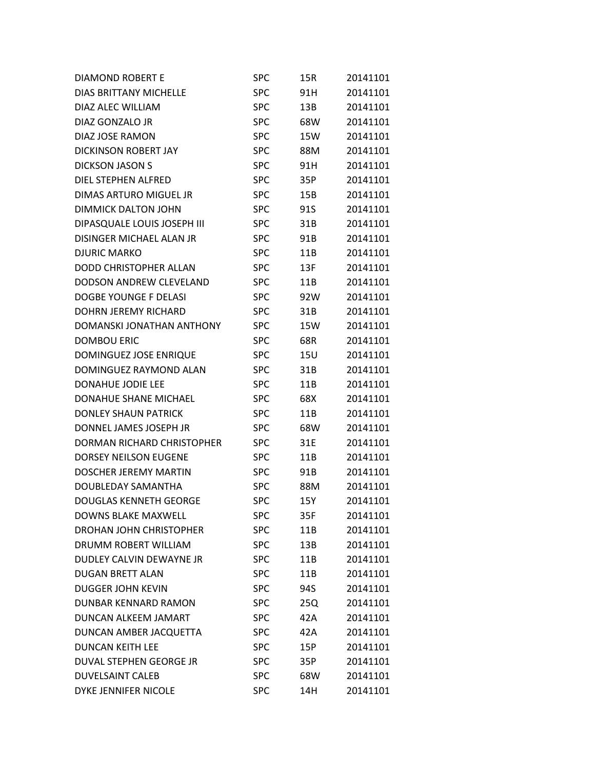| | | | |
|---|---|---|---|
| DIAMOND ROBERT E | SPC | 15R | 20141101 |
| DIAS BRITTANY MICHELLE | SPC | 91H | 20141101 |
| DIAZ ALEC WILLIAM | SPC | 13B | 20141101 |
| DIAZ GONZALO JR | SPC | 68W | 20141101 |
| DIAZ JOSE RAMON | SPC | 15W | 20141101 |
| DICKINSON ROBERT JAY | SPC | 88M | 20141101 |
| DICKSON JASON S | SPC | 91H | 20141101 |
| DIEL STEPHEN ALFRED | SPC | 35P | 20141101 |
| DIMAS ARTURO MIGUEL JR | SPC | 15B | 20141101 |
| DIMMICK DALTON JOHN | SPC | 91S | 20141101 |
| DIPASQUALE LOUIS JOSEPH III | SPC | 31B | 20141101 |
| DISINGER MICHAEL ALAN JR | SPC | 91B | 20141101 |
| DJURIC MARKO | SPC | 11B | 20141101 |
| DODD CHRISTOPHER ALLAN | SPC | 13F | 20141101 |
| DODSON ANDREW CLEVELAND | SPC | 11B | 20141101 |
| DOGBE YOUNGE F DELASI | SPC | 92W | 20141101 |
| DOHRN JEREMY RICHARD | SPC | 31B | 20141101 |
| DOMANSKI JONATHAN ANTHONY | SPC | 15W | 20141101 |
| DOMBOU ERIC | SPC | 68R | 20141101 |
| DOMINGUEZ JOSE ENRIQUE | SPC | 15U | 20141101 |
| DOMINGUEZ RAYMOND ALAN | SPC | 31B | 20141101 |
| DONAHUE JODIE LEE | SPC | 11B | 20141101 |
| DONAHUE SHANE MICHAEL | SPC | 68X | 20141101 |
| DONLEY SHAUN PATRICK | SPC | 11B | 20141101 |
| DONNEL JAMES JOSEPH JR | SPC | 68W | 20141101 |
| DORMAN RICHARD CHRISTOPHER | SPC | 31E | 20141101 |
| DORSEY NEILSON EUGENE | SPC | 11B | 20141101 |
| DOSCHER JEREMY MARTIN | SPC | 91B | 20141101 |
| DOUBLEDAY SAMANTHA | SPC | 88M | 20141101 |
| DOUGLAS KENNETH GEORGE | SPC | 15Y | 20141101 |
| DOWNS BLAKE MAXWELL | SPC | 35F | 20141101 |
| DROHAN JOHN CHRISTOPHER | SPC | 11B | 20141101 |
| DRUMM ROBERT WILLIAM | SPC | 13B | 20141101 |
| DUDLEY CALVIN DEWAYNE JR | SPC | 11B | 20141101 |
| DUGAN BRETT ALAN | SPC | 11B | 20141101 |
| DUGGER JOHN KEVIN | SPC | 94S | 20141101 |
| DUNBAR KENNARD RAMON | SPC | 25Q | 20141101 |
| DUNCAN ALKEEM JAMART | SPC | 42A | 20141101 |
| DUNCAN AMBER JACQUETTA | SPC | 42A | 20141101 |
| DUNCAN KEITH LEE | SPC | 15P | 20141101 |
| DUVAL STEPHEN GEORGE JR | SPC | 35P | 20141101 |
| DUVELSAINT CALEB | SPC | 68W | 20141101 |
| DYKE JENNIFER NICOLE | SPC | 14H | 20141101 |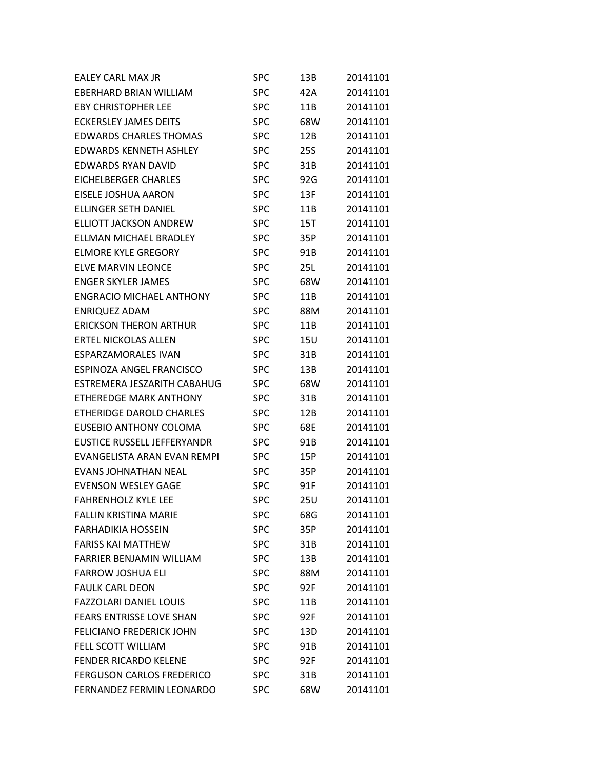| | | | |
|---|---|---|---|
| EALEY CARL MAX JR | SPC | 13B | 20141101 |
| EBERHARD BRIAN WILLIAM | SPC | 42A | 20141101 |
| EBY CHRISTOPHER LEE | SPC | 11B | 20141101 |
| ECKERSLEY JAMES DEITS | SPC | 68W | 20141101 |
| EDWARDS CHARLES THOMAS | SPC | 12B | 20141101 |
| EDWARDS KENNETH ASHLEY | SPC | 25S | 20141101 |
| EDWARDS RYAN DAVID | SPC | 31B | 20141101 |
| EICHELBERGER CHARLES | SPC | 92G | 20141101 |
| EISELE JOSHUA AARON | SPC | 13F | 20141101 |
| ELLINGER SETH DANIEL | SPC | 11B | 20141101 |
| ELLIOTT JACKSON ANDREW | SPC | 15T | 20141101 |
| ELLMAN MICHAEL BRADLEY | SPC | 35P | 20141101 |
| ELMORE KYLE GREGORY | SPC | 91B | 20141101 |
| ELVE MARVIN LEONCE | SPC | 25L | 20141101 |
| ENGER SKYLER JAMES | SPC | 68W | 20141101 |
| ENGRACIO MICHAEL ANTHONY | SPC | 11B | 20141101 |
| ENRIQUEZ ADAM | SPC | 88M | 20141101 |
| ERICKSON THERON ARTHUR | SPC | 11B | 20141101 |
| ERTEL NICKOLAS ALLEN | SPC | 15U | 20141101 |
| ESPARZAMORALES IVAN | SPC | 31B | 20141101 |
| ESPINOZA ANGEL FRANCISCO | SPC | 13B | 20141101 |
| ESTREMERA JESZARITH CABAHUG | SPC | 68W | 20141101 |
| ETHEREDGE MARK ANTHONY | SPC | 31B | 20141101 |
| ETHERIDGE DAROLD CHARLES | SPC | 12B | 20141101 |
| EUSEBIO ANTHONY COLOMA | SPC | 68E | 20141101 |
| EUSTICE RUSSELL JEFFERYANDR | SPC | 91B | 20141101 |
| EVANGELISTA ARAN EVAN REMPI | SPC | 15P | 20141101 |
| EVANS JOHNATHAN NEAL | SPC | 35P | 20141101 |
| EVENSON WESLEY GAGE | SPC | 91F | 20141101 |
| FAHRENHOLZ KYLE LEE | SPC | 25U | 20141101 |
| FALLIN KRISTINA MARIE | SPC | 68G | 20141101 |
| FARHADIKIA HOSSEIN | SPC | 35P | 20141101 |
| FARISS KAI MATTHEW | SPC | 31B | 20141101 |
| FARRIER BENJAMIN WILLIAM | SPC | 13B | 20141101 |
| FARROW JOSHUA ELI | SPC | 88M | 20141101 |
| FAULK CARL DEON | SPC | 92F | 20141101 |
| FAZZOLARI DANIEL LOUIS | SPC | 11B | 20141101 |
| FEARS ENTRISSE LOVE SHAN | SPC | 92F | 20141101 |
| FELICIANO FREDERICK JOHN | SPC | 13D | 20141101 |
| FELL SCOTT WILLIAM | SPC | 91B | 20141101 |
| FENDER RICARDO KELENE | SPC | 92F | 20141101 |
| FERGUSON CARLOS FREDERICO | SPC | 31B | 20141101 |
| FERNANDEZ FERMIN LEONARDO | SPC | 68W | 20141101 |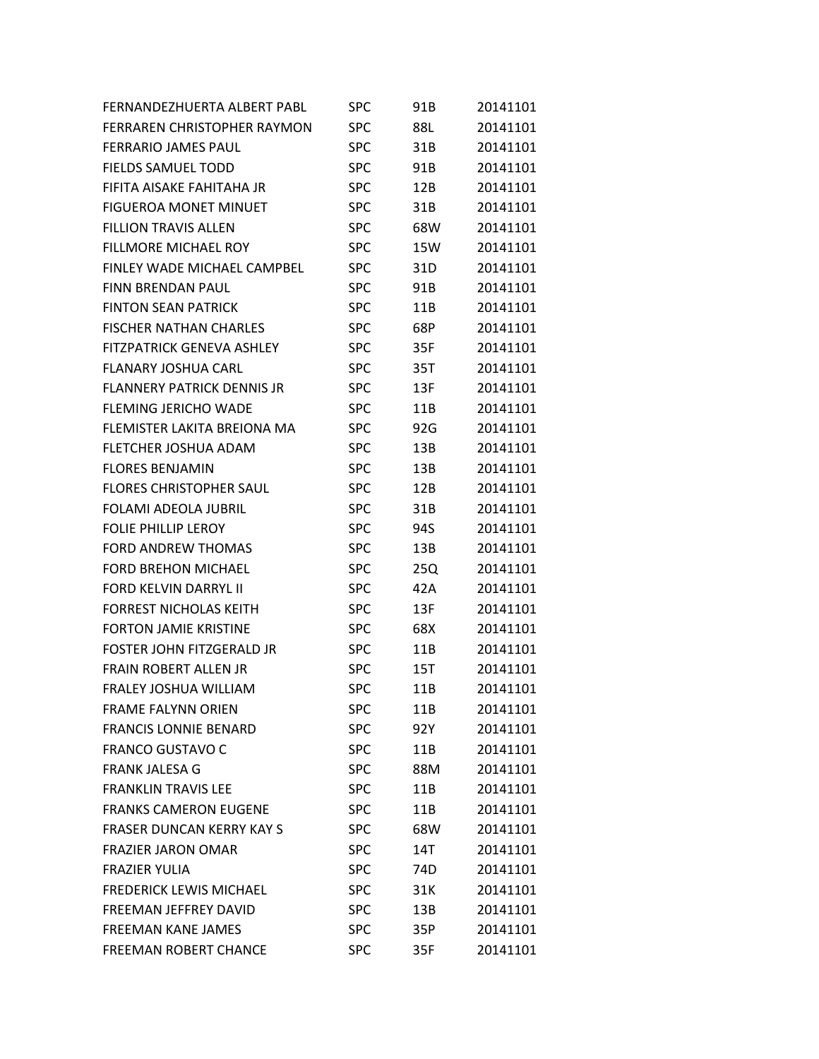| | | | |
|---|---|---|---|
| FERNANDEZHUERTA ALBERT PABL | SPC | 91B | 20141101 |
| FERRAREN CHRISTOPHER RAYMON | SPC | 88L | 20141101 |
| FERRARIO JAMES PAUL | SPC | 31B | 20141101 |
| FIELDS SAMUEL TODD | SPC | 91B | 20141101 |
| FIFITA AISAKE FAHITAHA JR | SPC | 12B | 20141101 |
| FIGUEROA MONET MINUET | SPC | 31B | 20141101 |
| FILLION TRAVIS ALLEN | SPC | 68W | 20141101 |
| FILLMORE MICHAEL ROY | SPC | 15W | 20141101 |
| FINLEY WADE MICHAEL CAMPBEL | SPC | 31D | 20141101 |
| FINN BRENDAN PAUL | SPC | 91B | 20141101 |
| FINTON SEAN PATRICK | SPC | 11B | 20141101 |
| FISCHER NATHAN CHARLES | SPC | 68P | 20141101 |
| FITZPATRICK GENEVA ASHLEY | SPC | 35F | 20141101 |
| FLANARY JOSHUA CARL | SPC | 35T | 20141101 |
| FLANNERY PATRICK DENNIS JR | SPC | 13F | 20141101 |
| FLEMING JERICHO WADE | SPC | 11B | 20141101 |
| FLEMISTER LAKITA BREIONA MA | SPC | 92G | 20141101 |
| FLETCHER JOSHUA ADAM | SPC | 13B | 20141101 |
| FLORES BENJAMIN | SPC | 13B | 20141101 |
| FLORES CHRISTOPHER SAUL | SPC | 12B | 20141101 |
| FOLAMI ADEOLA JUBRIL | SPC | 31B | 20141101 |
| FOLIE PHILLIP LEROY | SPC | 94S | 20141101 |
| FORD ANDREW THOMAS | SPC | 13B | 20141101 |
| FORD BREHON MICHAEL | SPC | 25Q | 20141101 |
| FORD KELVIN DARRYL II | SPC | 42A | 20141101 |
| FORREST NICHOLAS KEITH | SPC | 13F | 20141101 |
| FORTON JAMIE KRISTINE | SPC | 68X | 20141101 |
| FOSTER JOHN FITZGERALD JR | SPC | 11B | 20141101 |
| FRAIN ROBERT ALLEN JR | SPC | 15T | 20141101 |
| FRALEY JOSHUA WILLIAM | SPC | 11B | 20141101 |
| FRAME FALYNN ORIEN | SPC | 11B | 20141101 |
| FRANCIS LONNIE BENARD | SPC | 92Y | 20141101 |
| FRANCO GUSTAVO C | SPC | 11B | 20141101 |
| FRANK JALESA G | SPC | 88M | 20141101 |
| FRANKLIN TRAVIS LEE | SPC | 11B | 20141101 |
| FRANKS CAMERON EUGENE | SPC | 11B | 20141101 |
| FRASER DUNCAN KERRY KAY S | SPC | 68W | 20141101 |
| FRAZIER JARON OMAR | SPC | 14T | 20141101 |
| FRAZIER YULIA | SPC | 74D | 20141101 |
| FREDERICK LEWIS MICHAEL | SPC | 31K | 20141101 |
| FREEMAN JEFFREY DAVID | SPC | 13B | 20141101 |
| FREEMAN KANE JAMES | SPC | 35P | 20141101 |
| FREEMAN ROBERT CHANCE | SPC | 35F | 20141101 |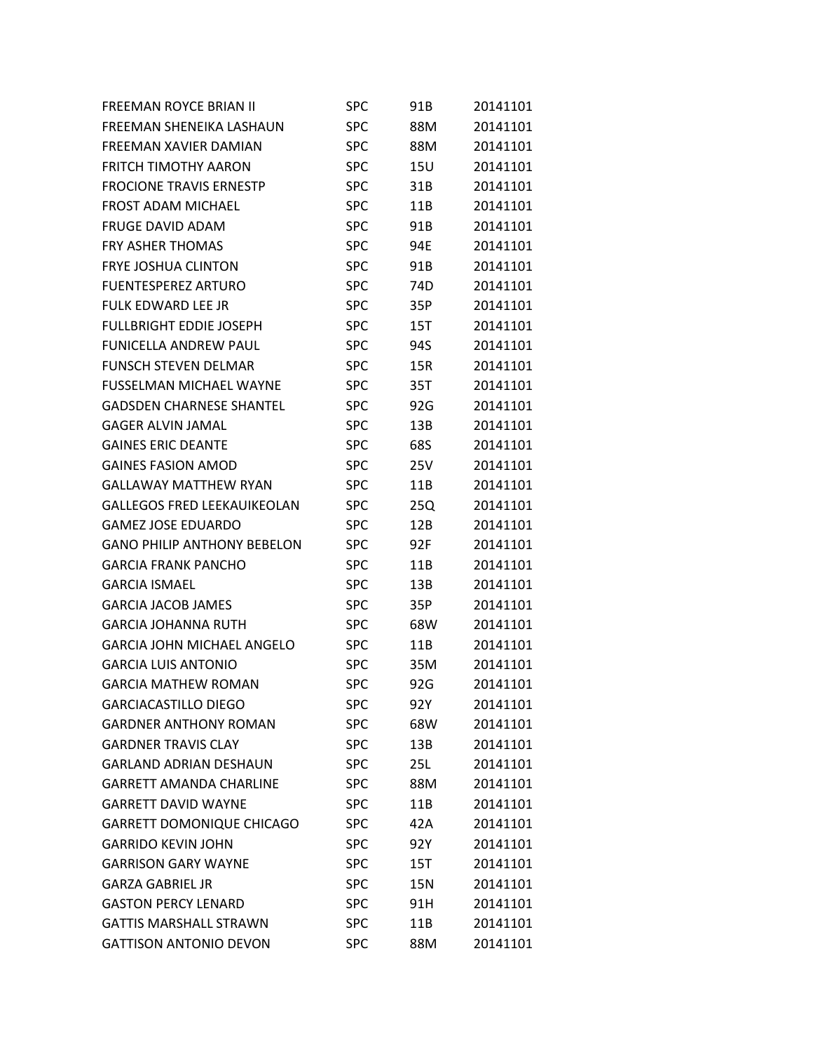| | | | |
|---|---|---|---|
| FREEMAN ROYCE BRIAN II | SPC | 91B | 20141101 |
| FREEMAN SHENEIKA LASHAUN | SPC | 88M | 20141101 |
| FREEMAN XAVIER DAMIAN | SPC | 88M | 20141101 |
| FRITCH TIMOTHY AARON | SPC | 15U | 20141101 |
| FROCIONE TRAVIS ERNESTP | SPC | 31B | 20141101 |
| FROST ADAM MICHAEL | SPC | 11B | 20141101 |
| FRUGE DAVID ADAM | SPC | 91B | 20141101 |
| FRY ASHER THOMAS | SPC | 94E | 20141101 |
| FRYE JOSHUA CLINTON | SPC | 91B | 20141101 |
| FUENTESPEREZ ARTURO | SPC | 74D | 20141101 |
| FULK EDWARD LEE JR | SPC | 35P | 20141101 |
| FULLBRIGHT EDDIE JOSEPH | SPC | 15T | 20141101 |
| FUNICELLA ANDREW PAUL | SPC | 94S | 20141101 |
| FUNSCH STEVEN DELMAR | SPC | 15R | 20141101 |
| FUSSELMAN MICHAEL WAYNE | SPC | 35T | 20141101 |
| GADSDEN CHARNESE SHANTEL | SPC | 92G | 20141101 |
| GAGER ALVIN JAMAL | SPC | 13B | 20141101 |
| GAINES ERIC DEANTE | SPC | 68S | 20141101 |
| GAINES FASION AMOD | SPC | 25V | 20141101 |
| GALLAWAY MATTHEW RYAN | SPC | 11B | 20141101 |
| GALLEGOS FRED LEEKAUIKEOLAN | SPC | 25Q | 20141101 |
| GAMEZ JOSE EDUARDO | SPC | 12B | 20141101 |
| GANO PHILIP ANTHONY BEBELON | SPC | 92F | 20141101 |
| GARCIA FRANK PANCHO | SPC | 11B | 20141101 |
| GARCIA ISMAEL | SPC | 13B | 20141101 |
| GARCIA JACOB JAMES | SPC | 35P | 20141101 |
| GARCIA JOHANNA RUTH | SPC | 68W | 20141101 |
| GARCIA JOHN MICHAEL ANGELO | SPC | 11B | 20141101 |
| GARCIA LUIS ANTONIO | SPC | 35M | 20141101 |
| GARCIA MATHEW ROMAN | SPC | 92G | 20141101 |
| GARCIACASTILLO DIEGO | SPC | 92Y | 20141101 |
| GARDNER ANTHONY ROMAN | SPC | 68W | 20141101 |
| GARDNER TRAVIS CLAY | SPC | 13B | 20141101 |
| GARLAND ADRIAN DESHAUN | SPC | 25L | 20141101 |
| GARRETT AMANDA CHARLINE | SPC | 88M | 20141101 |
| GARRETT DAVID WAYNE | SPC | 11B | 20141101 |
| GARRETT DOMONIQUE CHICAGO | SPC | 42A | 20141101 |
| GARRIDO KEVIN JOHN | SPC | 92Y | 20141101 |
| GARRISON GARY WAYNE | SPC | 15T | 20141101 |
| GARZA GABRIEL JR | SPC | 15N | 20141101 |
| GASTON PERCY LENARD | SPC | 91H | 20141101 |
| GATTIS MARSHALL STRAWN | SPC | 11B | 20141101 |
| GATTISON ANTONIO DEVON | SPC | 88M | 20141101 |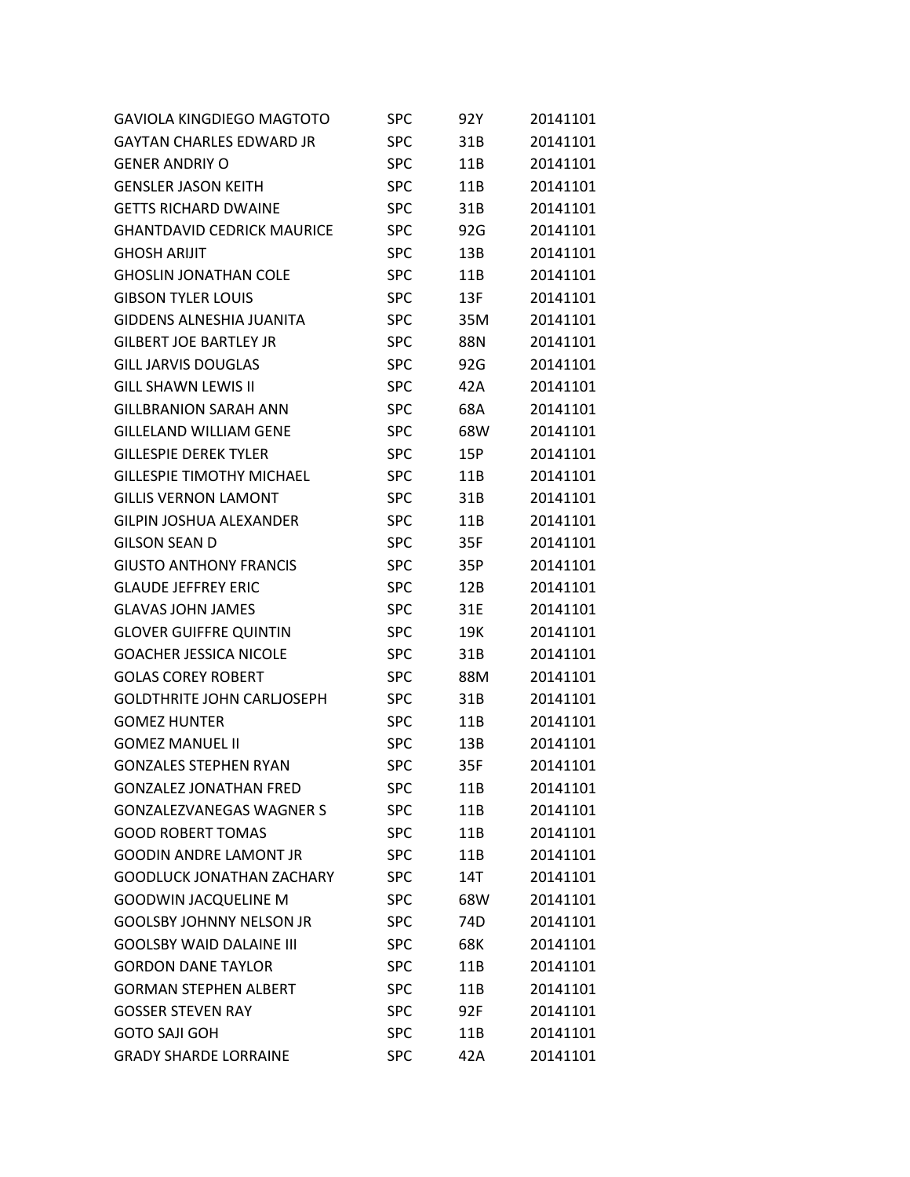| | | | |
|---|---|---|---|
| GAVIOLA KINGDIEGO MAGTOTO | SPC | 92Y | 20141101 |
| GAYTAN CHARLES EDWARD JR | SPC | 31B | 20141101 |
| GENER ANDRIY O | SPC | 11B | 20141101 |
| GENSLER JASON KEITH | SPC | 11B | 20141101 |
| GETTS RICHARD DWAINE | SPC | 31B | 20141101 |
| GHANTDAVID CEDRICK MAURICE | SPC | 92G | 20141101 |
| GHOSH ARIJIT | SPC | 13B | 20141101 |
| GHOSLIN JONATHAN COLE | SPC | 11B | 20141101 |
| GIBSON TYLER LOUIS | SPC | 13F | 20141101 |
| GIDDENS ALNESHIA JUANITA | SPC | 35M | 20141101 |
| GILBERT JOE BARTLEY JR | SPC | 88N | 20141101 |
| GILL JARVIS DOUGLAS | SPC | 92G | 20141101 |
| GILL SHAWN LEWIS II | SPC | 42A | 20141101 |
| GILLBRANION SARAH ANN | SPC | 68A | 20141101 |
| GILLELAND WILLIAM GENE | SPC | 68W | 20141101 |
| GILLESPIE DEREK TYLER | SPC | 15P | 20141101 |
| GILLESPIE TIMOTHY MICHAEL | SPC | 11B | 20141101 |
| GILLIS VERNON LAMONT | SPC | 31B | 20141101 |
| GILPIN JOSHUA ALEXANDER | SPC | 11B | 20141101 |
| GILSON SEAN D | SPC | 35F | 20141101 |
| GIUSTO ANTHONY FRANCIS | SPC | 35P | 20141101 |
| GLAUDE JEFFREY ERIC | SPC | 12B | 20141101 |
| GLAVAS JOHN JAMES | SPC | 31E | 20141101 |
| GLOVER GUIFFRE QUINTIN | SPC | 19K | 20141101 |
| GOACHER JESSICA NICOLE | SPC | 31B | 20141101 |
| GOLAS COREY ROBERT | SPC | 88M | 20141101 |
| GOLDTHRITE JOHN CARLJOSEPH | SPC | 31B | 20141101 |
| GOMEZ HUNTER | SPC | 11B | 20141101 |
| GOMEZ MANUEL II | SPC | 13B | 20141101 |
| GONZALES STEPHEN RYAN | SPC | 35F | 20141101 |
| GONZALEZ JONATHAN FRED | SPC | 11B | 20141101 |
| GONZALEZVANEGAS WAGNER S | SPC | 11B | 20141101 |
| GOOD ROBERT TOMAS | SPC | 11B | 20141101 |
| GOODIN ANDRE LAMONT JR | SPC | 11B | 20141101 |
| GOODLUCK JONATHAN ZACHARY | SPC | 14T | 20141101 |
| GOODWIN JACQUELINE M | SPC | 68W | 20141101 |
| GOOLSBY JOHNNY NELSON JR | SPC | 74D | 20141101 |
| GOOLSBY WAID DALAINE III | SPC | 68K | 20141101 |
| GORDON DANE TAYLOR | SPC | 11B | 20141101 |
| GORMAN STEPHEN ALBERT | SPC | 11B | 20141101 |
| GOSSER STEVEN RAY | SPC | 92F | 20141101 |
| GOTO SAJI GOH | SPC | 11B | 20141101 |
| GRADY SHARDE LORRAINE | SPC | 42A | 20141101 |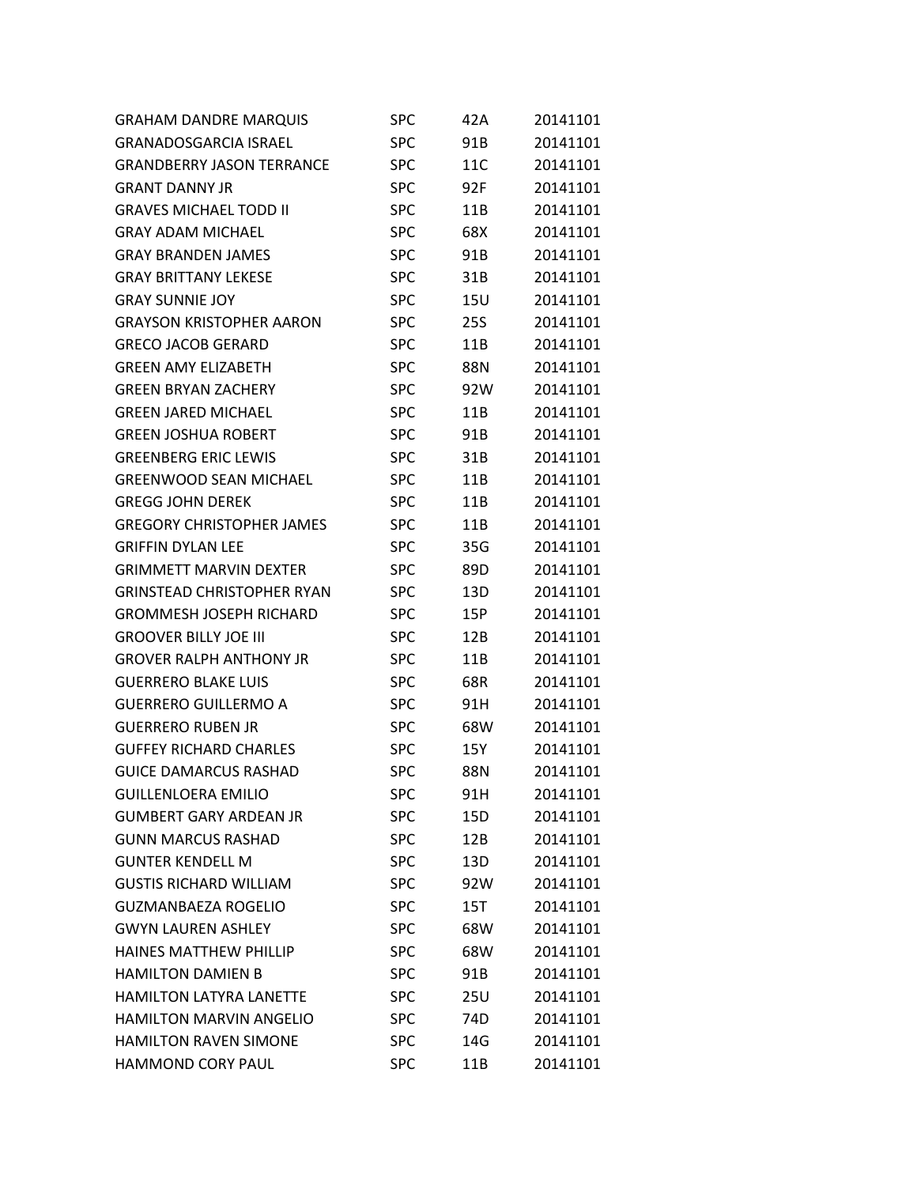| | | | |
|---|---|---|---|
| GRAHAM DANDRE MARQUIS | SPC | 42A | 20141101 |
| GRANADOSGARCIA ISRAEL | SPC | 91B | 20141101 |
| GRANDBERRY JASON TERRANCE | SPC | 11C | 20141101 |
| GRANT DANNY JR | SPC | 92F | 20141101 |
| GRAVES MICHAEL TODD II | SPC | 11B | 20141101 |
| GRAY ADAM MICHAEL | SPC | 68X | 20141101 |
| GRAY BRANDEN JAMES | SPC | 91B | 20141101 |
| GRAY BRITTANY LEKESE | SPC | 31B | 20141101 |
| GRAY SUNNIE JOY | SPC | 15U | 20141101 |
| GRAYSON KRISTOPHER AARON | SPC | 25S | 20141101 |
| GRECO JACOB GERARD | SPC | 11B | 20141101 |
| GREEN AMY ELIZABETH | SPC | 88N | 20141101 |
| GREEN BRYAN ZACHERY | SPC | 92W | 20141101 |
| GREEN JARED MICHAEL | SPC | 11B | 20141101 |
| GREEN JOSHUA ROBERT | SPC | 91B | 20141101 |
| GREENBERG ERIC LEWIS | SPC | 31B | 20141101 |
| GREENWOOD SEAN MICHAEL | SPC | 11B | 20141101 |
| GREGG JOHN DEREK | SPC | 11B | 20141101 |
| GREGORY CHRISTOPHER JAMES | SPC | 11B | 20141101 |
| GRIFFIN DYLAN LEE | SPC | 35G | 20141101 |
| GRIMMETT MARVIN DEXTER | SPC | 89D | 20141101 |
| GRINSTEAD CHRISTOPHER RYAN | SPC | 13D | 20141101 |
| GROMMESH JOSEPH RICHARD | SPC | 15P | 20141101 |
| GROOVER BILLY JOE III | SPC | 12B | 20141101 |
| GROVER RALPH ANTHONY JR | SPC | 11B | 20141101 |
| GUERRERO BLAKE LUIS | SPC | 68R | 20141101 |
| GUERRERO GUILLERMO A | SPC | 91H | 20141101 |
| GUERRERO RUBEN JR | SPC | 68W | 20141101 |
| GUFFEY RICHARD CHARLES | SPC | 15Y | 20141101 |
| GUICE DAMARCUS RASHAD | SPC | 88N | 20141101 |
| GUILLENLOERA EMILIO | SPC | 91H | 20141101 |
| GUMBERT GARY ARDEAN JR | SPC | 15D | 20141101 |
| GUNN MARCUS RASHAD | SPC | 12B | 20141101 |
| GUNTER KENDELL M | SPC | 13D | 20141101 |
| GUSTIS RICHARD WILLIAM | SPC | 92W | 20141101 |
| GUZMANBAEZA ROGELIO | SPC | 15T | 20141101 |
| GWYN LAUREN ASHLEY | SPC | 68W | 20141101 |
| HAINES MATTHEW PHILLIP | SPC | 68W | 20141101 |
| HAMILTON DAMIEN B | SPC | 91B | 20141101 |
| HAMILTON LATYRA LANETTE | SPC | 25U | 20141101 |
| HAMILTON MARVIN ANGELIO | SPC | 74D | 20141101 |
| HAMILTON RAVEN SIMONE | SPC | 14G | 20141101 |
| HAMMOND CORY PAUL | SPC | 11B | 20141101 |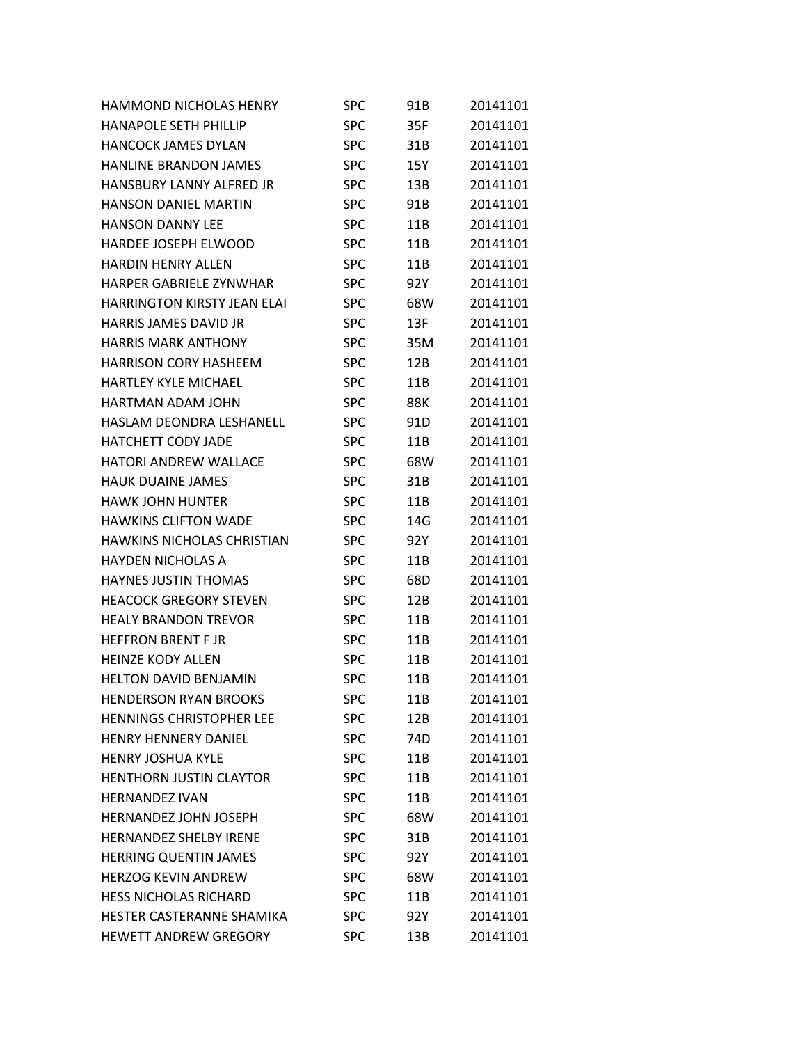| | | | |
|---|---|---|---|
| HAMMOND NICHOLAS HENRY | SPC | 91B | 20141101 |
| HANAPOLE SETH PHILLIP | SPC | 35F | 20141101 |
| HANCOCK JAMES DYLAN | SPC | 31B | 20141101 |
| HANLINE BRANDON JAMES | SPC | 15Y | 20141101 |
| HANSBURY LANNY ALFRED JR | SPC | 13B | 20141101 |
| HANSON DANIEL MARTIN | SPC | 91B | 20141101 |
| HANSON DANNY LEE | SPC | 11B | 20141101 |
| HARDEE JOSEPH ELWOOD | SPC | 11B | 20141101 |
| HARDIN HENRY ALLEN | SPC | 11B | 20141101 |
| HARPER GABRIELE ZYNWHAR | SPC | 92Y | 20141101 |
| HARRINGTON KIRSTY JEAN ELAI | SPC | 68W | 20141101 |
| HARRIS JAMES DAVID JR | SPC | 13F | 20141101 |
| HARRIS MARK ANTHONY | SPC | 35M | 20141101 |
| HARRISON CORY HASHEEM | SPC | 12B | 20141101 |
| HARTLEY KYLE MICHAEL | SPC | 11B | 20141101 |
| HARTMAN ADAM JOHN | SPC | 88K | 20141101 |
| HASLAM DEONDRA LESHANELL | SPC | 91D | 20141101 |
| HATCHETT CODY JADE | SPC | 11B | 20141101 |
| HATORI ANDREW WALLACE | SPC | 68W | 20141101 |
| HAUK DUAINE JAMES | SPC | 31B | 20141101 |
| HAWK JOHN HUNTER | SPC | 11B | 20141101 |
| HAWKINS CLIFTON WADE | SPC | 14G | 20141101 |
| HAWKINS NICHOLAS CHRISTIAN | SPC | 92Y | 20141101 |
| HAYDEN NICHOLAS A | SPC | 11B | 20141101 |
| HAYNES JUSTIN THOMAS | SPC | 68D | 20141101 |
| HEACOCK GREGORY STEVEN | SPC | 12B | 20141101 |
| HEALY BRANDON TREVOR | SPC | 11B | 20141101 |
| HEFFRON BRENT F JR | SPC | 11B | 20141101 |
| HEINZE KODY ALLEN | SPC | 11B | 20141101 |
| HELTON DAVID BENJAMIN | SPC | 11B | 20141101 |
| HENDERSON RYAN BROOKS | SPC | 11B | 20141101 |
| HENNINGS CHRISTOPHER LEE | SPC | 12B | 20141101 |
| HENRY HENNERY DANIEL | SPC | 74D | 20141101 |
| HENRY JOSHUA KYLE | SPC | 11B | 20141101 |
| HENTHORN JUSTIN CLAYTOR | SPC | 11B | 20141101 |
| HERNANDEZ IVAN | SPC | 11B | 20141101 |
| HERNANDEZ JOHN JOSEPH | SPC | 68W | 20141101 |
| HERNANDEZ SHELBY IRENE | SPC | 31B | 20141101 |
| HERRING QUENTIN JAMES | SPC | 92Y | 20141101 |
| HERZOG KEVIN ANDREW | SPC | 68W | 20141101 |
| HESS NICHOLAS RICHARD | SPC | 11B | 20141101 |
| HESTER CASTERANNE SHAMIKA | SPC | 92Y | 20141101 |
| HEWETT ANDREW GREGORY | SPC | 13B | 20141101 |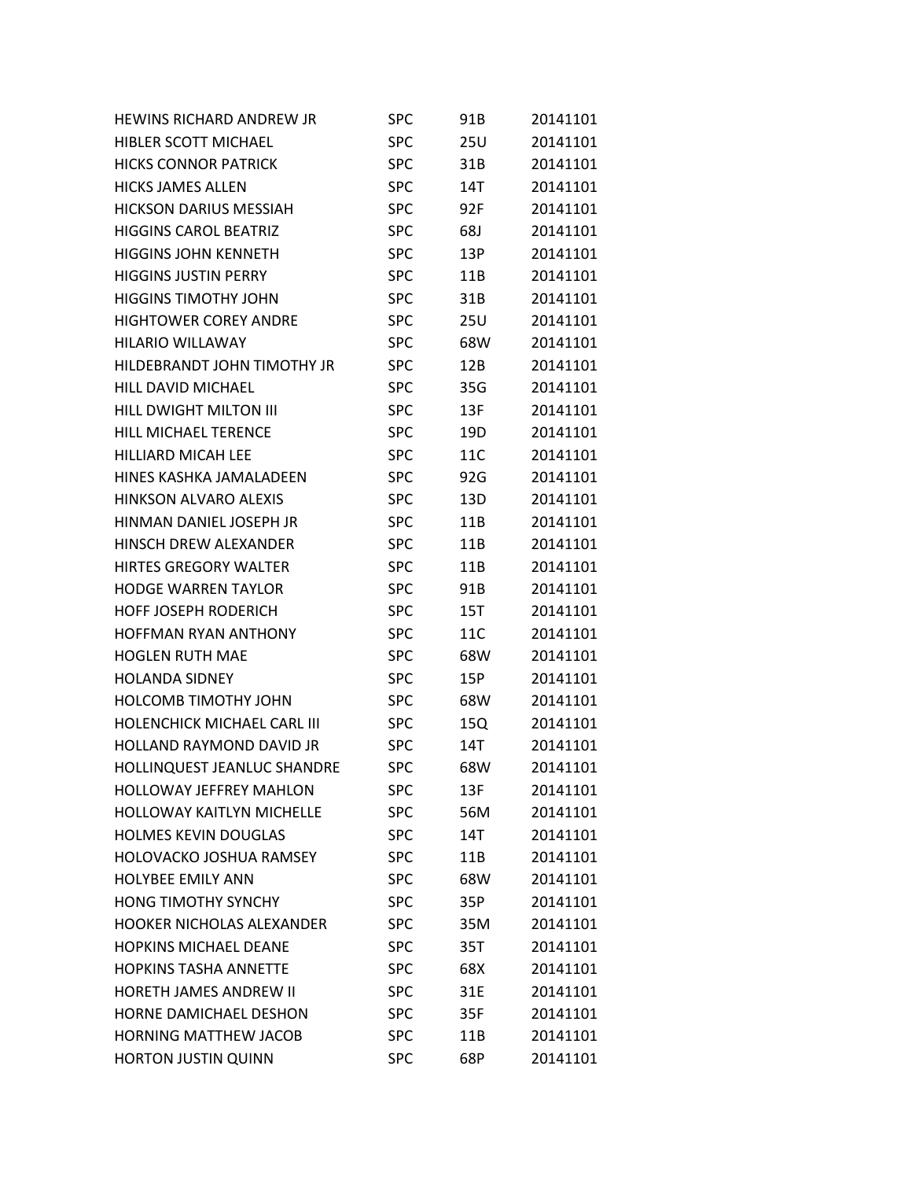| | | | |
|---|---|---|---|
| HEWINS RICHARD ANDREW JR | SPC | 91B | 20141101 |
| HIBLER SCOTT MICHAEL | SPC | 25U | 20141101 |
| HICKS CONNOR PATRICK | SPC | 31B | 20141101 |
| HICKS JAMES ALLEN | SPC | 14T | 20141101 |
| HICKSON DARIUS MESSIAH | SPC | 92F | 20141101 |
| HIGGINS CAROL BEATRIZ | SPC | 68J | 20141101 |
| HIGGINS JOHN KENNETH | SPC | 13P | 20141101 |
| HIGGINS JUSTIN PERRY | SPC | 11B | 20141101 |
| HIGGINS TIMOTHY JOHN | SPC | 31B | 20141101 |
| HIGHTOWER COREY ANDRE | SPC | 25U | 20141101 |
| HILARIO WILLAWAY | SPC | 68W | 20141101 |
| HILDEBRANDT JOHN TIMOTHY JR | SPC | 12B | 20141101 |
| HILL DAVID MICHAEL | SPC | 35G | 20141101 |
| HILL DWIGHT MILTON III | SPC | 13F | 20141101 |
| HILL MICHAEL TERENCE | SPC | 19D | 20141101 |
| HILLIARD MICAH LEE | SPC | 11C | 20141101 |
| HINES KASHKA JAMALADEEN | SPC | 92G | 20141101 |
| HINKSON ALVARO ALEXIS | SPC | 13D | 20141101 |
| HINMAN DANIEL JOSEPH JR | SPC | 11B | 20141101 |
| HINSCH DREW ALEXANDER | SPC | 11B | 20141101 |
| HIRTES GREGORY WALTER | SPC | 11B | 20141101 |
| HODGE WARREN TAYLOR | SPC | 91B | 20141101 |
| HOFF JOSEPH RODERICH | SPC | 15T | 20141101 |
| HOFFMAN RYAN ANTHONY | SPC | 11C | 20141101 |
| HOGLEN RUTH MAE | SPC | 68W | 20141101 |
| HOLANDA SIDNEY | SPC | 15P | 20141101 |
| HOLCOMB TIMOTHY JOHN | SPC | 68W | 20141101 |
| HOLENCHICK MICHAEL CARL III | SPC | 15Q | 20141101 |
| HOLLAND RAYMOND DAVID JR | SPC | 14T | 20141101 |
| HOLLINQUEST JEANLUC SHANDRE | SPC | 68W | 20141101 |
| HOLLOWAY JEFFREY MAHLON | SPC | 13F | 20141101 |
| HOLLOWAY KAITLYN MICHELLE | SPC | 56M | 20141101 |
| HOLMES KEVIN DOUGLAS | SPC | 14T | 20141101 |
| HOLOVACKO JOSHUA RAMSEY | SPC | 11B | 20141101 |
| HOLYBEE EMILY ANN | SPC | 68W | 20141101 |
| HONG TIMOTHY SYNCHY | SPC | 35P | 20141101 |
| HOOKER NICHOLAS ALEXANDER | SPC | 35M | 20141101 |
| HOPKINS MICHAEL DEANE | SPC | 35T | 20141101 |
| HOPKINS TASHA ANNETTE | SPC | 68X | 20141101 |
| HORETH JAMES ANDREW II | SPC | 31E | 20141101 |
| HORNE DAMICHAEL DESHON | SPC | 35F | 20141101 |
| HORNING MATTHEW JACOB | SPC | 11B | 20141101 |
| HORTON JUSTIN QUINN | SPC | 68P | 20141101 |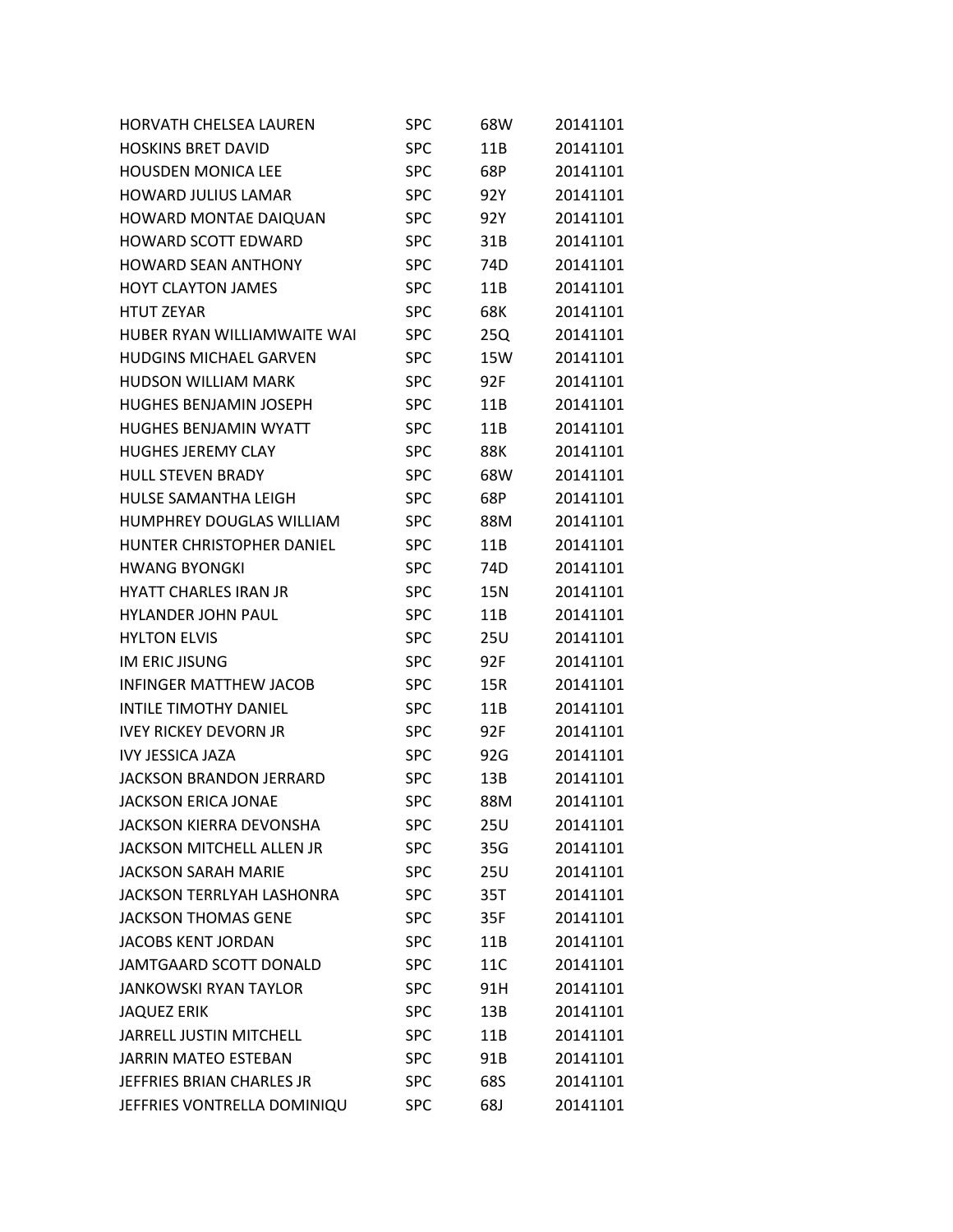| | | | |
|---|---|---|---|
| HORVATH CHELSEA LAUREN | SPC | 68W | 20141101 |
| HOSKINS BRET DAVID | SPC | 11B | 20141101 |
| HOUSDEN MONICA LEE | SPC | 68P | 20141101 |
| HOWARD JULIUS LAMAR | SPC | 92Y | 20141101 |
| HOWARD MONTAE DAIQUAN | SPC | 92Y | 20141101 |
| HOWARD SCOTT EDWARD | SPC | 31B | 20141101 |
| HOWARD SEAN ANTHONY | SPC | 74D | 20141101 |
| HOYT CLAYTON JAMES | SPC | 11B | 20141101 |
| HTUT ZEYAR | SPC | 68K | 20141101 |
| HUBER RYAN WILLIAMWAITE WAI | SPC | 25Q | 20141101 |
| HUDGINS MICHAEL GARVEN | SPC | 15W | 20141101 |
| HUDSON WILLIAM MARK | SPC | 92F | 20141101 |
| HUGHES BENJAMIN JOSEPH | SPC | 11B | 20141101 |
| HUGHES BENJAMIN WYATT | SPC | 11B | 20141101 |
| HUGHES JEREMY CLAY | SPC | 88K | 20141101 |
| HULL STEVEN BRADY | SPC | 68W | 20141101 |
| HULSE SAMANTHA LEIGH | SPC | 68P | 20141101 |
| HUMPHREY DOUGLAS WILLIAM | SPC | 88M | 20141101 |
| HUNTER CHRISTOPHER DANIEL | SPC | 11B | 20141101 |
| HWANG BYONGKI | SPC | 74D | 20141101 |
| HYATT CHARLES IRAN JR | SPC | 15N | 20141101 |
| HYLANDER JOHN PAUL | SPC | 11B | 20141101 |
| HYLTON ELVIS | SPC | 25U | 20141101 |
| IM ERIC JISUNG | SPC | 92F | 20141101 |
| INFINGER MATTHEW JACOB | SPC | 15R | 20141101 |
| INTILE TIMOTHY DANIEL | SPC | 11B | 20141101 |
| IVEY RICKEY DEVORN JR | SPC | 92F | 20141101 |
| IVY JESSICA JAZA | SPC | 92G | 20141101 |
| JACKSON BRANDON JERRARD | SPC | 13B | 20141101 |
| JACKSON ERICA JONAE | SPC | 88M | 20141101 |
| JACKSON KIERRA DEVONSHA | SPC | 25U | 20141101 |
| JACKSON MITCHELL ALLEN JR | SPC | 35G | 20141101 |
| JACKSON SARAH MARIE | SPC | 25U | 20141101 |
| JACKSON TERRLYAH LASHONRA | SPC | 35T | 20141101 |
| JACKSON THOMAS GENE | SPC | 35F | 20141101 |
| JACOBS KENT JORDAN | SPC | 11B | 20141101 |
| JAMTGAARD SCOTT DONALD | SPC | 11C | 20141101 |
| JANKOWSKI RYAN TAYLOR | SPC | 91H | 20141101 |
| JAQUEZ ERIK | SPC | 13B | 20141101 |
| JARRELL JUSTIN MITCHELL | SPC | 11B | 20141101 |
| JARRIN MATEO ESTEBAN | SPC | 91B | 20141101 |
| JEFFRIES BRIAN CHARLES JR | SPC | 68S | 20141101 |
| JEFFRIES VONTRELLA DOMINIQU | SPC | 68J | 20141101 |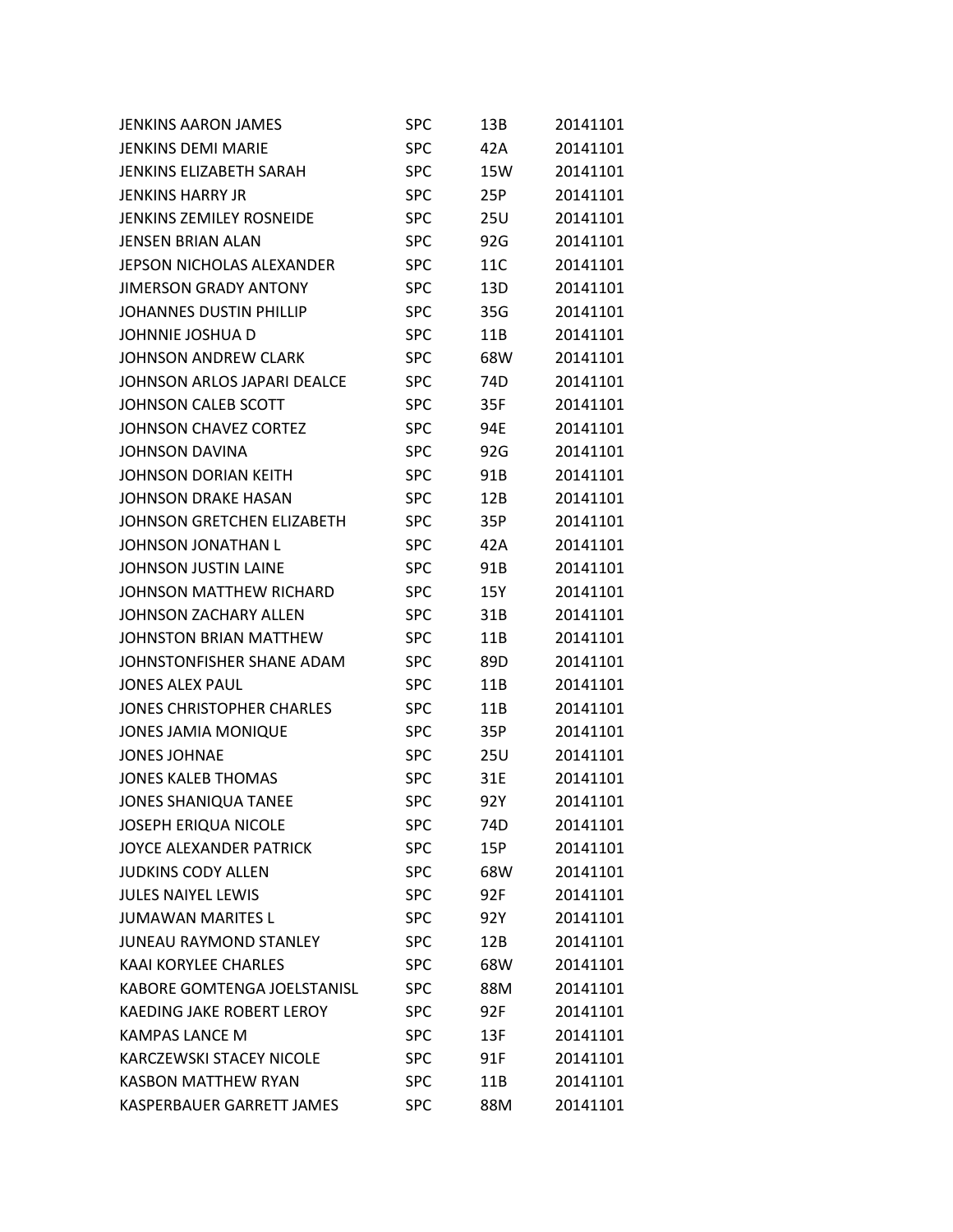| | | | |
|---|---|---|---|
| JENKINS AARON JAMES | SPC | 13B | 20141101 |
| JENKINS DEMI MARIE | SPC | 42A | 20141101 |
| JENKINS ELIZABETH SARAH | SPC | 15W | 20141101 |
| JENKINS HARRY JR | SPC | 25P | 20141101 |
| JENKINS ZEMILEY ROSNEIDE | SPC | 25U | 20141101 |
| JENSEN BRIAN ALAN | SPC | 92G | 20141101 |
| JEPSON NICHOLAS ALEXANDER | SPC | 11C | 20141101 |
| JIMERSON GRADY ANTONY | SPC | 13D | 20141101 |
| JOHANNES DUSTIN PHILLIP | SPC | 35G | 20141101 |
| JOHNNIE JOSHUA D | SPC | 11B | 20141101 |
| JOHNSON ANDREW CLARK | SPC | 68W | 20141101 |
| JOHNSON ARLOS JAPARI DEALCE | SPC | 74D | 20141101 |
| JOHNSON CALEB SCOTT | SPC | 35F | 20141101 |
| JOHNSON CHAVEZ CORTEZ | SPC | 94E | 20141101 |
| JOHNSON DAVINA | SPC | 92G | 20141101 |
| JOHNSON DORIAN KEITH | SPC | 91B | 20141101 |
| JOHNSON DRAKE HASAN | SPC | 12B | 20141101 |
| JOHNSON GRETCHEN ELIZABETH | SPC | 35P | 20141101 |
| JOHNSON JONATHAN L | SPC | 42A | 20141101 |
| JOHNSON JUSTIN LAINE | SPC | 91B | 20141101 |
| JOHNSON MATTHEW RICHARD | SPC | 15Y | 20141101 |
| JOHNSON ZACHARY ALLEN | SPC | 31B | 20141101 |
| JOHNSTON BRIAN MATTHEW | SPC | 11B | 20141101 |
| JOHNSTONFISHER SHANE ADAM | SPC | 89D | 20141101 |
| JONES ALEX PAUL | SPC | 11B | 20141101 |
| JONES CHRISTOPHER CHARLES | SPC | 11B | 20141101 |
| JONES JAMIA MONIQUE | SPC | 35P | 20141101 |
| JONES JOHNAE | SPC | 25U | 20141101 |
| JONES KALEB THOMAS | SPC | 31E | 20141101 |
| JONES SHANIQUA TANEE | SPC | 92Y | 20141101 |
| JOSEPH ERIQUA NICOLE | SPC | 74D | 20141101 |
| JOYCE ALEXANDER PATRICK | SPC | 15P | 20141101 |
| JUDKINS CODY ALLEN | SPC | 68W | 20141101 |
| JULES NAIYEL LEWIS | SPC | 92F | 20141101 |
| JUMAWAN MARITES L | SPC | 92Y | 20141101 |
| JUNEAU RAYMOND STANLEY | SPC | 12B | 20141101 |
| KAAI KORYLEE CHARLES | SPC | 68W | 20141101 |
| KABORE GOMTENGA JOELSTANISL | SPC | 88M | 20141101 |
| KAEDING JAKE ROBERT LEROY | SPC | 92F | 20141101 |
| KAMPAS LANCE M | SPC | 13F | 20141101 |
| KARCZEWSKI STACEY NICOLE | SPC | 91F | 20141101 |
| KASBON MATTHEW RYAN | SPC | 11B | 20141101 |
| KASPERBAUER GARRETT JAMES | SPC | 88M | 20141101 |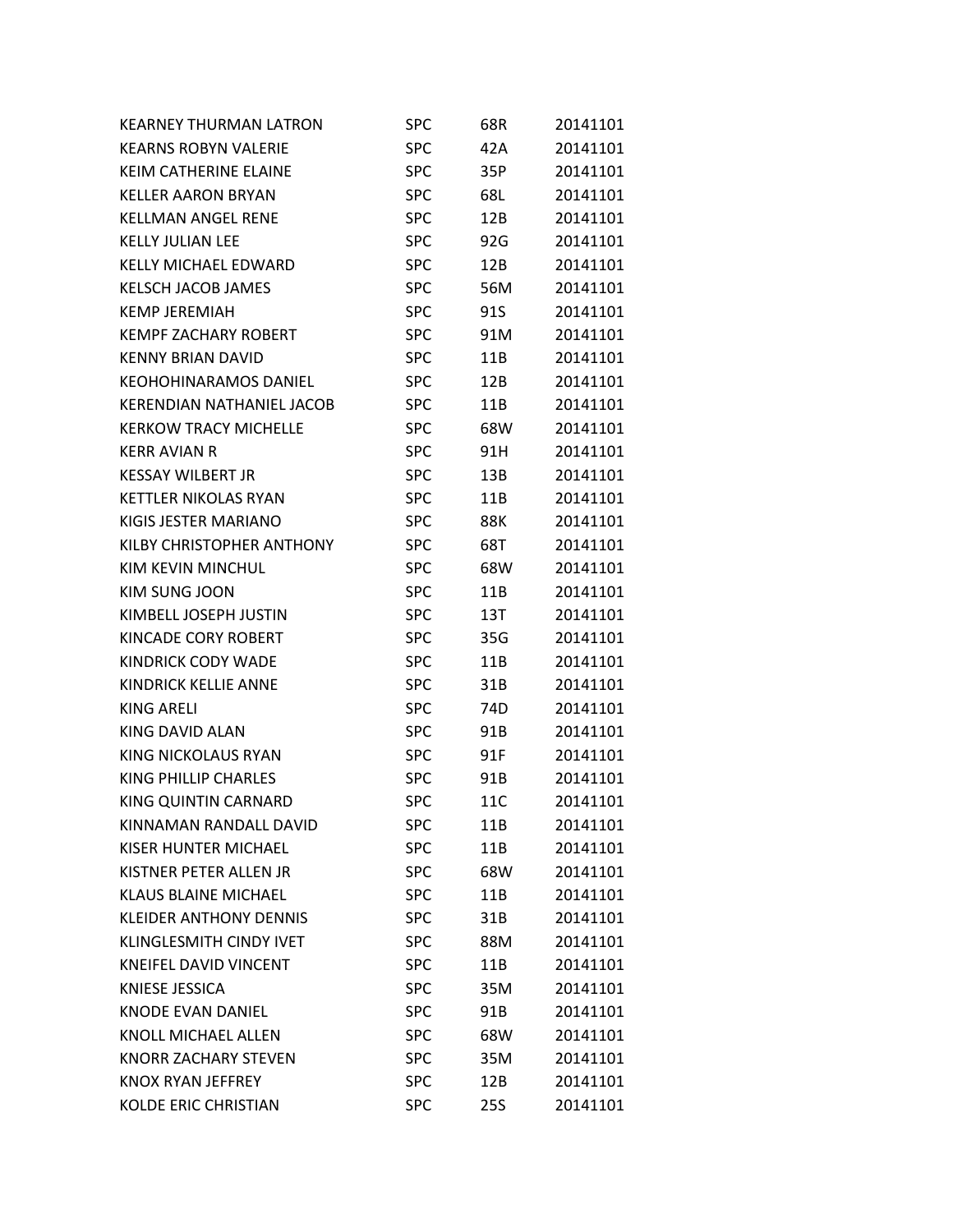| | | | |
|---|---|---|---|
| KEARNEY THURMAN LATRON | SPC | 68R | 20141101 |
| KEARNS ROBYN VALERIE | SPC | 42A | 20141101 |
| KEIM CATHERINE ELAINE | SPC | 35P | 20141101 |
| KELLER AARON BRYAN | SPC | 68L | 20141101 |
| KELLMAN ANGEL RENE | SPC | 12B | 20141101 |
| KELLY JULIAN LEE | SPC | 92G | 20141101 |
| KELLY MICHAEL EDWARD | SPC | 12B | 20141101 |
| KELSCH JACOB JAMES | SPC | 56M | 20141101 |
| KEMP JEREMIAH | SPC | 91S | 20141101 |
| KEMPF ZACHARY ROBERT | SPC | 91M | 20141101 |
| KENNY BRIAN DAVID | SPC | 11B | 20141101 |
| KEOHOHINARAMOS DANIEL | SPC | 12B | 20141101 |
| KERENDIAN NATHANIEL JACOB | SPC | 11B | 20141101 |
| KERKOW TRACY MICHELLE | SPC | 68W | 20141101 |
| KERR AVIAN R | SPC | 91H | 20141101 |
| KESSAY WILBERT JR | SPC | 13B | 20141101 |
| KETTLER NIKOLAS RYAN | SPC | 11B | 20141101 |
| KIGIS JESTER MARIANO | SPC | 88K | 20141101 |
| KILBY CHRISTOPHER ANTHONY | SPC | 68T | 20141101 |
| KIM KEVIN MINCHUL | SPC | 68W | 20141101 |
| KIM SUNG JOON | SPC | 11B | 20141101 |
| KIMBELL JOSEPH JUSTIN | SPC | 13T | 20141101 |
| KINCADE CORY ROBERT | SPC | 35G | 20141101 |
| KINDRICK CODY WADE | SPC | 11B | 20141101 |
| KINDRICK KELLIE ANNE | SPC | 31B | 20141101 |
| KING ARELI | SPC | 74D | 20141101 |
| KING DAVID ALAN | SPC | 91B | 20141101 |
| KING NICKOLAUS RYAN | SPC | 91F | 20141101 |
| KING PHILLIP CHARLES | SPC | 91B | 20141101 |
| KING QUINTIN CARNARD | SPC | 11C | 20141101 |
| KINNAMAN RANDALL DAVID | SPC | 11B | 20141101 |
| KISER HUNTER MICHAEL | SPC | 11B | 20141101 |
| KISTNER PETER ALLEN JR | SPC | 68W | 20141101 |
| KLAUS BLAINE MICHAEL | SPC | 11B | 20141101 |
| KLEIDER ANTHONY DENNIS | SPC | 31B | 20141101 |
| KLINGLESMITH CINDY IVET | SPC | 88M | 20141101 |
| KNEIFEL DAVID VINCENT | SPC | 11B | 20141101 |
| KNIESE JESSICA | SPC | 35M | 20141101 |
| KNODE EVAN DANIEL | SPC | 91B | 20141101 |
| KNOLL MICHAEL ALLEN | SPC | 68W | 20141101 |
| KNORR ZACHARY STEVEN | SPC | 35M | 20141101 |
| KNOX RYAN JEFFREY | SPC | 12B | 20141101 |
| KOLDE ERIC CHRISTIAN | SPC | 25S | 20141101 |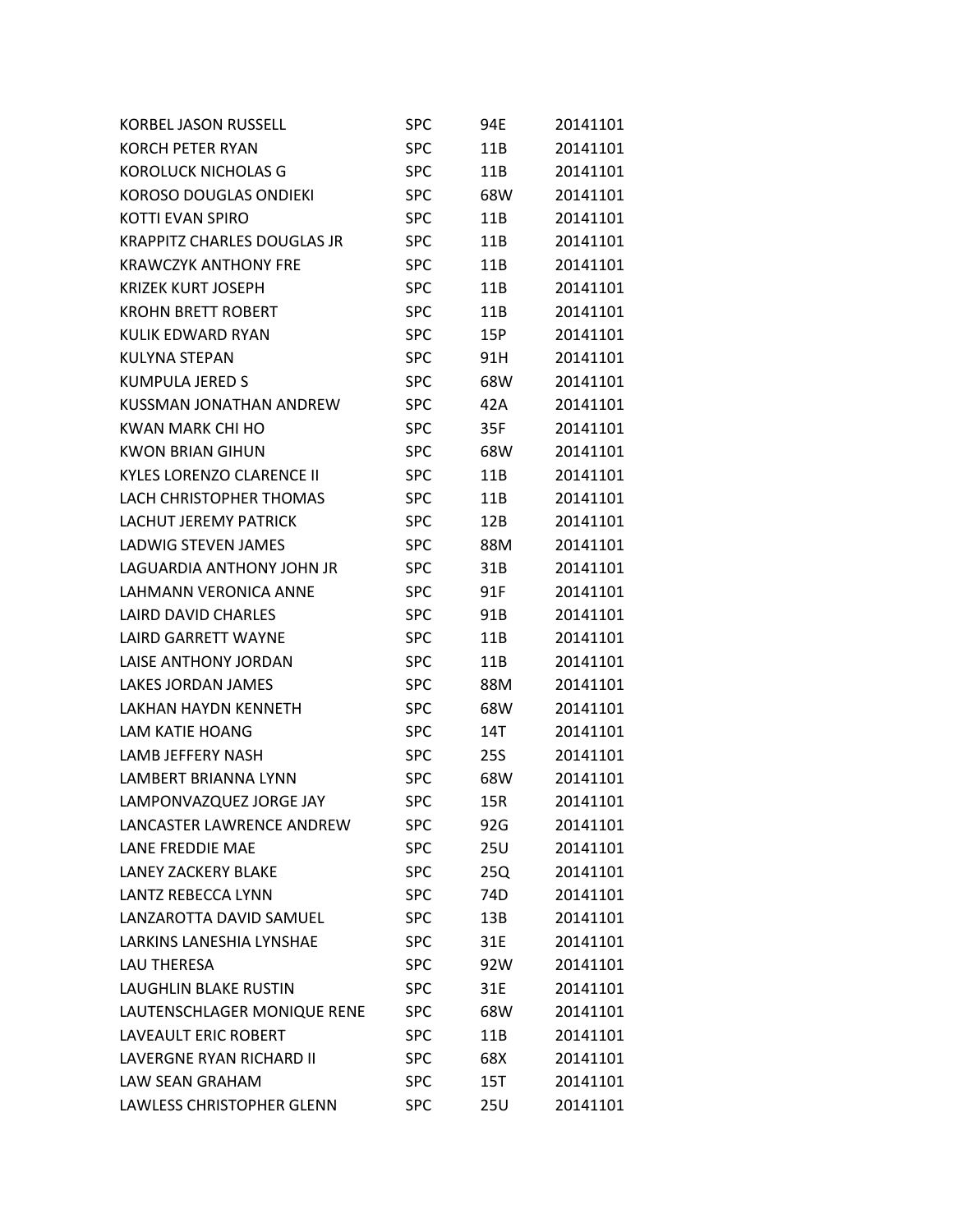| | | | |
|---|---|---|---|
| KORBEL JASON RUSSELL | SPC | 94E | 20141101 |
| KORCH PETER RYAN | SPC | 11B | 20141101 |
| KOROLUCK NICHOLAS G | SPC | 11B | 20141101 |
| KOROSO DOUGLAS ONDIEKI | SPC | 68W | 20141101 |
| KOTTI EVAN SPIRO | SPC | 11B | 20141101 |
| KRAPPITZ CHARLES DOUGLAS JR | SPC | 11B | 20141101 |
| KRAWCZYK ANTHONY FRE | SPC | 11B | 20141101 |
| KRIZEK KURT JOSEPH | SPC | 11B | 20141101 |
| KROHN BRETT ROBERT | SPC | 11B | 20141101 |
| KULIK EDWARD RYAN | SPC | 15P | 20141101 |
| KULYNA STEPAN | SPC | 91H | 20141101 |
| KUMPULA JERED S | SPC | 68W | 20141101 |
| KUSSMAN JONATHAN ANDREW | SPC | 42A | 20141101 |
| KWAN MARK CHI HO | SPC | 35F | 20141101 |
| KWON BRIAN GIHUN | SPC | 68W | 20141101 |
| KYLES LORENZO CLARENCE II | SPC | 11B | 20141101 |
| LACH CHRISTOPHER THOMAS | SPC | 11B | 20141101 |
| LACHUT JEREMY PATRICK | SPC | 12B | 20141101 |
| LADWIG STEVEN JAMES | SPC | 88M | 20141101 |
| LAGUARDIA ANTHONY JOHN JR | SPC | 31B | 20141101 |
| LAHMANN VERONICA ANNE | SPC | 91F | 20141101 |
| LAIRD DAVID CHARLES | SPC | 91B | 20141101 |
| LAIRD GARRETT WAYNE | SPC | 11B | 20141101 |
| LAISE ANTHONY JORDAN | SPC | 11B | 20141101 |
| LAKES JORDAN JAMES | SPC | 88M | 20141101 |
| LAKHAN HAYDN KENNETH | SPC | 68W | 20141101 |
| LAM KATIE HOANG | SPC | 14T | 20141101 |
| LAMB JEFFERY NASH | SPC | 25S | 20141101 |
| LAMBERT BRIANNA LYNN | SPC | 68W | 20141101 |
| LAMPONVAZQUEZ JORGE JAY | SPC | 15R | 20141101 |
| LANCASTER LAWRENCE ANDREW | SPC | 92G | 20141101 |
| LANE FREDDIE MAE | SPC | 25U | 20141101 |
| LANEY ZACKERY BLAKE | SPC | 25Q | 20141101 |
| LANTZ REBECCA LYNN | SPC | 74D | 20141101 |
| LANZAROTTA DAVID SAMUEL | SPC | 13B | 20141101 |
| LARKINS LANESHIA LYNSHAE | SPC | 31E | 20141101 |
| LAU THERESA | SPC | 92W | 20141101 |
| LAUGHLIN BLAKE RUSTIN | SPC | 31E | 20141101 |
| LAUTENSCHLAGER MONIQUE RENE | SPC | 68W | 20141101 |
| LAVEAULT ERIC ROBERT | SPC | 11B | 20141101 |
| LAVERGNE RYAN RICHARD II | SPC | 68X | 20141101 |
| LAW SEAN GRAHAM | SPC | 15T | 20141101 |
| LAWLESS CHRISTOPHER GLENN | SPC | 25U | 20141101 |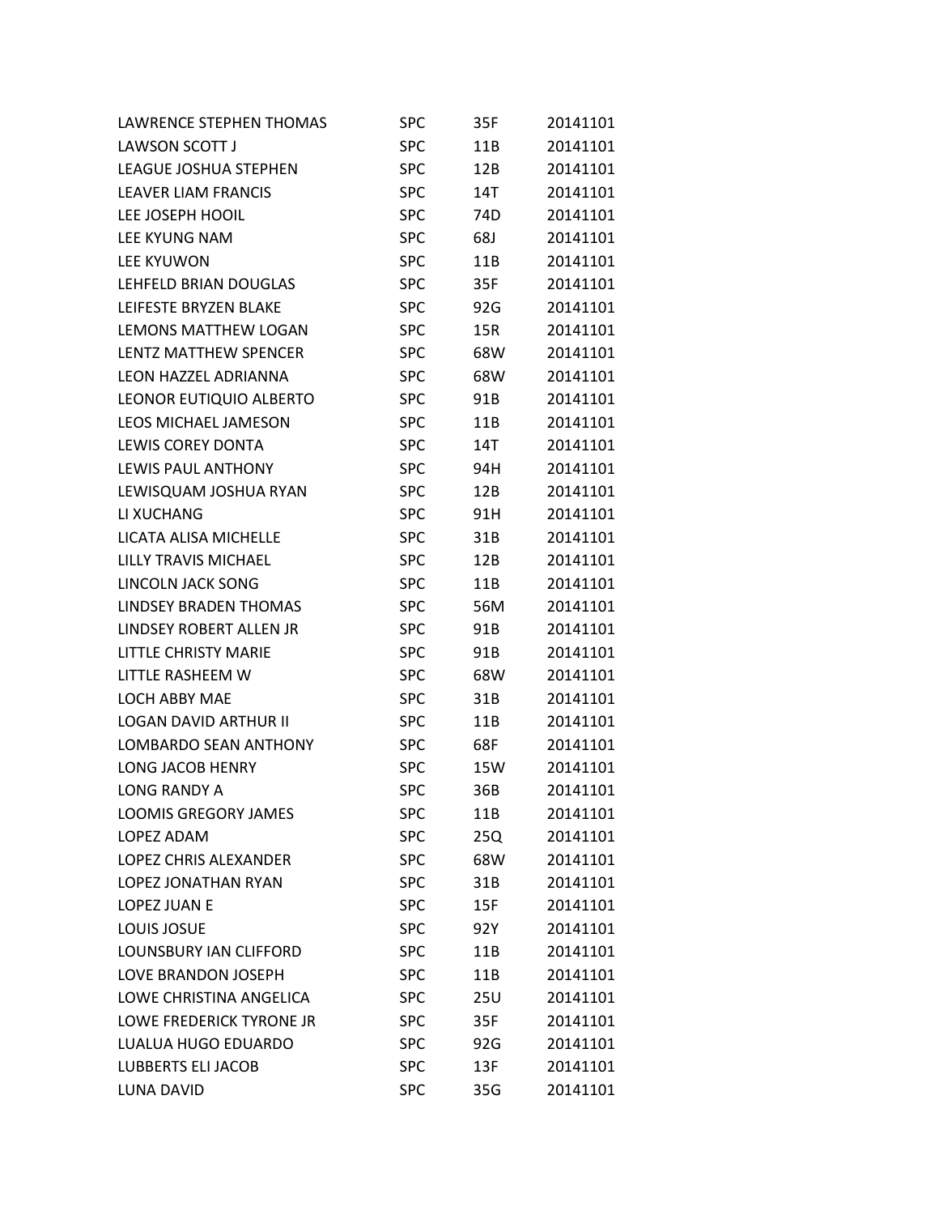| | | | |
|---|---|---|---|
| LAWRENCE STEPHEN THOMAS | SPC | 35F | 20141101 |
| LAWSON SCOTT J | SPC | 11B | 20141101 |
| LEAGUE JOSHUA STEPHEN | SPC | 12B | 20141101 |
| LEAVER LIAM FRANCIS | SPC | 14T | 20141101 |
| LEE JOSEPH HOOIL | SPC | 74D | 20141101 |
| LEE KYUNG NAM | SPC | 68J | 20141101 |
| LEE KYUWON | SPC | 11B | 20141101 |
| LEHFELD BRIAN DOUGLAS | SPC | 35F | 20141101 |
| LEIFESTE BRYZEN BLAKE | SPC | 92G | 20141101 |
| LEMONS MATTHEW LOGAN | SPC | 15R | 20141101 |
| LENTZ MATTHEW SPENCER | SPC | 68W | 20141101 |
| LEON HAZZEL ADRIANNA | SPC | 68W | 20141101 |
| LEONOR EUTIQUIO ALBERTO | SPC | 91B | 20141101 |
| LEOS MICHAEL JAMESON | SPC | 11B | 20141101 |
| LEWIS COREY DONTA | SPC | 14T | 20141101 |
| LEWIS PAUL ANTHONY | SPC | 94H | 20141101 |
| LEWISQUAM JOSHUA RYAN | SPC | 12B | 20141101 |
| LI XUCHANG | SPC | 91H | 20141101 |
| LICATA ALISA MICHELLE | SPC | 31B | 20141101 |
| LILLY TRAVIS MICHAEL | SPC | 12B | 20141101 |
| LINCOLN JACK SONG | SPC | 11B | 20141101 |
| LINDSEY BRADEN THOMAS | SPC | 56M | 20141101 |
| LINDSEY ROBERT ALLEN JR | SPC | 91B | 20141101 |
| LITTLE CHRISTY MARIE | SPC | 91B | 20141101 |
| LITTLE RASHEEM W | SPC | 68W | 20141101 |
| LOCH ABBY MAE | SPC | 31B | 20141101 |
| LOGAN DAVID ARTHUR II | SPC | 11B | 20141101 |
| LOMBARDO SEAN ANTHONY | SPC | 68F | 20141101 |
| LONG JACOB HENRY | SPC | 15W | 20141101 |
| LONG RANDY A | SPC | 36B | 20141101 |
| LOOMIS GREGORY JAMES | SPC | 11B | 20141101 |
| LOPEZ ADAM | SPC | 25Q | 20141101 |
| LOPEZ CHRIS ALEXANDER | SPC | 68W | 20141101 |
| LOPEZ JONATHAN RYAN | SPC | 31B | 20141101 |
| LOPEZ JUAN E | SPC | 15F | 20141101 |
| LOUIS JOSUE | SPC | 92Y | 20141101 |
| LOUNSBURY IAN CLIFFORD | SPC | 11B | 20141101 |
| LOVE BRANDON JOSEPH | SPC | 11B | 20141101 |
| LOWE CHRISTINA ANGELICA | SPC | 25U | 20141101 |
| LOWE FREDERICK TYRONE JR | SPC | 35F | 20141101 |
| LUALUA HUGO EDUARDO | SPC | 92G | 20141101 |
| LUBBERTS ELI JACOB | SPC | 13F | 20141101 |
| LUNA DAVID | SPC | 35G | 20141101 |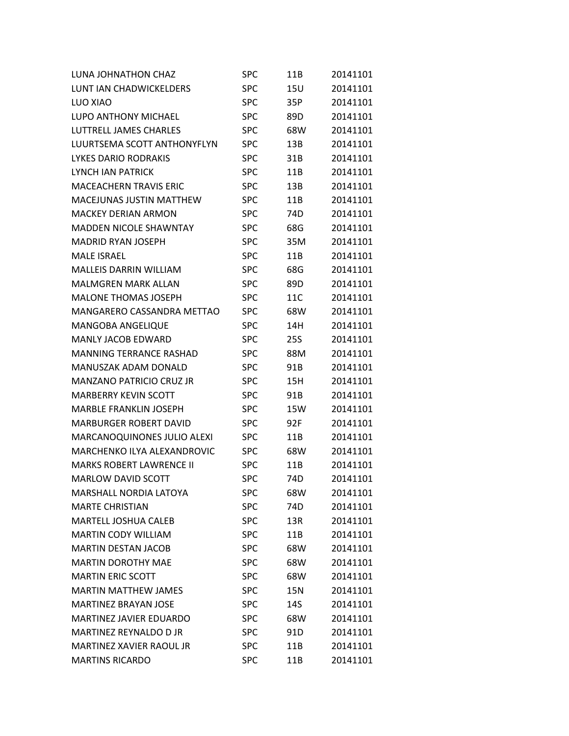| | | | |
|---|---|---|---|
| LUNA JOHNATHON CHAZ | SPC | 11B | 20141101 |
| LUNT IAN CHADWICKELDERS | SPC | 15U | 20141101 |
| LUO XIAO | SPC | 35P | 20141101 |
| LUPO ANTHONY MICHAEL | SPC | 89D | 20141101 |
| LUTTRELL JAMES CHARLES | SPC | 68W | 20141101 |
| LUURTSEMA SCOTT ANTHONYFLYN | SPC | 13B | 20141101 |
| LYKES DARIO RODRAKIS | SPC | 31B | 20141101 |
| LYNCH IAN PATRICK | SPC | 11B | 20141101 |
| MACEACHERN TRAVIS ERIC | SPC | 13B | 20141101 |
| MACEJUNAS JUSTIN MATTHEW | SPC | 11B | 20141101 |
| MACKEY DERIAN ARMON | SPC | 74D | 20141101 |
| MADDEN NICOLE SHAWNTAY | SPC | 68G | 20141101 |
| MADRID RYAN JOSEPH | SPC | 35M | 20141101 |
| MALE ISRAEL | SPC | 11B | 20141101 |
| MALLEIS DARRIN WILLIAM | SPC | 68G | 20141101 |
| MALMGREN MARK ALLAN | SPC | 89D | 20141101 |
| MALONE THOMAS JOSEPH | SPC | 11C | 20141101 |
| MANGARERO CASSANDRA METTAO | SPC | 68W | 20141101 |
| MANGOBA ANGELIQUE | SPC | 14H | 20141101 |
| MANLY JACOB EDWARD | SPC | 25S | 20141101 |
| MANNING TERRANCE RASHAD | SPC | 88M | 20141101 |
| MANUSZAK ADAM DONALD | SPC | 91B | 20141101 |
| MANZANO PATRICIO CRUZ JR | SPC | 15H | 20141101 |
| MARBERRY KEVIN SCOTT | SPC | 91B | 20141101 |
| MARBLE FRANKLIN JOSEPH | SPC | 15W | 20141101 |
| MARBURGER ROBERT DAVID | SPC | 92F | 20141101 |
| MARCANOQUINONES JULIO ALEXI | SPC | 11B | 20141101 |
| MARCHENKO ILYA ALEXANDROVIC | SPC | 68W | 20141101 |
| MARKS ROBERT LAWRENCE II | SPC | 11B | 20141101 |
| MARLOW DAVID SCOTT | SPC | 74D | 20141101 |
| MARSHALL NORDIA LATOYA | SPC | 68W | 20141101 |
| MARTE CHRISTIAN | SPC | 74D | 20141101 |
| MARTELL JOSHUA CALEB | SPC | 13R | 20141101 |
| MARTIN CODY WILLIAM | SPC | 11B | 20141101 |
| MARTIN DESTAN JACOB | SPC | 68W | 20141101 |
| MARTIN DOROTHY MAE | SPC | 68W | 20141101 |
| MARTIN ERIC SCOTT | SPC | 68W | 20141101 |
| MARTIN MATTHEW JAMES | SPC | 15N | 20141101 |
| MARTINEZ BRAYAN JOSE | SPC | 14S | 20141101 |
| MARTINEZ JAVIER EDUARDO | SPC | 68W | 20141101 |
| MARTINEZ REYNALDO D JR | SPC | 91D | 20141101 |
| MARTINEZ XAVIER RAOUL JR | SPC | 11B | 20141101 |
| MARTINS RICARDO | SPC | 11B | 20141101 |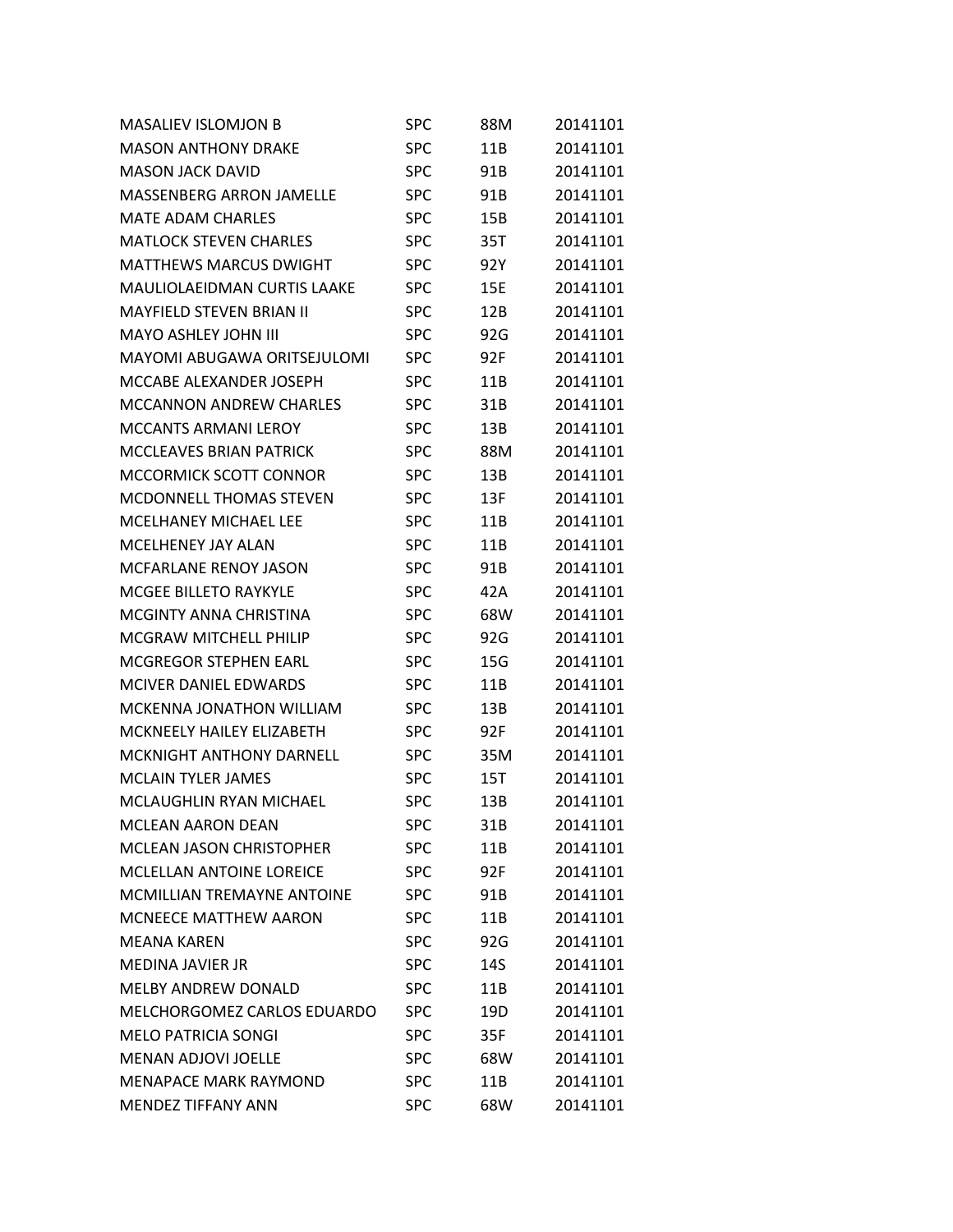| | | | |
|---|---|---|---|
| MASALIEV ISLOMJON B | SPC | 88M | 20141101 |
| MASON ANTHONY DRAKE | SPC | 11B | 20141101 |
| MASON JACK DAVID | SPC | 91B | 20141101 |
| MASSENBERG ARRON JAMELLE | SPC | 91B | 20141101 |
| MATE ADAM CHARLES | SPC | 15B | 20141101 |
| MATLOCK STEVEN CHARLES | SPC | 35T | 20141101 |
| MATTHEWS MARCUS DWIGHT | SPC | 92Y | 20141101 |
| MAULIOLAEIDMAN CURTIS LAAKE | SPC | 15E | 20141101 |
| MAYFIELD STEVEN BRIAN II | SPC | 12B | 20141101 |
| MAYO ASHLEY JOHN III | SPC | 92G | 20141101 |
| MAYOMI ABUGAWA ORITSEJULOMI | SPC | 92F | 20141101 |
| MCCABE ALEXANDER JOSEPH | SPC | 11B | 20141101 |
| MCCANNON ANDREW CHARLES | SPC | 31B | 20141101 |
| MCCANTS ARMANI LEROY | SPC | 13B | 20141101 |
| MCCLEAVES BRIAN PATRICK | SPC | 88M | 20141101 |
| MCCORMICK SCOTT CONNOR | SPC | 13B | 20141101 |
| MCDONNELL THOMAS STEVEN | SPC | 13F | 20141101 |
| MCELHANEY MICHAEL LEE | SPC | 11B | 20141101 |
| MCELHENEY JAY ALAN | SPC | 11B | 20141101 |
| MCFARLANE RENOY JASON | SPC | 91B | 20141101 |
| MCGEE BILLETO RAYKYLE | SPC | 42A | 20141101 |
| MCGINTY ANNA CHRISTINA | SPC | 68W | 20141101 |
| MCGRAW MITCHELL PHILIP | SPC | 92G | 20141101 |
| MCGREGOR STEPHEN EARL | SPC | 15G | 20141101 |
| MCIVER DANIEL EDWARDS | SPC | 11B | 20141101 |
| MCKENNA JONATHON WILLIAM | SPC | 13B | 20141101 |
| MCKNEELY HAILEY ELIZABETH | SPC | 92F | 20141101 |
| MCKNIGHT ANTHONY DARNELL | SPC | 35M | 20141101 |
| MCLAIN TYLER JAMES | SPC | 15T | 20141101 |
| MCLAUGHLIN RYAN MICHAEL | SPC | 13B | 20141101 |
| MCLEAN AARON DEAN | SPC | 31B | 20141101 |
| MCLEAN JASON CHRISTOPHER | SPC | 11B | 20141101 |
| MCLELLAN ANTOINE LOREICE | SPC | 92F | 20141101 |
| MCMILLIAN TREMAYNE ANTOINE | SPC | 91B | 20141101 |
| MCNEECE MATTHEW AARON | SPC | 11B | 20141101 |
| MEANA KAREN | SPC | 92G | 20141101 |
| MEDINA JAVIER JR | SPC | 14S | 20141101 |
| MELBY ANDREW DONALD | SPC | 11B | 20141101 |
| MELCHORGOMEZ CARLOS EDUARDO | SPC | 19D | 20141101 |
| MELO PATRICIA SONGI | SPC | 35F | 20141101 |
| MENAN ADJOVI JOELLE | SPC | 68W | 20141101 |
| MENAPACE MARK RAYMOND | SPC | 11B | 20141101 |
| MENDEZ TIFFANY ANN | SPC | 68W | 20141101 |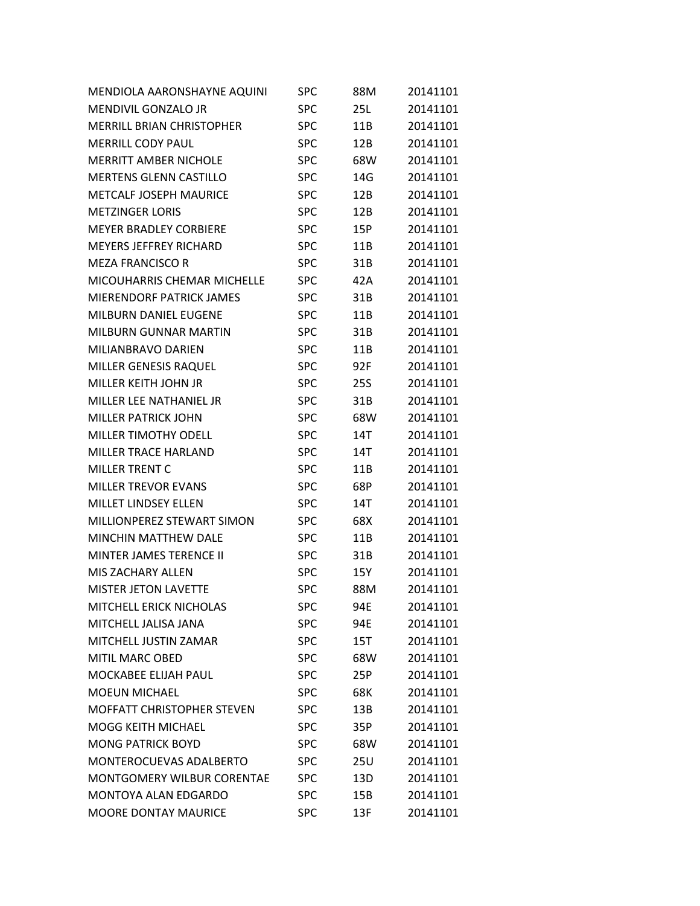| | | | |
|---|---|---|---|
| MENDIOLA AARONSHAYNE AQUINI | SPC | 88M | 20141101 |
| MENDIVIL GONZALO JR | SPC | 25L | 20141101 |
| MERRILL BRIAN CHRISTOPHER | SPC | 11B | 20141101 |
| MERRILL CODY PAUL | SPC | 12B | 20141101 |
| MERRITT AMBER NICHOLE | SPC | 68W | 20141101 |
| MERTENS GLENN CASTILLO | SPC | 14G | 20141101 |
| METCALF JOSEPH MAURICE | SPC | 12B | 20141101 |
| METZINGER LORIS | SPC | 12B | 20141101 |
| MEYER BRADLEY CORBIERE | SPC | 15P | 20141101 |
| MEYERS JEFFREY RICHARD | SPC | 11B | 20141101 |
| MEZA FRANCISCO R | SPC | 31B | 20141101 |
| MICOUHARRIS CHEMAR MICHELLE | SPC | 42A | 20141101 |
| MIERENDORF PATRICK JAMES | SPC | 31B | 20141101 |
| MILBURN DANIEL EUGENE | SPC | 11B | 20141101 |
| MILBURN GUNNAR MARTIN | SPC | 31B | 20141101 |
| MILIANBRAVO DARIEN | SPC | 11B | 20141101 |
| MILLER GENESIS RAQUEL | SPC | 92F | 20141101 |
| MILLER KEITH JOHN JR | SPC | 25S | 20141101 |
| MILLER LEE NATHANIEL JR | SPC | 31B | 20141101 |
| MILLER PATRICK JOHN | SPC | 68W | 20141101 |
| MILLER TIMOTHY ODELL | SPC | 14T | 20141101 |
| MILLER TRACE HARLAND | SPC | 14T | 20141101 |
| MILLER TRENT C | SPC | 11B | 20141101 |
| MILLER TREVOR EVANS | SPC | 68P | 20141101 |
| MILLET LINDSEY ELLEN | SPC | 14T | 20141101 |
| MILLIONPEREZ STEWART SIMON | SPC | 68X | 20141101 |
| MINCHIN MATTHEW DALE | SPC | 11B | 20141101 |
| MINTER JAMES TERENCE II | SPC | 31B | 20141101 |
| MIS ZACHARY ALLEN | SPC | 15Y | 20141101 |
| MISTER JETON LAVETTE | SPC | 88M | 20141101 |
| MITCHELL ERICK NICHOLAS | SPC | 94E | 20141101 |
| MITCHELL JALISA JANA | SPC | 94E | 20141101 |
| MITCHELL JUSTIN ZAMAR | SPC | 15T | 20141101 |
| MITIL MARC OBED | SPC | 68W | 20141101 |
| MOCKABEE ELIJAH PAUL | SPC | 25P | 20141101 |
| MOEUN MICHAEL | SPC | 68K | 20141101 |
| MOFFATT CHRISTOPHER STEVEN | SPC | 13B | 20141101 |
| MOGG KEITH MICHAEL | SPC | 35P | 20141101 |
| MONG PATRICK BOYD | SPC | 68W | 20141101 |
| MONTEROCUEVAS ADALBERTO | SPC | 25U | 20141101 |
| MONTGOMERY WILBUR CORENTAE | SPC | 13D | 20141101 |
| MONTOYA ALAN EDGARDO | SPC | 15B | 20141101 |
| MOORE DONTAY MAURICE | SPC | 13F | 20141101 |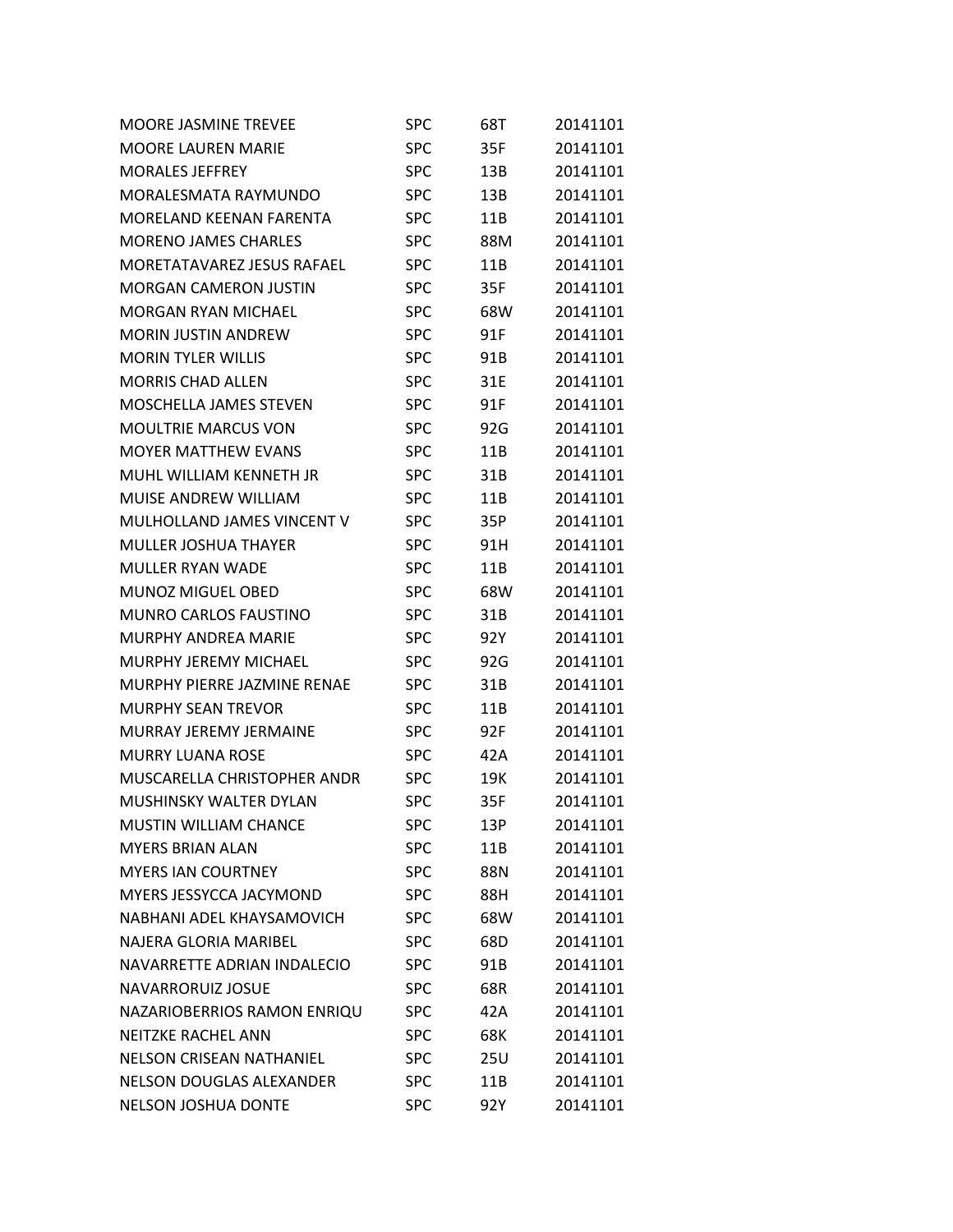| | | | |
|---|---|---|---|
| MOORE JASMINE TREVEE | SPC | 68T | 20141101 |
| MOORE LAUREN MARIE | SPC | 35F | 20141101 |
| MORALES JEFFREY | SPC | 13B | 20141101 |
| MORALESMATA RAYMUNDO | SPC | 13B | 20141101 |
| MORELAND KEENAN FARENTA | SPC | 11B | 20141101 |
| MORENO JAMES CHARLES | SPC | 88M | 20141101 |
| MORETATAVAREZ JESUS RAFAEL | SPC | 11B | 20141101 |
| MORGAN CAMERON JUSTIN | SPC | 35F | 20141101 |
| MORGAN RYAN MICHAEL | SPC | 68W | 20141101 |
| MORIN JUSTIN ANDREW | SPC | 91F | 20141101 |
| MORIN TYLER WILLIS | SPC | 91B | 20141101 |
| MORRIS CHAD ALLEN | SPC | 31E | 20141101 |
| MOSCHELLA JAMES STEVEN | SPC | 91F | 20141101 |
| MOULTRIE MARCUS VON | SPC | 92G | 20141101 |
| MOYER MATTHEW EVANS | SPC | 11B | 20141101 |
| MUHL WILLIAM KENNETH JR | SPC | 31B | 20141101 |
| MUISE ANDREW WILLIAM | SPC | 11B | 20141101 |
| MULHOLLAND JAMES VINCENT V | SPC | 35P | 20141101 |
| MULLER JOSHUA THAYER | SPC | 91H | 20141101 |
| MULLER RYAN WADE | SPC | 11B | 20141101 |
| MUNOZ MIGUEL OBED | SPC | 68W | 20141101 |
| MUNRO CARLOS FAUSTINO | SPC | 31B | 20141101 |
| MURPHY ANDREA MARIE | SPC | 92Y | 20141101 |
| MURPHY JEREMY MICHAEL | SPC | 92G | 20141101 |
| MURPHY PIERRE JAZMINE RENAE | SPC | 31B | 20141101 |
| MURPHY SEAN TREVOR | SPC | 11B | 20141101 |
| MURRAY JEREMY JERMAINE | SPC | 92F | 20141101 |
| MURRY LUANA ROSE | SPC | 42A | 20141101 |
| MUSCARELLA CHRISTOPHER ANDR | SPC | 19K | 20141101 |
| MUSHINSKY WALTER DYLAN | SPC | 35F | 20141101 |
| MUSTIN WILLIAM CHANCE | SPC | 13P | 20141101 |
| MYERS BRIAN ALAN | SPC | 11B | 20141101 |
| MYERS IAN COURTNEY | SPC | 88N | 20141101 |
| MYERS JESSYCCA JACYMOND | SPC | 88H | 20141101 |
| NABHANI ADEL KHAYSAMOVICH | SPC | 68W | 20141101 |
| NAJERA GLORIA MARIBEL | SPC | 68D | 20141101 |
| NAVARRETTE ADRIAN INDALECIO | SPC | 91B | 20141101 |
| NAVARRORUIZ JOSUE | SPC | 68R | 20141101 |
| NAZARIOBERRIOS RAMON ENRIQU | SPC | 42A | 20141101 |
| NEITZKE RACHEL ANN | SPC | 68K | 20141101 |
| NELSON CRISEAN NATHANIEL | SPC | 25U | 20141101 |
| NELSON DOUGLAS ALEXANDER | SPC | 11B | 20141101 |
| NELSON JOSHUA DONTE | SPC | 92Y | 20141101 |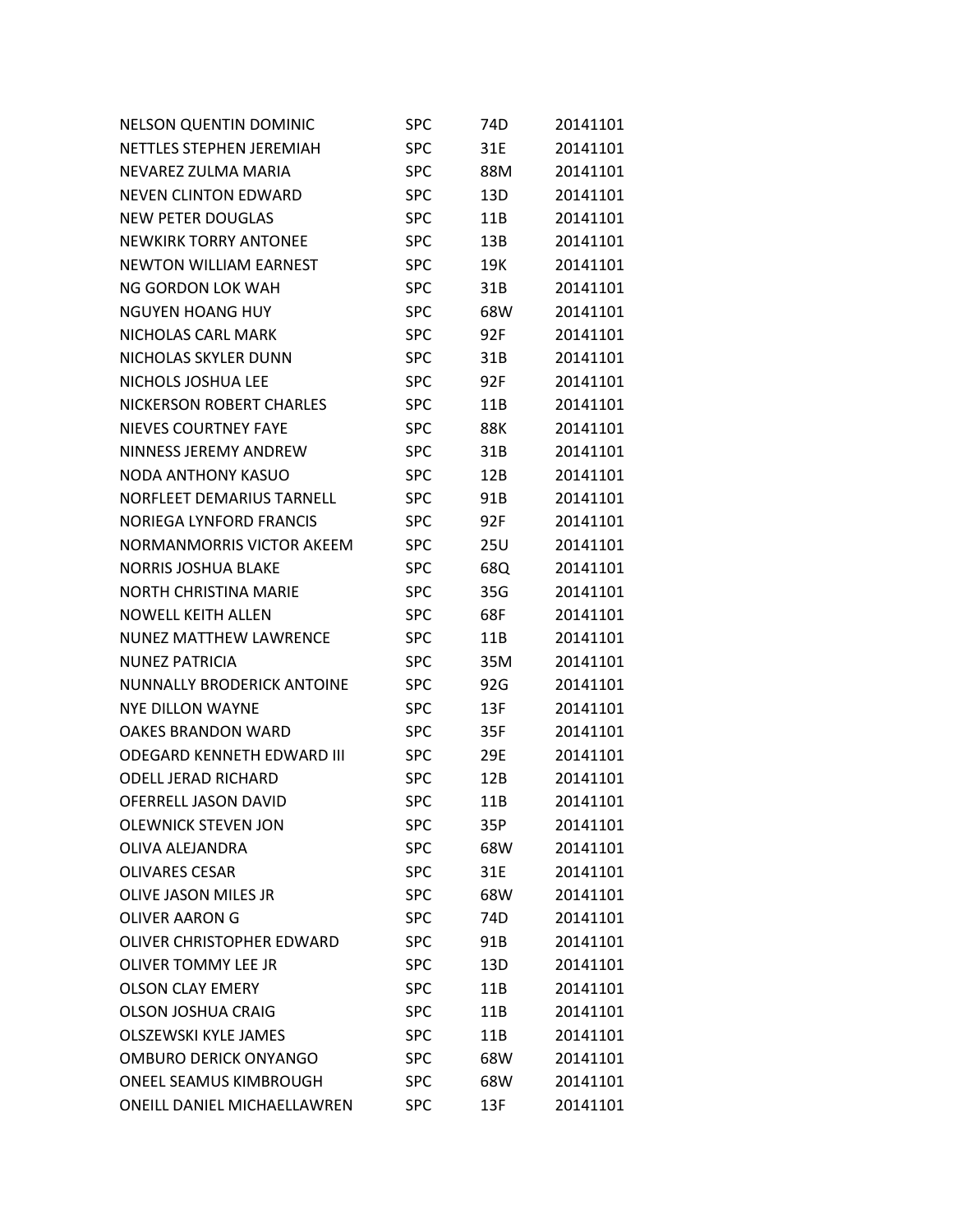| | | | |
|---|---|---|---|
| NELSON QUENTIN DOMINIC | SPC | 74D | 20141101 |
| NETTLES STEPHEN JEREMIAH | SPC | 31E | 20141101 |
| NEVAREZ ZULMA MARIA | SPC | 88M | 20141101 |
| NEVEN CLINTON EDWARD | SPC | 13D | 20141101 |
| NEW PETER DOUGLAS | SPC | 11B | 20141101 |
| NEWKIRK TORRY ANTONEE | SPC | 13B | 20141101 |
| NEWTON WILLIAM EARNEST | SPC | 19K | 20141101 |
| NG GORDON LOK WAH | SPC | 31B | 20141101 |
| NGUYEN HOANG HUY | SPC | 68W | 20141101 |
| NICHOLAS CARL MARK | SPC | 92F | 20141101 |
| NICHOLAS SKYLER DUNN | SPC | 31B | 20141101 |
| NICHOLS JOSHUA LEE | SPC | 92F | 20141101 |
| NICKERSON ROBERT CHARLES | SPC | 11B | 20141101 |
| NIEVES COURTNEY FAYE | SPC | 88K | 20141101 |
| NINNESS JEREMY ANDREW | SPC | 31B | 20141101 |
| NODA ANTHONY KASUO | SPC | 12B | 20141101 |
| NORFLEET DEMARIUS TARNELL | SPC | 91B | 20141101 |
| NORIEGA LYNFORD FRANCIS | SPC | 92F | 20141101 |
| NORMANMORRIS VICTOR AKEEM | SPC | 25U | 20141101 |
| NORRIS JOSHUA BLAKE | SPC | 68Q | 20141101 |
| NORTH CHRISTINA MARIE | SPC | 35G | 20141101 |
| NOWELL KEITH ALLEN | SPC | 68F | 20141101 |
| NUNEZ MATTHEW LAWRENCE | SPC | 11B | 20141101 |
| NUNEZ PATRICIA | SPC | 35M | 20141101 |
| NUNNALLY BRODERICK ANTOINE | SPC | 92G | 20141101 |
| NYE DILLON WAYNE | SPC | 13F | 20141101 |
| OAKES BRANDON WARD | SPC | 35F | 20141101 |
| ODEGARD KENNETH EDWARD III | SPC | 29E | 20141101 |
| ODELL JERAD RICHARD | SPC | 12B | 20141101 |
| OFERRELL JASON DAVID | SPC | 11B | 20141101 |
| OLEWNICK STEVEN JON | SPC | 35P | 20141101 |
| OLIVA ALEJANDRA | SPC | 68W | 20141101 |
| OLIVARES CESAR | SPC | 31E | 20141101 |
| OLIVE JASON MILES JR | SPC | 68W | 20141101 |
| OLIVER AARON G | SPC | 74D | 20141101 |
| OLIVER CHRISTOPHER EDWARD | SPC | 91B | 20141101 |
| OLIVER TOMMY LEE JR | SPC | 13D | 20141101 |
| OLSON CLAY EMERY | SPC | 11B | 20141101 |
| OLSON JOSHUA CRAIG | SPC | 11B | 20141101 |
| OLSZEWSKI KYLE JAMES | SPC | 11B | 20141101 |
| OMBURO DERICK ONYANGO | SPC | 68W | 20141101 |
| ONEEL SEAMUS KIMBROUGH | SPC | 68W | 20141101 |
| ONEILL DANIEL MICHAELLAWREN | SPC | 13F | 20141101 |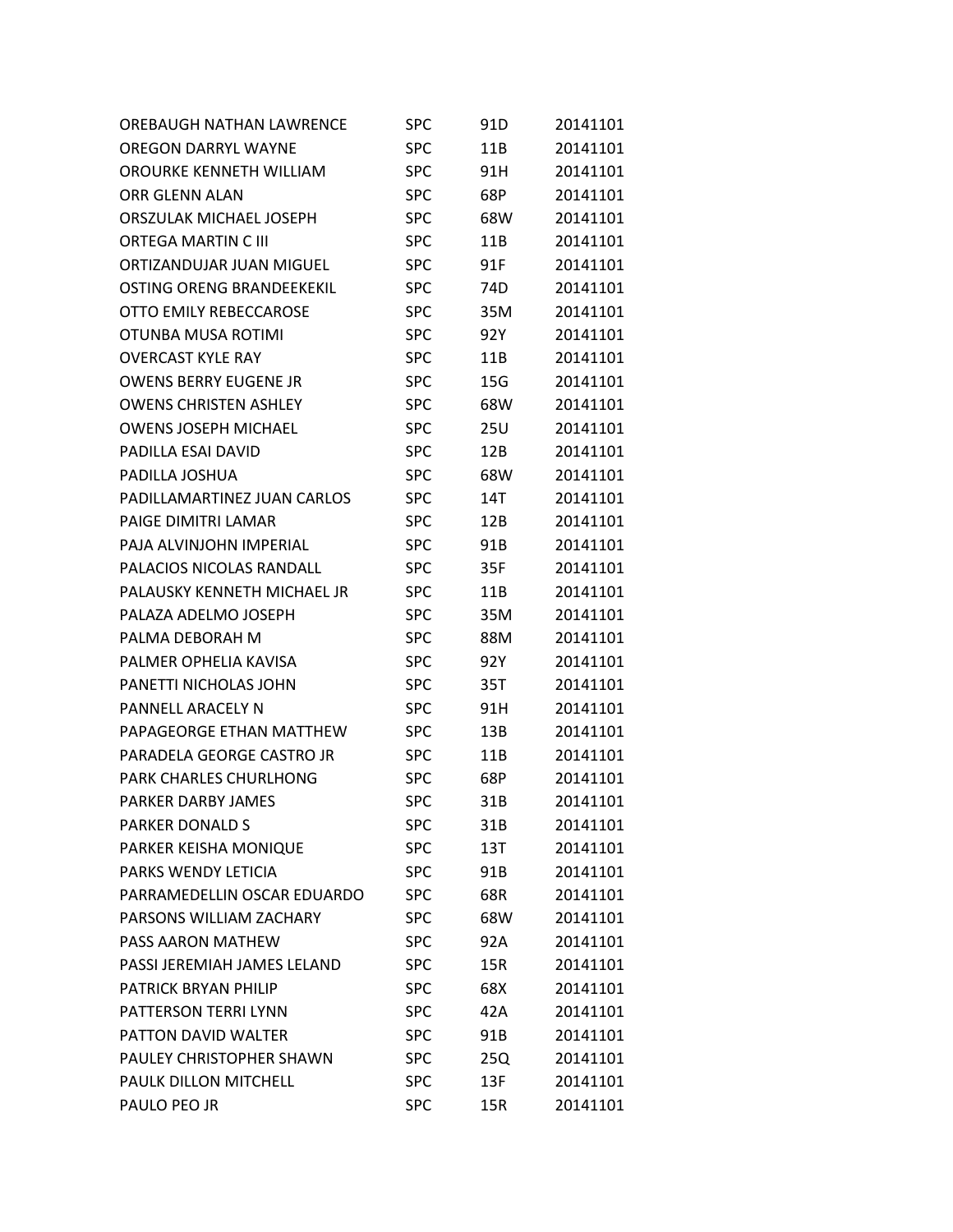| | | | |
|---|---|---|---|
| OREBAUGH NATHAN LAWRENCE | SPC | 91D | 20141101 |
| OREGON DARRYL WAYNE | SPC | 11B | 20141101 |
| OROURKE KENNETH WILLIAM | SPC | 91H | 20141101 |
| ORR GLENN ALAN | SPC | 68P | 20141101 |
| ORSZULAK MICHAEL JOSEPH | SPC | 68W | 20141101 |
| ORTEGA MARTIN C III | SPC | 11B | 20141101 |
| ORTIZANDUJAR JUAN MIGUEL | SPC | 91F | 20141101 |
| OSTING ORENG BRANDEEKEKIL | SPC | 74D | 20141101 |
| OTTO EMILY REBECCAROSE | SPC | 35M | 20141101 |
| OTUNBA MUSA ROTIMI | SPC | 92Y | 20141101 |
| OVERCAST KYLE RAY | SPC | 11B | 20141101 |
| OWENS BERRY EUGENE JR | SPC | 15G | 20141101 |
| OWENS CHRISTEN ASHLEY | SPC | 68W | 20141101 |
| OWENS JOSEPH MICHAEL | SPC | 25U | 20141101 |
| PADILLA ESAI DAVID | SPC | 12B | 20141101 |
| PADILLA JOSHUA | SPC | 68W | 20141101 |
| PADILLAMARTINEZ JUAN CARLOS | SPC | 14T | 20141101 |
| PAIGE DIMITRI LAMAR | SPC | 12B | 20141101 |
| PAJA ALVINJOHN IMPERIAL | SPC | 91B | 20141101 |
| PALACIOS NICOLAS RANDALL | SPC | 35F | 20141101 |
| PALAUSKY KENNETH MICHAEL JR | SPC | 11B | 20141101 |
| PALAZA ADELMO JOSEPH | SPC | 35M | 20141101 |
| PALMA DEBORAH M | SPC | 88M | 20141101 |
| PALMER OPHELIA KAVISA | SPC | 92Y | 20141101 |
| PANETTI NICHOLAS JOHN | SPC | 35T | 20141101 |
| PANNELL ARACELY N | SPC | 91H | 20141101 |
| PAPAGEORGE ETHAN MATTHEW | SPC | 13B | 20141101 |
| PARADELA GEORGE CASTRO JR | SPC | 11B | 20141101 |
| PARK CHARLES CHURLHONG | SPC | 68P | 20141101 |
| PARKER DARBY JAMES | SPC | 31B | 20141101 |
| PARKER DONALD S | SPC | 31B | 20141101 |
| PARKER KEISHA MONIQUE | SPC | 13T | 20141101 |
| PARKS WENDY LETICIA | SPC | 91B | 20141101 |
| PARRAMEDELLIN OSCAR EDUARDO | SPC | 68R | 20141101 |
| PARSONS WILLIAM ZACHARY | SPC | 68W | 20141101 |
| PASS AARON MATHEW | SPC | 92A | 20141101 |
| PASSI JEREMIAH JAMES LELAND | SPC | 15R | 20141101 |
| PATRICK BRYAN PHILIP | SPC | 68X | 20141101 |
| PATTERSON TERRI LYNN | SPC | 42A | 20141101 |
| PATTON DAVID WALTER | SPC | 91B | 20141101 |
| PAULEY CHRISTOPHER SHAWN | SPC | 25Q | 20141101 |
| PAULK DILLON MITCHELL | SPC | 13F | 20141101 |
| PAULO PEO JR | SPC | 15R | 20141101 |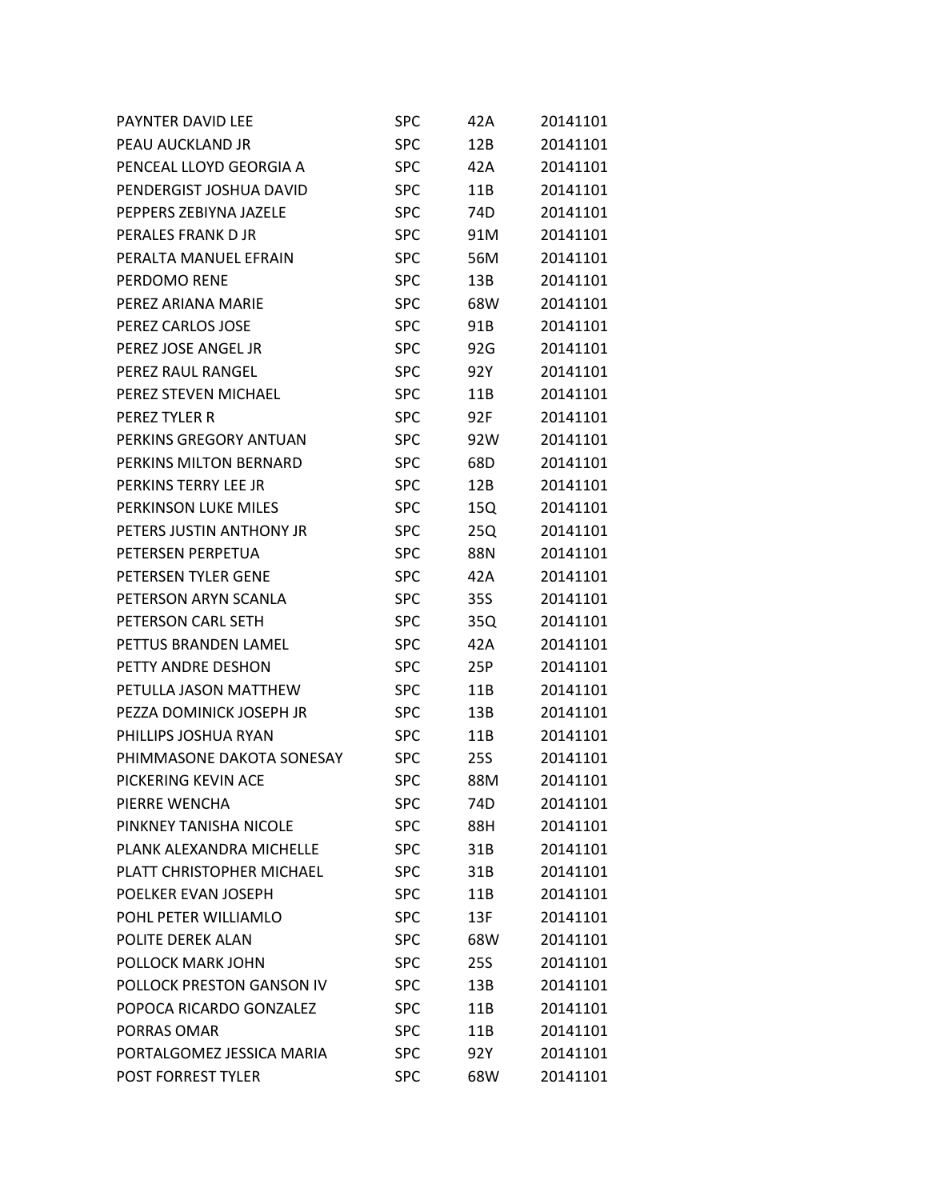| | | | |
|---|---|---|---|
| PAYNTER DAVID LEE | SPC | 42A | 20141101 |
| PEAU AUCKLAND JR | SPC | 12B | 20141101 |
| PENCEAL LLOYD GEORGIA A | SPC | 42A | 20141101 |
| PENDERGIST JOSHUA DAVID | SPC | 11B | 20141101 |
| PEPPERS ZEBIYNA JAZELE | SPC | 74D | 20141101 |
| PERALES FRANK D JR | SPC | 91M | 20141101 |
| PERALTA MANUEL EFRAIN | SPC | 56M | 20141101 |
| PERDOMO RENE | SPC | 13B | 20141101 |
| PEREZ ARIANA MARIE | SPC | 68W | 20141101 |
| PEREZ CARLOS JOSE | SPC | 91B | 20141101 |
| PEREZ JOSE ANGEL JR | SPC | 92G | 20141101 |
| PEREZ RAUL RANGEL | SPC | 92Y | 20141101 |
| PEREZ STEVEN MICHAEL | SPC | 11B | 20141101 |
| PEREZ TYLER R | SPC | 92F | 20141101 |
| PERKINS GREGORY ANTUAN | SPC | 92W | 20141101 |
| PERKINS MILTON BERNARD | SPC | 68D | 20141101 |
| PERKINS TERRY LEE JR | SPC | 12B | 20141101 |
| PERKINSON LUKE MILES | SPC | 15Q | 20141101 |
| PETERS JUSTIN ANTHONY JR | SPC | 25Q | 20141101 |
| PETERSEN PERPETUA | SPC | 88N | 20141101 |
| PETERSEN TYLER GENE | SPC | 42A | 20141101 |
| PETERSON ARYN SCANLA | SPC | 35S | 20141101 |
| PETERSON CARL SETH | SPC | 35Q | 20141101 |
| PETTUS BRANDEN LAMEL | SPC | 42A | 20141101 |
| PETTY ANDRE DESHON | SPC | 25P | 20141101 |
| PETULLA JASON MATTHEW | SPC | 11B | 20141101 |
| PEZZA DOMINICK JOSEPH JR | SPC | 13B | 20141101 |
| PHILLIPS JOSHUA RYAN | SPC | 11B | 20141101 |
| PHIMMASONE DAKOTA SONESAY | SPC | 25S | 20141101 |
| PICKERING KEVIN ACE | SPC | 88M | 20141101 |
| PIERRE WENCHA | SPC | 74D | 20141101 |
| PINKNEY TANISHA NICOLE | SPC | 88H | 20141101 |
| PLANK ALEXANDRA MICHELLE | SPC | 31B | 20141101 |
| PLATT CHRISTOPHER MICHAEL | SPC | 31B | 20141101 |
| POELKER EVAN JOSEPH | SPC | 11B | 20141101 |
| POHL PETER WILLIAMLO | SPC | 13F | 20141101 |
| POLITE DEREK ALAN | SPC | 68W | 20141101 |
| POLLOCK MARK JOHN | SPC | 25S | 20141101 |
| POLLOCK PRESTON GANSON IV | SPC | 13B | 20141101 |
| POPOCA RICARDO GONZALEZ | SPC | 11B | 20141101 |
| PORRAS OMAR | SPC | 11B | 20141101 |
| PORTALGOMEZ JESSICA MARIA | SPC | 92Y | 20141101 |
| POST FORREST TYLER | SPC | 68W | 20141101 |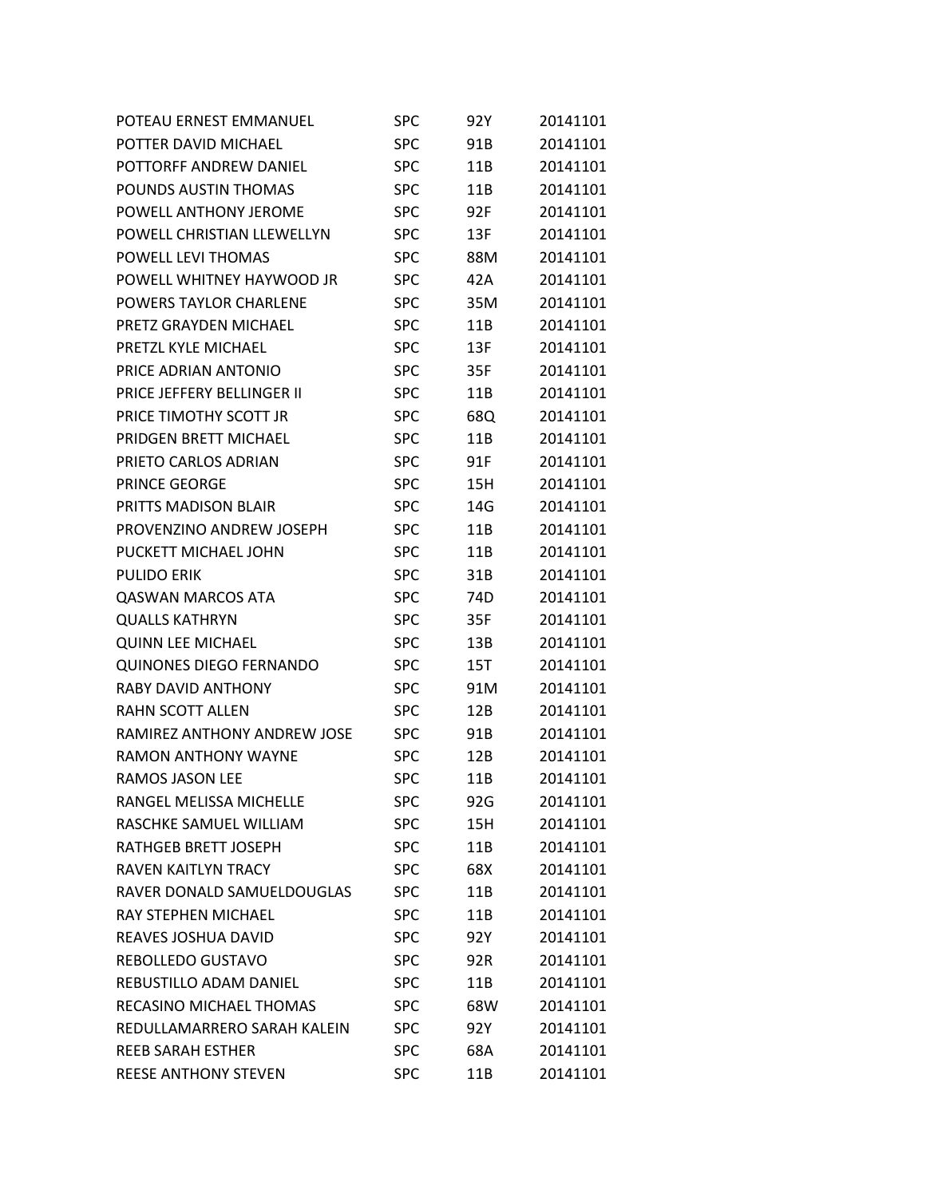| | | | |
|---|---|---|---|
| POTEAU ERNEST EMMANUEL | SPC | 92Y | 20141101 |
| POTTER DAVID MICHAEL | SPC | 91B | 20141101 |
| POTTORFF ANDREW DANIEL | SPC | 11B | 20141101 |
| POUNDS AUSTIN THOMAS | SPC | 11B | 20141101 |
| POWELL ANTHONY JEROME | SPC | 92F | 20141101 |
| POWELL CHRISTIAN LLEWELLYN | SPC | 13F | 20141101 |
| POWELL LEVI THOMAS | SPC | 88M | 20141101 |
| POWELL WHITNEY HAYWOOD JR | SPC | 42A | 20141101 |
| POWERS TAYLOR CHARLENE | SPC | 35M | 20141101 |
| PRETZ GRAYDEN MICHAEL | SPC | 11B | 20141101 |
| PRETZL KYLE MICHAEL | SPC | 13F | 20141101 |
| PRICE ADRIAN ANTONIO | SPC | 35F | 20141101 |
| PRICE JEFFERY BELLINGER II | SPC | 11B | 20141101 |
| PRICE TIMOTHY SCOTT JR | SPC | 68Q | 20141101 |
| PRIDGEN BRETT MICHAEL | SPC | 11B | 20141101 |
| PRIETO CARLOS ADRIAN | SPC | 91F | 20141101 |
| PRINCE GEORGE | SPC | 15H | 20141101 |
| PRITTS MADISON BLAIR | SPC | 14G | 20141101 |
| PROVENZINO ANDREW JOSEPH | SPC | 11B | 20141101 |
| PUCKETT MICHAEL JOHN | SPC | 11B | 20141101 |
| PULIDO ERIK | SPC | 31B | 20141101 |
| QASWAN MARCOS ATA | SPC | 74D | 20141101 |
| QUALLS KATHRYN | SPC | 35F | 20141101 |
| QUINN LEE MICHAEL | SPC | 13B | 20141101 |
| QUINONES DIEGO FERNANDO | SPC | 15T | 20141101 |
| RABY DAVID ANTHONY | SPC | 91M | 20141101 |
| RAHN SCOTT ALLEN | SPC | 12B | 20141101 |
| RAMIREZ ANTHONY ANDREW JOSE | SPC | 91B | 20141101 |
| RAMON ANTHONY WAYNE | SPC | 12B | 20141101 |
| RAMOS JASON LEE | SPC | 11B | 20141101 |
| RANGEL MELISSA MICHELLE | SPC | 92G | 20141101 |
| RASCHKE SAMUEL WILLIAM | SPC | 15H | 20141101 |
| RATHGEB BRETT JOSEPH | SPC | 11B | 20141101 |
| RAVEN KAITLYN TRACY | SPC | 68X | 20141101 |
| RAVER DONALD SAMUELDOUGLAS | SPC | 11B | 20141101 |
| RAY STEPHEN MICHAEL | SPC | 11B | 20141101 |
| REAVES JOSHUA DAVID | SPC | 92Y | 20141101 |
| REBOLLEDO GUSTAVO | SPC | 92R | 20141101 |
| REBUSTILLO ADAM DANIEL | SPC | 11B | 20141101 |
| RECASINO MICHAEL THOMAS | SPC | 68W | 20141101 |
| REDULLAMARRERO SARAH KALEIN | SPC | 92Y | 20141101 |
| REEB SARAH ESTHER | SPC | 68A | 20141101 |
| REESE ANTHONY STEVEN | SPC | 11B | 20141101 |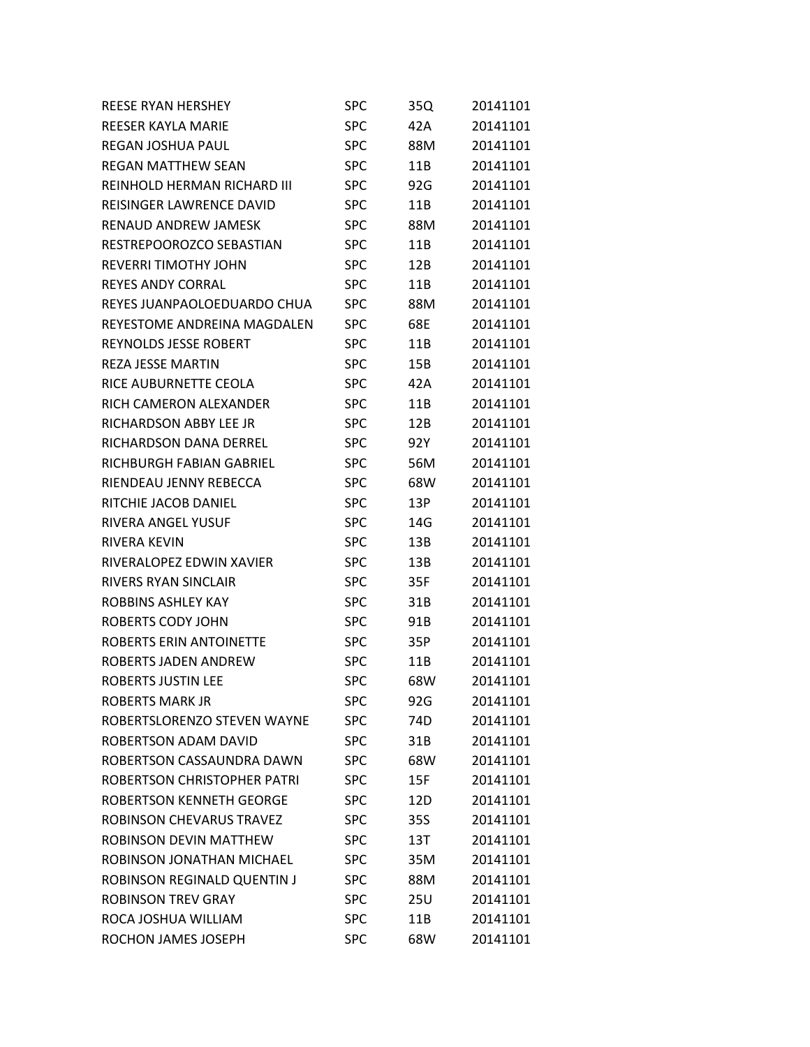| | | | |
|---|---|---|---|
| REESE RYAN HERSHEY | SPC | 35Q | 20141101 |
| REESER KAYLA MARIE | SPC | 42A | 20141101 |
| REGAN JOSHUA PAUL | SPC | 88M | 20141101 |
| REGAN MATTHEW SEAN | SPC | 11B | 20141101 |
| REINHOLD HERMAN RICHARD III | SPC | 92G | 20141101 |
| REISINGER LAWRENCE DAVID | SPC | 11B | 20141101 |
| RENAUD ANDREW JAMESK | SPC | 88M | 20141101 |
| RESTREPOOROZCO SEBASTIAN | SPC | 11B | 20141101 |
| REVERRI TIMOTHY JOHN | SPC | 12B | 20141101 |
| REYES ANDY CORRAL | SPC | 11B | 20141101 |
| REYES JUANPAOLOEDUARDO CHUA | SPC | 88M | 20141101 |
| REYESTOME ANDREINA MAGDALEN | SPC | 68E | 20141101 |
| REYNOLDS JESSE ROBERT | SPC | 11B | 20141101 |
| REZA JESSE MARTIN | SPC | 15B | 20141101 |
| RICE AUBURNETTE CEOLA | SPC | 42A | 20141101 |
| RICH CAMERON ALEXANDER | SPC | 11B | 20141101 |
| RICHARDSON ABBY LEE JR | SPC | 12B | 20141101 |
| RICHARDSON DANA DERREL | SPC | 92Y | 20141101 |
| RICHBURGH FABIAN GABRIEL | SPC | 56M | 20141101 |
| RIENDEAU JENNY REBECCA | SPC | 68W | 20141101 |
| RITCHIE JACOB DANIEL | SPC | 13P | 20141101 |
| RIVERA ANGEL YUSUF | SPC | 14G | 20141101 |
| RIVERA KEVIN | SPC | 13B | 20141101 |
| RIVERALOPEZ EDWIN XAVIER | SPC | 13B | 20141101 |
| RIVERS RYAN SINCLAIR | SPC | 35F | 20141101 |
| ROBBINS ASHLEY KAY | SPC | 31B | 20141101 |
| ROBERTS CODY JOHN | SPC | 91B | 20141101 |
| ROBERTS ERIN ANTOINETTE | SPC | 35P | 20141101 |
| ROBERTS JADEN ANDREW | SPC | 11B | 20141101 |
| ROBERTS JUSTIN LEE | SPC | 68W | 20141101 |
| ROBERTS MARK JR | SPC | 92G | 20141101 |
| ROBERTSLORENZO STEVEN WAYNE | SPC | 74D | 20141101 |
| ROBERTSON ADAM DAVID | SPC | 31B | 20141101 |
| ROBERTSON CASSAUNDRA DAWN | SPC | 68W | 20141101 |
| ROBERTSON CHRISTOPHER PATRI | SPC | 15F | 20141101 |
| ROBERTSON KENNETH GEORGE | SPC | 12D | 20141101 |
| ROBINSON CHEVARUS TRAVEZ | SPC | 35S | 20141101 |
| ROBINSON DEVIN MATTHEW | SPC | 13T | 20141101 |
| ROBINSON JONATHAN MICHAEL | SPC | 35M | 20141101 |
| ROBINSON REGINALD QUENTIN J | SPC | 88M | 20141101 |
| ROBINSON TREV GRAY | SPC | 25U | 20141101 |
| ROCA JOSHUA WILLIAM | SPC | 11B | 20141101 |
| ROCHON JAMES JOSEPH | SPC | 68W | 20141101 |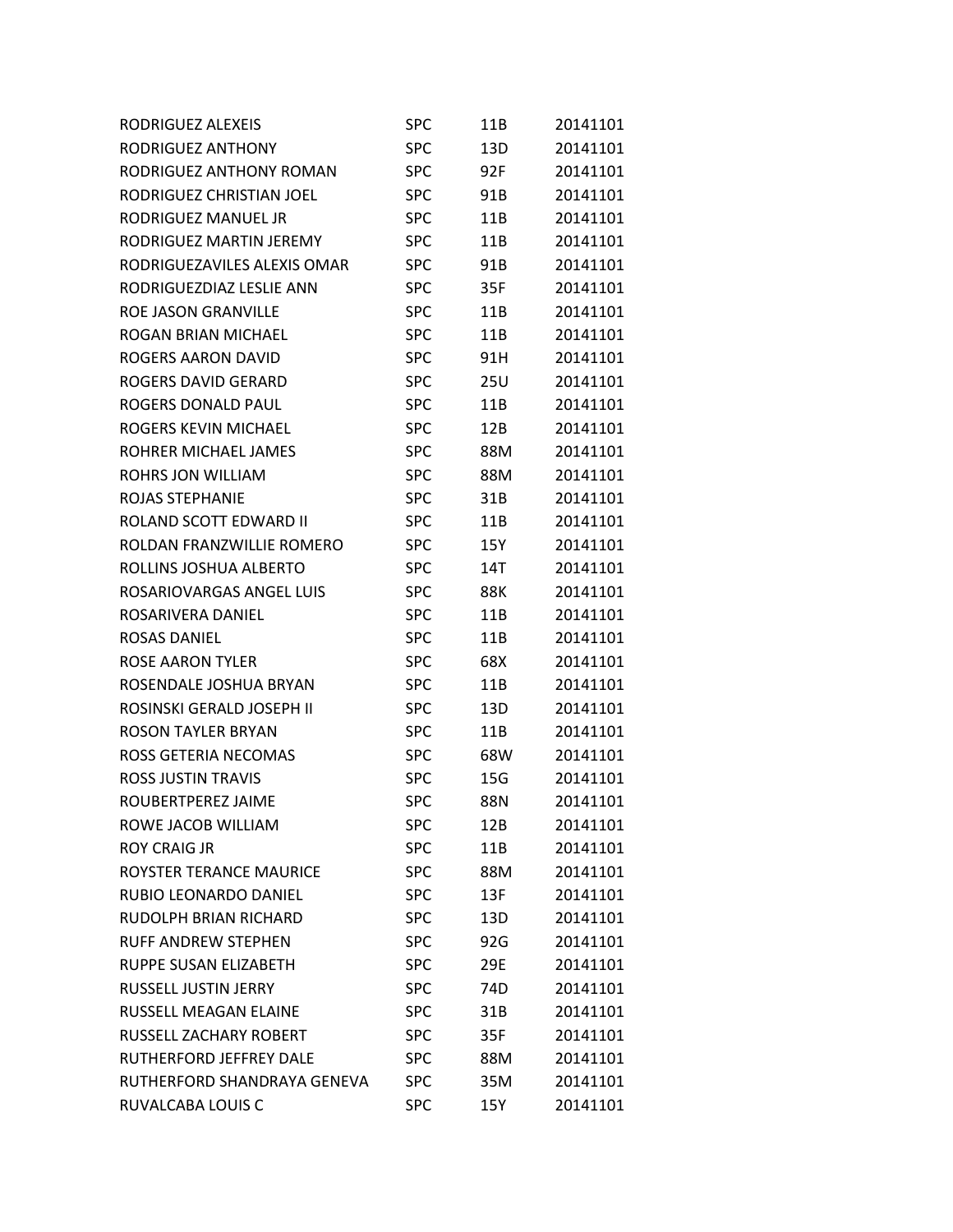| | | | |
|---|---|---|---|
| RODRIGUEZ ALEXEIS | SPC | 11B | 20141101 |
| RODRIGUEZ ANTHONY | SPC | 13D | 20141101 |
| RODRIGUEZ ANTHONY ROMAN | SPC | 92F | 20141101 |
| RODRIGUEZ CHRISTIAN JOEL | SPC | 91B | 20141101 |
| RODRIGUEZ MANUEL JR | SPC | 11B | 20141101 |
| RODRIGUEZ MARTIN JEREMY | SPC | 11B | 20141101 |
| RODRIGUEZAVILES ALEXIS OMAR | SPC | 91B | 20141101 |
| RODRIGUEZDIAZ LESLIE ANN | SPC | 35F | 20141101 |
| ROE JASON GRANVILLE | SPC | 11B | 20141101 |
| ROGAN BRIAN MICHAEL | SPC | 11B | 20141101 |
| ROGERS AARON DAVID | SPC | 91H | 20141101 |
| ROGERS DAVID GERARD | SPC | 25U | 20141101 |
| ROGERS DONALD PAUL | SPC | 11B | 20141101 |
| ROGERS KEVIN MICHAEL | SPC | 12B | 20141101 |
| ROHRER MICHAEL JAMES | SPC | 88M | 20141101 |
| ROHRS JON WILLIAM | SPC | 88M | 20141101 |
| ROJAS STEPHANIE | SPC | 31B | 20141101 |
| ROLAND SCOTT EDWARD II | SPC | 11B | 20141101 |
| ROLDAN FRANZWILLIE ROMERO | SPC | 15Y | 20141101 |
| ROLLINS JOSHUA ALBERTO | SPC | 14T | 20141101 |
| ROSARIOVARGAS ANGEL LUIS | SPC | 88K | 20141101 |
| ROSARIVERA DANIEL | SPC | 11B | 20141101 |
| ROSAS DANIEL | SPC | 11B | 20141101 |
| ROSE AARON TYLER | SPC | 68X | 20141101 |
| ROSENDALE JOSHUA BRYAN | SPC | 11B | 20141101 |
| ROSINSKI GERALD JOSEPH II | SPC | 13D | 20141101 |
| ROSON TAYLER BRYAN | SPC | 11B | 20141101 |
| ROSS GETERIA NECOMAS | SPC | 68W | 20141101 |
| ROSS JUSTIN TRAVIS | SPC | 15G | 20141101 |
| ROUBERTPEREZ JAIME | SPC | 88N | 20141101 |
| ROWE JACOB WILLIAM | SPC | 12B | 20141101 |
| ROY CRAIG JR | SPC | 11B | 20141101 |
| ROYSTER TERANCE MAURICE | SPC | 88M | 20141101 |
| RUBIO LEONARDO DANIEL | SPC | 13F | 20141101 |
| RUDOLPH BRIAN RICHARD | SPC | 13D | 20141101 |
| RUFF ANDREW STEPHEN | SPC | 92G | 20141101 |
| RUPPE SUSAN ELIZABETH | SPC | 29E | 20141101 |
| RUSSELL JUSTIN JERRY | SPC | 74D | 20141101 |
| RUSSELL MEAGAN ELAINE | SPC | 31B | 20141101 |
| RUSSELL ZACHARY ROBERT | SPC | 35F | 20141101 |
| RUTHERFORD JEFFREY DALE | SPC | 88M | 20141101 |
| RUTHERFORD SHANDRAYA GENEVA | SPC | 35M | 20141101 |
| RUVALCABA LOUIS C | SPC | 15Y | 20141101 |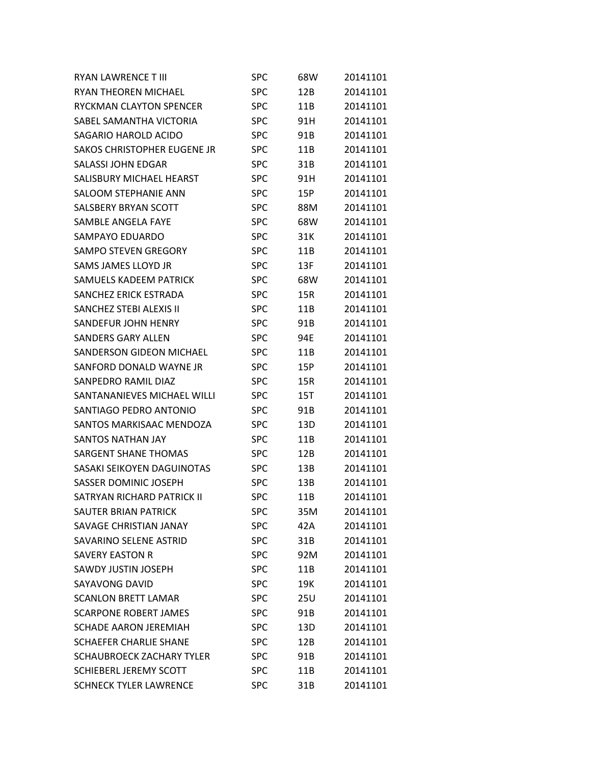| | | | |
|---|---|---|---|
| RYAN LAWRENCE T III | SPC | 68W | 20141101 |
| RYAN THEOREN MICHAEL | SPC | 12B | 20141101 |
| RYCKMAN CLAYTON SPENCER | SPC | 11B | 20141101 |
| SABEL SAMANTHA VICTORIA | SPC | 91H | 20141101 |
| SAGARIO HAROLD ACIDO | SPC | 91B | 20141101 |
| SAKOS CHRISTOPHER EUGENE JR | SPC | 11B | 20141101 |
| SALASSI JOHN EDGAR | SPC | 31B | 20141101 |
| SALISBURY MICHAEL HEARST | SPC | 91H | 20141101 |
| SALOOM STEPHANIE ANN | SPC | 15P | 20141101 |
| SALSBERY BRYAN SCOTT | SPC | 88M | 20141101 |
| SAMBLE ANGELA FAYE | SPC | 68W | 20141101 |
| SAMPAYO EDUARDO | SPC | 31K | 20141101 |
| SAMPO STEVEN GREGORY | SPC | 11B | 20141101 |
| SAMS JAMES LLOYD JR | SPC | 13F | 20141101 |
| SAMUELS KADEEM PATRICK | SPC | 68W | 20141101 |
| SANCHEZ ERICK ESTRADA | SPC | 15R | 20141101 |
| SANCHEZ STEBI ALEXIS II | SPC | 11B | 20141101 |
| SANDEFUR JOHN HENRY | SPC | 91B | 20141101 |
| SANDERS GARY ALLEN | SPC | 94E | 20141101 |
| SANDERSON GIDEON MICHAEL | SPC | 11B | 20141101 |
| SANFORD DONALD WAYNE JR | SPC | 15P | 20141101 |
| SANPEDRO RAMIL DIAZ | SPC | 15R | 20141101 |
| SANTANANIEVES MICHAEL WILLI | SPC | 15T | 20141101 |
| SANTIAGO PEDRO ANTONIO | SPC | 91B | 20141101 |
| SANTOS MARKISAAC MENDOZA | SPC | 13D | 20141101 |
| SANTOS NATHAN JAY | SPC | 11B | 20141101 |
| SARGENT SHANE THOMAS | SPC | 12B | 20141101 |
| SASAKI SEIKOYEN DAGUINOTAS | SPC | 13B | 20141101 |
| SASSER DOMINIC JOSEPH | SPC | 13B | 20141101 |
| SATRYAN RICHARD PATRICK II | SPC | 11B | 20141101 |
| SAUTER BRIAN PATRICK | SPC | 35M | 20141101 |
| SAVAGE CHRISTIAN JANAY | SPC | 42A | 20141101 |
| SAVARINO SELENE ASTRID | SPC | 31B | 20141101 |
| SAVERY EASTON R | SPC | 92M | 20141101 |
| SAWDY JUSTIN JOSEPH | SPC | 11B | 20141101 |
| SAYAVONG DAVID | SPC | 19K | 20141101 |
| SCANLON BRETT LAMAR | SPC | 25U | 20141101 |
| SCARPONE ROBERT JAMES | SPC | 91B | 20141101 |
| SCHADE AARON JEREMIAH | SPC | 13D | 20141101 |
| SCHAEFER CHARLIE SHANE | SPC | 12B | 20141101 |
| SCHAUBROECK ZACHARY TYLER | SPC | 91B | 20141101 |
| SCHIEBERL JEREMY SCOTT | SPC | 11B | 20141101 |
| SCHNECK TYLER LAWRENCE | SPC | 31B | 20141101 |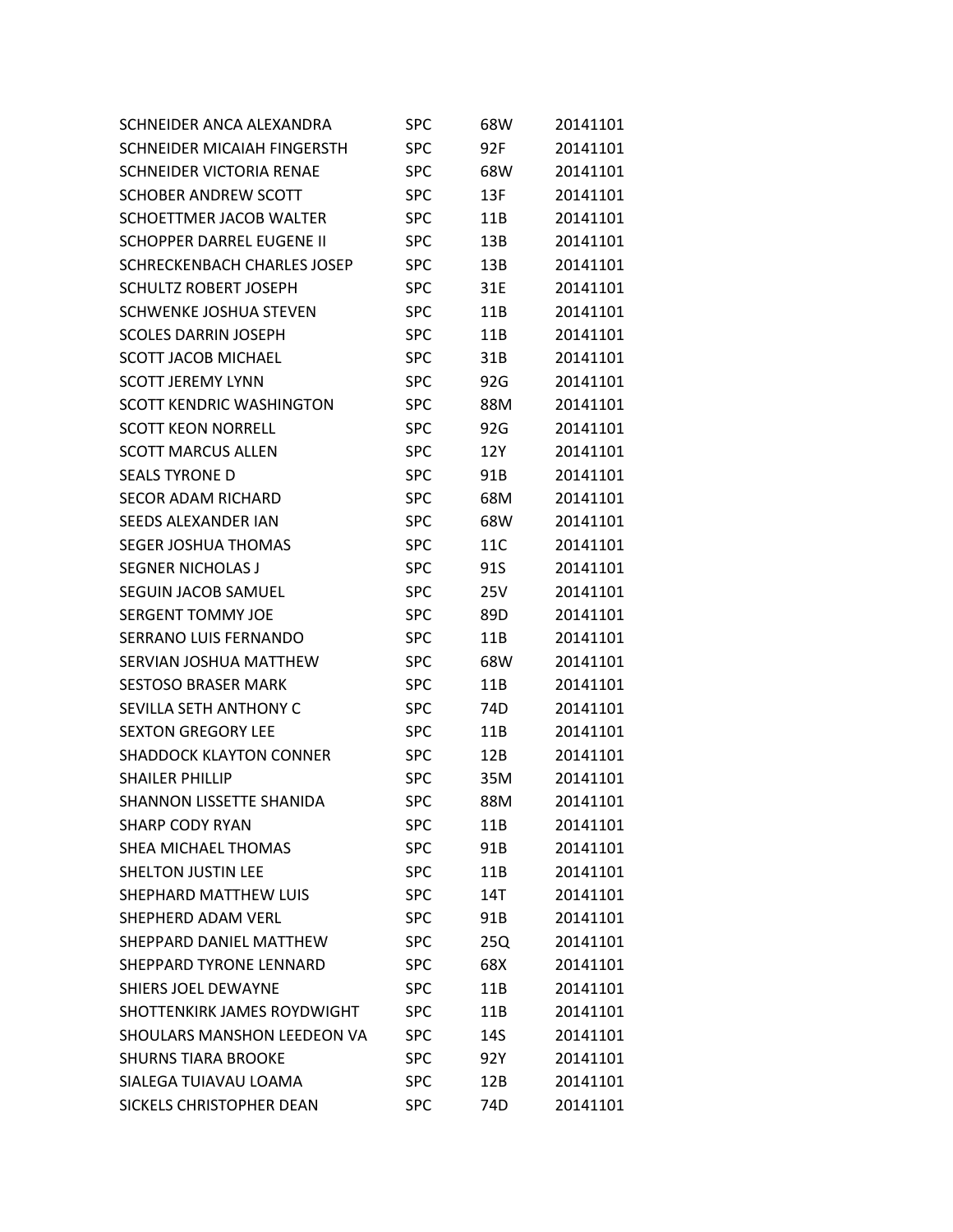| | | | |
|---|---|---|---|
| SCHNEIDER ANCA ALEXANDRA | SPC | 68W | 20141101 |
| SCHNEIDER MICAIAH FINGERSTH | SPC | 92F | 20141101 |
| SCHNEIDER VICTORIA RENAE | SPC | 68W | 20141101 |
| SCHOBER ANDREW SCOTT | SPC | 13F | 20141101 |
| SCHOETTMER JACOB WALTER | SPC | 11B | 20141101 |
| SCHOPPER DARREL EUGENE II | SPC | 13B | 20141101 |
| SCHRECKENBACH CHARLES JOSEP | SPC | 13B | 20141101 |
| SCHULTZ ROBERT JOSEPH | SPC | 31E | 20141101 |
| SCHWENKE JOSHUA STEVEN | SPC | 11B | 20141101 |
| SCOLES DARRIN JOSEPH | SPC | 11B | 20141101 |
| SCOTT JACOB MICHAEL | SPC | 31B | 20141101 |
| SCOTT JEREMY LYNN | SPC | 92G | 20141101 |
| SCOTT KENDRIC WASHINGTON | SPC | 88M | 20141101 |
| SCOTT KEON NORRELL | SPC | 92G | 20141101 |
| SCOTT MARCUS ALLEN | SPC | 12Y | 20141101 |
| SEALS TYRONE D | SPC | 91B | 20141101 |
| SECOR ADAM RICHARD | SPC | 68M | 20141101 |
| SEEDS ALEXANDER IAN | SPC | 68W | 20141101 |
| SEGER JOSHUA THOMAS | SPC | 11C | 20141101 |
| SEGNER NICHOLAS J | SPC | 91S | 20141101 |
| SEGUIN JACOB SAMUEL | SPC | 25V | 20141101 |
| SERGENT TOMMY JOE | SPC | 89D | 20141101 |
| SERRANO LUIS FERNANDO | SPC | 11B | 20141101 |
| SERVIAN JOSHUA MATTHEW | SPC | 68W | 20141101 |
| SESTOSO BRASER MARK | SPC | 11B | 20141101 |
| SEVILLA SETH ANTHONY C | SPC | 74D | 20141101 |
| SEXTON GREGORY LEE | SPC | 11B | 20141101 |
| SHADDOCK KLAYTON CONNER | SPC | 12B | 20141101 |
| SHAILER PHILLIP | SPC | 35M | 20141101 |
| SHANNON LISSETTE SHANIDA | SPC | 88M | 20141101 |
| SHARP CODY RYAN | SPC | 11B | 20141101 |
| SHEA MICHAEL THOMAS | SPC | 91B | 20141101 |
| SHELTON JUSTIN LEE | SPC | 11B | 20141101 |
| SHEPHARD MATTHEW LUIS | SPC | 14T | 20141101 |
| SHEPHERD ADAM VERL | SPC | 91B | 20141101 |
| SHEPPARD DANIEL MATTHEW | SPC | 25Q | 20141101 |
| SHEPPARD TYRONE LENNARD | SPC | 68X | 20141101 |
| SHIERS JOEL DEWAYNE | SPC | 11B | 20141101 |
| SHOTTENKIRK JAMES ROYDWIGHT | SPC | 11B | 20141101 |
| SHOULARS MANSHON LEEDEON VA | SPC | 14S | 20141101 |
| SHURNS TIARA BROOKE | SPC | 92Y | 20141101 |
| SIALEGA TUIAVAU LOAMA | SPC | 12B | 20141101 |
| SICKELS CHRISTOPHER DEAN | SPC | 74D | 20141101 |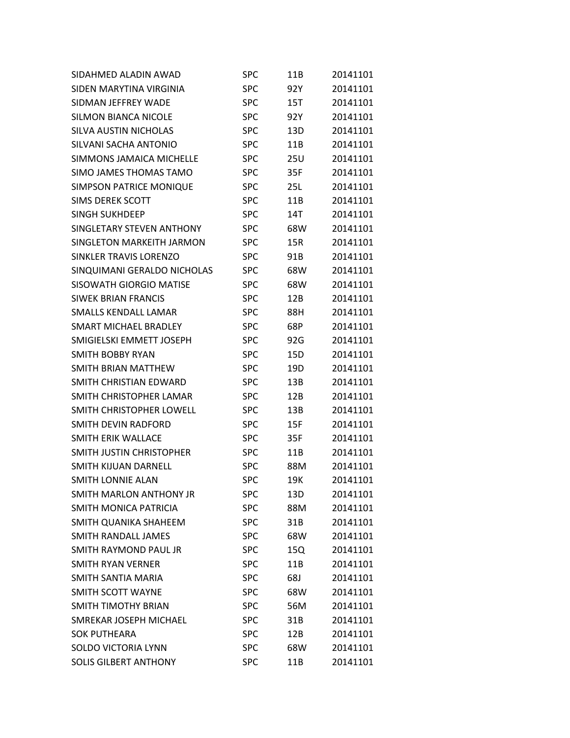| | | | |
|---|---|---|---|
| SIDAHMED ALADIN AWAD | SPC | 11B | 20141101 |
| SIDEN MARYTINA VIRGINIA | SPC | 92Y | 20141101 |
| SIDMAN JEFFREY WADE | SPC | 15T | 20141101 |
| SILMON BIANCA NICOLE | SPC | 92Y | 20141101 |
| SILVA AUSTIN NICHOLAS | SPC | 13D | 20141101 |
| SILVANI SACHA ANTONIO | SPC | 11B | 20141101 |
| SIMMONS JAMAICA MICHELLE | SPC | 25U | 20141101 |
| SIMO JAMES THOMAS TAMO | SPC | 35F | 20141101 |
| SIMPSON PATRICE MONIQUE | SPC | 25L | 20141101 |
| SIMS DEREK SCOTT | SPC | 11B | 20141101 |
| SINGH SUKHDEEP | SPC | 14T | 20141101 |
| SINGLETARY STEVEN ANTHONY | SPC | 68W | 20141101 |
| SINGLETON MARKEITH JARMON | SPC | 15R | 20141101 |
| SINKLER TRAVIS LORENZO | SPC | 91B | 20141101 |
| SINQUIMANI GERALDO NICHOLAS | SPC | 68W | 20141101 |
| SISOWATH GIORGIO MATISE | SPC | 68W | 20141101 |
| SIWEK BRIAN FRANCIS | SPC | 12B | 20141101 |
| SMALLS KENDALL LAMAR | SPC | 88H | 20141101 |
| SMART MICHAEL BRADLEY | SPC | 68P | 20141101 |
| SMIGIELSKI EMMETT JOSEPH | SPC | 92G | 20141101 |
| SMITH BOBBY RYAN | SPC | 15D | 20141101 |
| SMITH BRIAN MATTHEW | SPC | 19D | 20141101 |
| SMITH CHRISTIAN EDWARD | SPC | 13B | 20141101 |
| SMITH CHRISTOPHER LAMAR | SPC | 12B | 20141101 |
| SMITH CHRISTOPHER LOWELL | SPC | 13B | 20141101 |
| SMITH DEVIN RADFORD | SPC | 15F | 20141101 |
| SMITH ERIK WALLACE | SPC | 35F | 20141101 |
| SMITH JUSTIN CHRISTOPHER | SPC | 11B | 20141101 |
| SMITH KIJUAN DARNELL | SPC | 88M | 20141101 |
| SMITH LONNIE ALAN | SPC | 19K | 20141101 |
| SMITH MARLON ANTHONY JR | SPC | 13D | 20141101 |
| SMITH MONICA PATRICIA | SPC | 88M | 20141101 |
| SMITH QUANIKA SHAHEEM | SPC | 31B | 20141101 |
| SMITH RANDALL JAMES | SPC | 68W | 20141101 |
| SMITH RAYMOND PAUL JR | SPC | 15Q | 20141101 |
| SMITH RYAN VERNER | SPC | 11B | 20141101 |
| SMITH SANTIA MARIA | SPC | 68J | 20141101 |
| SMITH SCOTT WAYNE | SPC | 68W | 20141101 |
| SMITH TIMOTHY BRIAN | SPC | 56M | 20141101 |
| SMREKAR JOSEPH MICHAEL | SPC | 31B | 20141101 |
| SOK PUTHEARA | SPC | 12B | 20141101 |
| SOLDO VICTORIA LYNN | SPC | 68W | 20141101 |
| SOLIS GILBERT ANTHONY | SPC | 11B | 20141101 |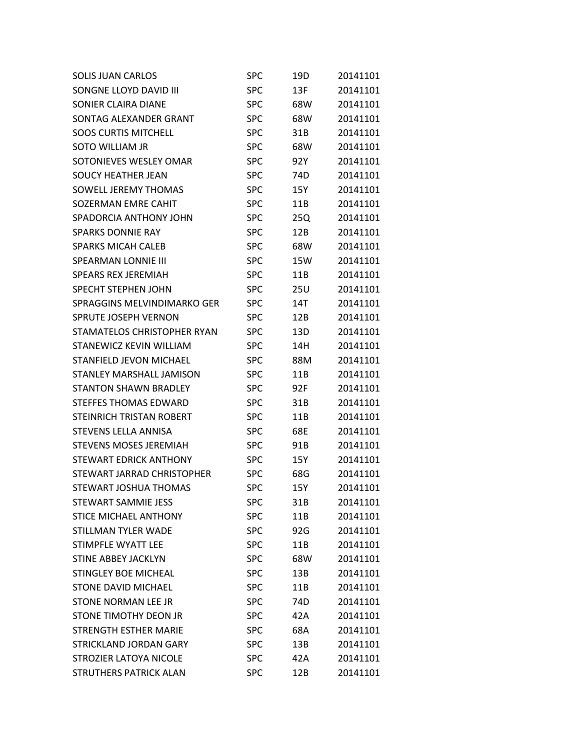| | | | |
|---|---|---|---|
| SOLIS JUAN CARLOS | SPC | 19D | 20141101 |
| SONGNE LLOYD DAVID III | SPC | 13F | 20141101 |
| SONIER CLAIRA DIANE | SPC | 68W | 20141101 |
| SONTAG ALEXANDER GRANT | SPC | 68W | 20141101 |
| SOOS CURTIS MITCHELL | SPC | 31B | 20141101 |
| SOTO WILLIAM JR | SPC | 68W | 20141101 |
| SOTONIEVES WESLEY OMAR | SPC | 92Y | 20141101 |
| SOUCY HEATHER JEAN | SPC | 74D | 20141101 |
| SOWELL JEREMY THOMAS | SPC | 15Y | 20141101 |
| SOZERMAN EMRE CAHIT | SPC | 11B | 20141101 |
| SPADORCIA ANTHONY JOHN | SPC | 25Q | 20141101 |
| SPARKS DONNIE RAY | SPC | 12B | 20141101 |
| SPARKS MICAH CALEB | SPC | 68W | 20141101 |
| SPEARMAN LONNIE III | SPC | 15W | 20141101 |
| SPEARS REX JEREMIAH | SPC | 11B | 20141101 |
| SPECHT STEPHEN JOHN | SPC | 25U | 20141101 |
| SPRAGGINS MELVINDIMARKO GER | SPC | 14T | 20141101 |
| SPRUTE JOSEPH VERNON | SPC | 12B | 20141101 |
| STAMATELOS CHRISTOPHER RYAN | SPC | 13D | 20141101 |
| STANEWICZ KEVIN WILLIAM | SPC | 14H | 20141101 |
| STANFIELD JEVON MICHAEL | SPC | 88M | 20141101 |
| STANLEY MARSHALL JAMISON | SPC | 11B | 20141101 |
| STANTON SHAWN BRADLEY | SPC | 92F | 20141101 |
| STEFFES THOMAS EDWARD | SPC | 31B | 20141101 |
| STEINRICH TRISTAN ROBERT | SPC | 11B | 20141101 |
| STEVENS LELLA ANNISA | SPC | 68E | 20141101 |
| STEVENS MOSES JEREMIAH | SPC | 91B | 20141101 |
| STEWART EDRICK ANTHONY | SPC | 15Y | 20141101 |
| STEWART JARRAD CHRISTOPHER | SPC | 68G | 20141101 |
| STEWART JOSHUA THOMAS | SPC | 15Y | 20141101 |
| STEWART SAMMIE JESS | SPC | 31B | 20141101 |
| STICE MICHAEL ANTHONY | SPC | 11B | 20141101 |
| STILLMAN TYLER WADE | SPC | 92G | 20141101 |
| STIMPFLE WYATT LEE | SPC | 11B | 20141101 |
| STINE ABBEY JACKLYN | SPC | 68W | 20141101 |
| STINGLEY BOE MICHEAL | SPC | 13B | 20141101 |
| STONE DAVID MICHAEL | SPC | 11B | 20141101 |
| STONE NORMAN LEE JR | SPC | 74D | 20141101 |
| STONE TIMOTHY DEON JR | SPC | 42A | 20141101 |
| STRENGTH ESTHER MARIE | SPC | 68A | 20141101 |
| STRICKLAND JORDAN GARY | SPC | 13B | 20141101 |
| STROZIER LATOYA NICOLE | SPC | 42A | 20141101 |
| STRUTHERS PATRICK ALAN | SPC | 12B | 20141101 |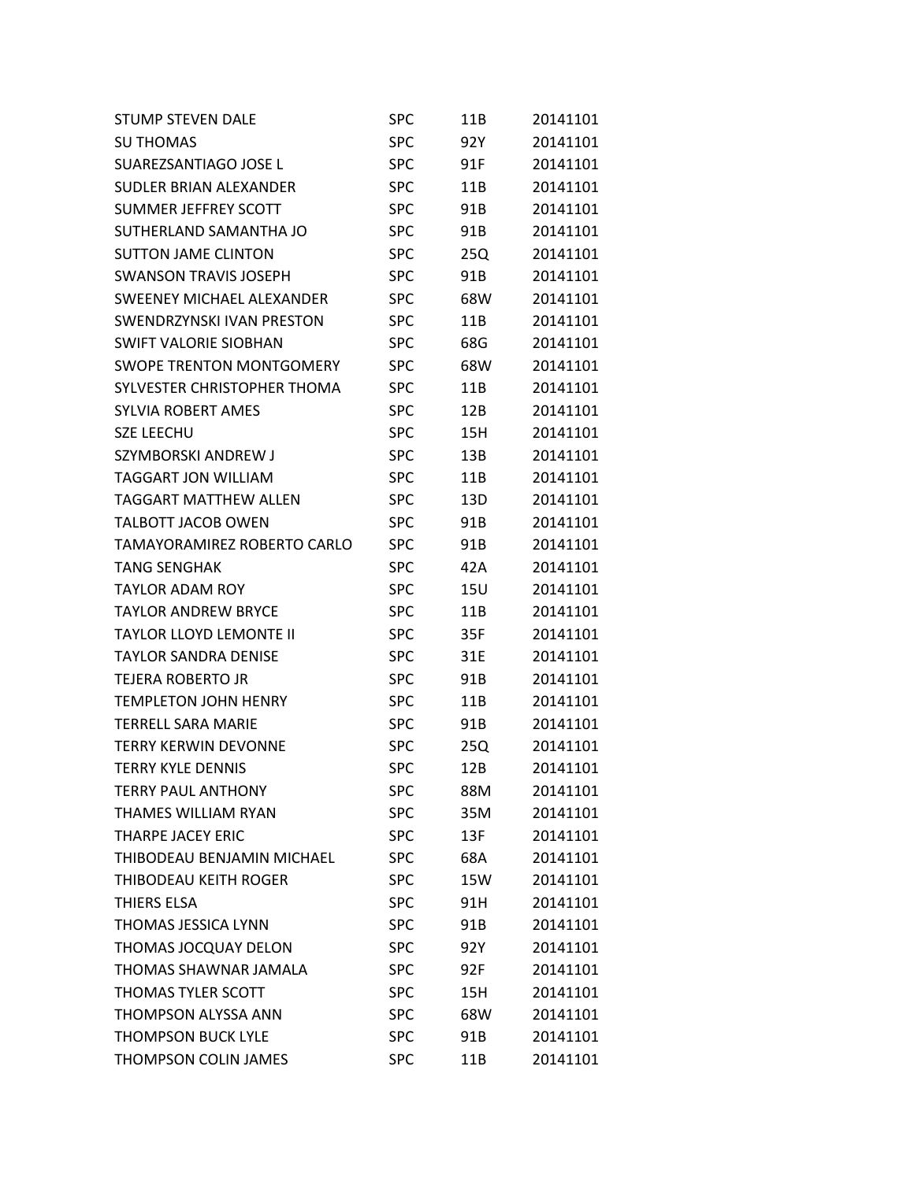| | | | |
|---|---|---|---|
| STUMP STEVEN DALE | SPC | 11B | 20141101 |
| SU THOMAS | SPC | 92Y | 20141101 |
| SUAREZSANTIAGO JOSE L | SPC | 91F | 20141101 |
| SUDLER BRIAN ALEXANDER | SPC | 11B | 20141101 |
| SUMMER JEFFREY SCOTT | SPC | 91B | 20141101 |
| SUTHERLAND SAMANTHA JO | SPC | 91B | 20141101 |
| SUTTON JAME CLINTON | SPC | 25Q | 20141101 |
| SWANSON TRAVIS JOSEPH | SPC | 91B | 20141101 |
| SWEENEY MICHAEL ALEXANDER | SPC | 68W | 20141101 |
| SWENDRZYNSKI IVAN PRESTON | SPC | 11B | 20141101 |
| SWIFT VALORIE SIOBHAN | SPC | 68G | 20141101 |
| SWOPE TRENTON MONTGOMERY | SPC | 68W | 20141101 |
| SYLVESTER CHRISTOPHER THOMA | SPC | 11B | 20141101 |
| SYLVIA ROBERT AMES | SPC | 12B | 20141101 |
| SZE LEECHU | SPC | 15H | 20141101 |
| SZYMBORSKI ANDREW J | SPC | 13B | 20141101 |
| TAGGART JON WILLIAM | SPC | 11B | 20141101 |
| TAGGART MATTHEW ALLEN | SPC | 13D | 20141101 |
| TALBOTT JACOB OWEN | SPC | 91B | 20141101 |
| TAMAYORAMIREZ ROBERTO CARLO | SPC | 91B | 20141101 |
| TANG SENGHAK | SPC | 42A | 20141101 |
| TAYLOR ADAM ROY | SPC | 15U | 20141101 |
| TAYLOR ANDREW BRYCE | SPC | 11B | 20141101 |
| TAYLOR LLOYD LEMONTE II | SPC | 35F | 20141101 |
| TAYLOR SANDRA DENISE | SPC | 31E | 20141101 |
| TEJERA ROBERTO JR | SPC | 91B | 20141101 |
| TEMPLETON JOHN HENRY | SPC | 11B | 20141101 |
| TERRELL SARA MARIE | SPC | 91B | 20141101 |
| TERRY KERWIN DEVONNE | SPC | 25Q | 20141101 |
| TERRY KYLE DENNIS | SPC | 12B | 20141101 |
| TERRY PAUL ANTHONY | SPC | 88M | 20141101 |
| THAMES WILLIAM RYAN | SPC | 35M | 20141101 |
| THARPE JACEY ERIC | SPC | 13F | 20141101 |
| THIBODEAU BENJAMIN MICHAEL | SPC | 68A | 20141101 |
| THIBODEAU KEITH ROGER | SPC | 15W | 20141101 |
| THIERS ELSA | SPC | 91H | 20141101 |
| THOMAS JESSICA LYNN | SPC | 91B | 20141101 |
| THOMAS JOCQUAY DELON | SPC | 92Y | 20141101 |
| THOMAS SHAWNAR JAMALA | SPC | 92F | 20141101 |
| THOMAS TYLER SCOTT | SPC | 15H | 20141101 |
| THOMPSON ALYSSA ANN | SPC | 68W | 20141101 |
| THOMPSON BUCK LYLE | SPC | 91B | 20141101 |
| THOMPSON COLIN JAMES | SPC | 11B | 20141101 |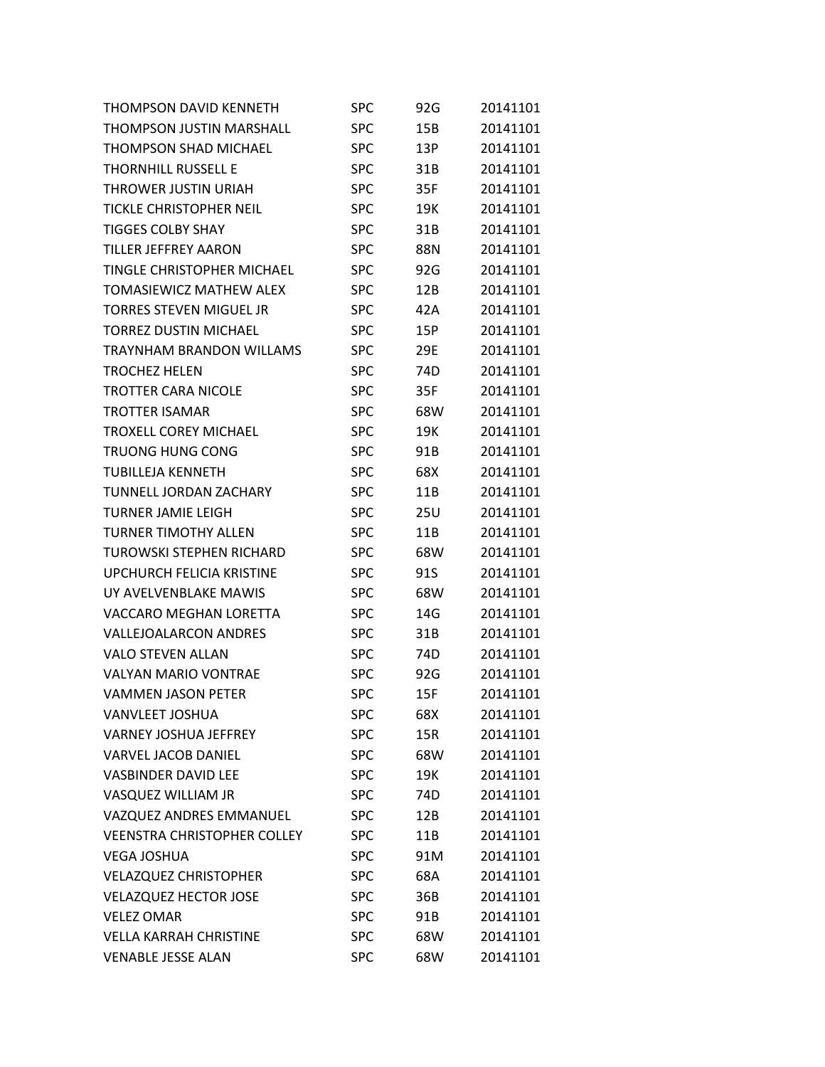| | | | |
|---|---|---|---|
| THOMPSON DAVID KENNETH | SPC | 92G | 20141101 |
| THOMPSON JUSTIN MARSHALL | SPC | 15B | 20141101 |
| THOMPSON SHAD MICHAEL | SPC | 13P | 20141101 |
| THORNHILL RUSSELL E | SPC | 31B | 20141101 |
| THROWER JUSTIN URIAH | SPC | 35F | 20141101 |
| TICKLE CHRISTOPHER NEIL | SPC | 19K | 20141101 |
| TIGGES COLBY SHAY | SPC | 31B | 20141101 |
| TILLER JEFFREY AARON | SPC | 88N | 20141101 |
| TINGLE CHRISTOPHER MICHAEL | SPC | 92G | 20141101 |
| TOMASIEWICZ MATHEW ALEX | SPC | 12B | 20141101 |
| TORRES STEVEN MIGUEL JR | SPC | 42A | 20141101 |
| TORREZ DUSTIN MICHAEL | SPC | 15P | 20141101 |
| TRAYNHAM BRANDON WILLAMS | SPC | 29E | 20141101 |
| TROCHEZ HELEN | SPC | 74D | 20141101 |
| TROTTER CARA NICOLE | SPC | 35F | 20141101 |
| TROTTER ISAMAR | SPC | 68W | 20141101 |
| TROXELL COREY MICHAEL | SPC | 19K | 20141101 |
| TRUONG HUNG CONG | SPC | 91B | 20141101 |
| TUBILLEJA KENNETH | SPC | 68X | 20141101 |
| TUNNELL JORDAN ZACHARY | SPC | 11B | 20141101 |
| TURNER JAMIE LEIGH | SPC | 25U | 20141101 |
| TURNER TIMOTHY ALLEN | SPC | 11B | 20141101 |
| TUROWSKI STEPHEN RICHARD | SPC | 68W | 20141101 |
| UPCHURCH FELICIA KRISTINE | SPC | 91S | 20141101 |
| UY AVELVENBLAKE MAWIS | SPC | 68W | 20141101 |
| VACCARO MEGHAN LORETTA | SPC | 14G | 20141101 |
| VALLEJOALARCON ANDRES | SPC | 31B | 20141101 |
| VALO STEVEN ALLAN | SPC | 74D | 20141101 |
| VALYAN MARIO VONTRAE | SPC | 92G | 20141101 |
| VAMMEN JASON PETER | SPC | 15F | 20141101 |
| VANVLEET JOSHUA | SPC | 68X | 20141101 |
| VARNEY JOSHUA JEFFREY | SPC | 15R | 20141101 |
| VARVEL JACOB DANIEL | SPC | 68W | 20141101 |
| VASBINDER DAVID LEE | SPC | 19K | 20141101 |
| VASQUEZ WILLIAM JR | SPC | 74D | 20141101 |
| VAZQUEZ ANDRES EMMANUEL | SPC | 12B | 20141101 |
| VEENSTRA CHRISTOPHER COLLEY | SPC | 11B | 20141101 |
| VEGA JOSHUA | SPC | 91M | 20141101 |
| VELAZQUEZ CHRISTOPHER | SPC | 68A | 20141101 |
| VELAZQUEZ HECTOR JOSE | SPC | 36B | 20141101 |
| VELEZ OMAR | SPC | 91B | 20141101 |
| VELLA KARRAH CHRISTINE | SPC | 68W | 20141101 |
| VENABLE JESSE ALAN | SPC | 68W | 20141101 |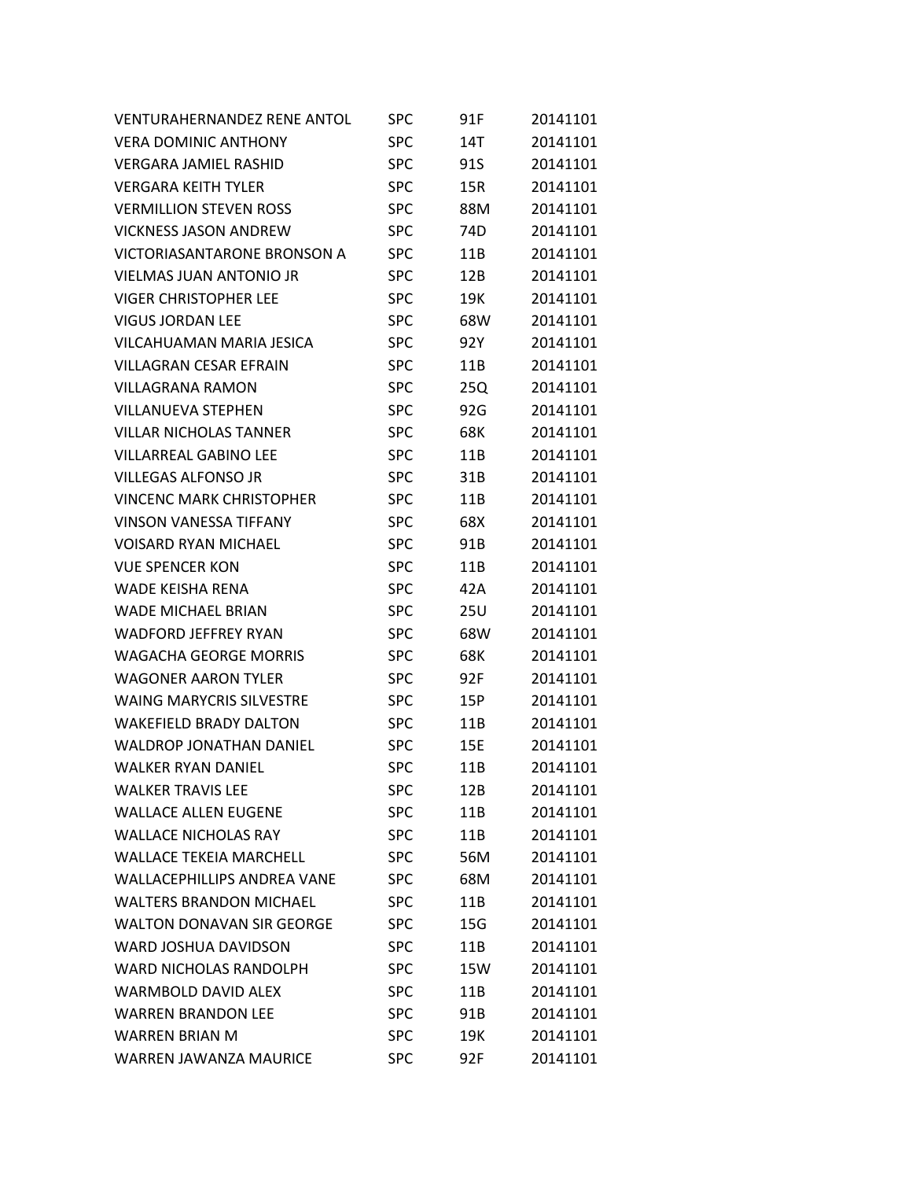| | | | |
|---|---|---|---|
| VENTURAHERNANDEZ RENE ANTOL | SPC | 91F | 20141101 |
| VERA DOMINIC ANTHONY | SPC | 14T | 20141101 |
| VERGARA JAMIEL RASHID | SPC | 91S | 20141101 |
| VERGARA KEITH TYLER | SPC | 15R | 20141101 |
| VERMILLION STEVEN ROSS | SPC | 88M | 20141101 |
| VICKNESS JASON ANDREW | SPC | 74D | 20141101 |
| VICTORIASANTARONE BRONSON A | SPC | 11B | 20141101 |
| VIELMAS JUAN ANTONIO JR | SPC | 12B | 20141101 |
| VIGER CHRISTOPHER LEE | SPC | 19K | 20141101 |
| VIGUS JORDAN LEE | SPC | 68W | 20141101 |
| VILCAHUAMAN MARIA JESICA | SPC | 92Y | 20141101 |
| VILLAGRAN CESAR EFRAIN | SPC | 11B | 20141101 |
| VILLAGRANA RAMON | SPC | 25Q | 20141101 |
| VILLANUEVA STEPHEN | SPC | 92G | 20141101 |
| VILLAR NICHOLAS TANNER | SPC | 68K | 20141101 |
| VILLARREAL GABINO LEE | SPC | 11B | 20141101 |
| VILLEGAS ALFONSO JR | SPC | 31B | 20141101 |
| VINCENC MARK CHRISTOPHER | SPC | 11B | 20141101 |
| VINSON VANESSA TIFFANY | SPC | 68X | 20141101 |
| VOISARD RYAN MICHAEL | SPC | 91B | 20141101 |
| VUE SPENCER KON | SPC | 11B | 20141101 |
| WADE KEISHA RENA | SPC | 42A | 20141101 |
| WADE MICHAEL BRIAN | SPC | 25U | 20141101 |
| WADFORD JEFFREY RYAN | SPC | 68W | 20141101 |
| WAGACHA GEORGE MORRIS | SPC | 68K | 20141101 |
| WAGONER AARON TYLER | SPC | 92F | 20141101 |
| WAING MARYCRIS SILVESTRE | SPC | 15P | 20141101 |
| WAKEFIELD BRADY DALTON | SPC | 11B | 20141101 |
| WALDROP JONATHAN DANIEL | SPC | 15E | 20141101 |
| WALKER RYAN DANIEL | SPC | 11B | 20141101 |
| WALKER TRAVIS LEE | SPC | 12B | 20141101 |
| WALLACE ALLEN EUGENE | SPC | 11B | 20141101 |
| WALLACE NICHOLAS RAY | SPC | 11B | 20141101 |
| WALLACE TEKEIA MARCHELL | SPC | 56M | 20141101 |
| WALLACEPHILLIPS ANDREA VANE | SPC | 68M | 20141101 |
| WALTERS BRANDON MICHAEL | SPC | 11B | 20141101 |
| WALTON DONAVAN SIR GEORGE | SPC | 15G | 20141101 |
| WARD JOSHUA DAVIDSON | SPC | 11B | 20141101 |
| WARD NICHOLAS RANDOLPH | SPC | 15W | 20141101 |
| WARMBOLD DAVID ALEX | SPC | 11B | 20141101 |
| WARREN BRANDON LEE | SPC | 91B | 20141101 |
| WARREN BRIAN M | SPC | 19K | 20141101 |
| WARREN JAWANZA MAURICE | SPC | 92F | 20141101 |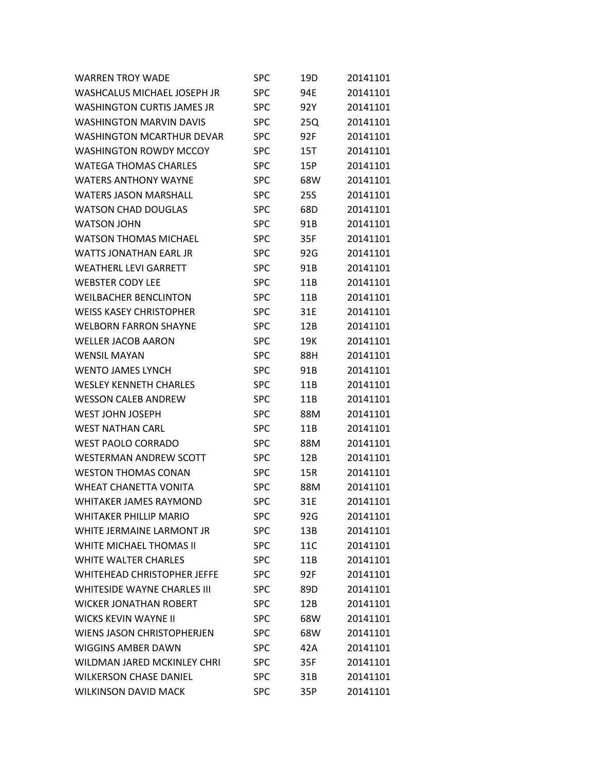| | | | |
|---|---|---|---|
| WARREN TROY WADE | SPC | 19D | 20141101 |
| WASHCALUS MICHAEL JOSEPH JR | SPC | 94E | 20141101 |
| WASHINGTON CURTIS JAMES JR | SPC | 92Y | 20141101 |
| WASHINGTON MARVIN DAVIS | SPC | 25Q | 20141101 |
| WASHINGTON MCARTHUR DEVAR | SPC | 92F | 20141101 |
| WASHINGTON ROWDY MCCOY | SPC | 15T | 20141101 |
| WATEGA THOMAS CHARLES | SPC | 15P | 20141101 |
| WATERS ANTHONY WAYNE | SPC | 68W | 20141101 |
| WATERS JASON MARSHALL | SPC | 25S | 20141101 |
| WATSON CHAD DOUGLAS | SPC | 68D | 20141101 |
| WATSON JOHN | SPC | 91B | 20141101 |
| WATSON THOMAS MICHAEL | SPC | 35F | 20141101 |
| WATTS JONATHAN EARL JR | SPC | 92G | 20141101 |
| WEATHERL LEVI GARRETT | SPC | 91B | 20141101 |
| WEBSTER CODY LEE | SPC | 11B | 20141101 |
| WEILBACHER BENCLINTON | SPC | 11B | 20141101 |
| WEISS KASEY CHRISTOPHER | SPC | 31E | 20141101 |
| WELBORN FARRON SHAYNE | SPC | 12B | 20141101 |
| WELLER JACOB AARON | SPC | 19K | 20141101 |
| WENSIL MAYAN | SPC | 88H | 20141101 |
| WENTO JAMES LYNCH | SPC | 91B | 20141101 |
| WESLEY KENNETH CHARLES | SPC | 11B | 20141101 |
| WESSON CALEB ANDREW | SPC | 11B | 20141101 |
| WEST JOHN JOSEPH | SPC | 88M | 20141101 |
| WEST NATHAN CARL | SPC | 11B | 20141101 |
| WEST PAOLO CORRADO | SPC | 88M | 20141101 |
| WESTERMAN ANDREW SCOTT | SPC | 12B | 20141101 |
| WESTON THOMAS CONAN | SPC | 15R | 20141101 |
| WHEAT CHANETTA VONITA | SPC | 88M | 20141101 |
| WHITAKER JAMES RAYMOND | SPC | 31E | 20141101 |
| WHITAKER PHILLIP MARIO | SPC | 92G | 20141101 |
| WHITE JERMAINE LARMONT JR | SPC | 13B | 20141101 |
| WHITE MICHAEL THOMAS II | SPC | 11C | 20141101 |
| WHITE WALTER CHARLES | SPC | 11B | 20141101 |
| WHITEHEAD CHRISTOPHER JEFFE | SPC | 92F | 20141101 |
| WHITESIDE WAYNE CHARLES III | SPC | 89D | 20141101 |
| WICKER JONATHAN ROBERT | SPC | 12B | 20141101 |
| WICKS KEVIN WAYNE II | SPC | 68W | 20141101 |
| WIENS JASON CHRISTOPHERJEN | SPC | 68W | 20141101 |
| WIGGINS AMBER DAWN | SPC | 42A | 20141101 |
| WILDMAN JARED MCKINLEY CHRI | SPC | 35F | 20141101 |
| WILKERSON CHASE DANIEL | SPC | 31B | 20141101 |
| WILKINSON DAVID MACK | SPC | 35P | 20141101 |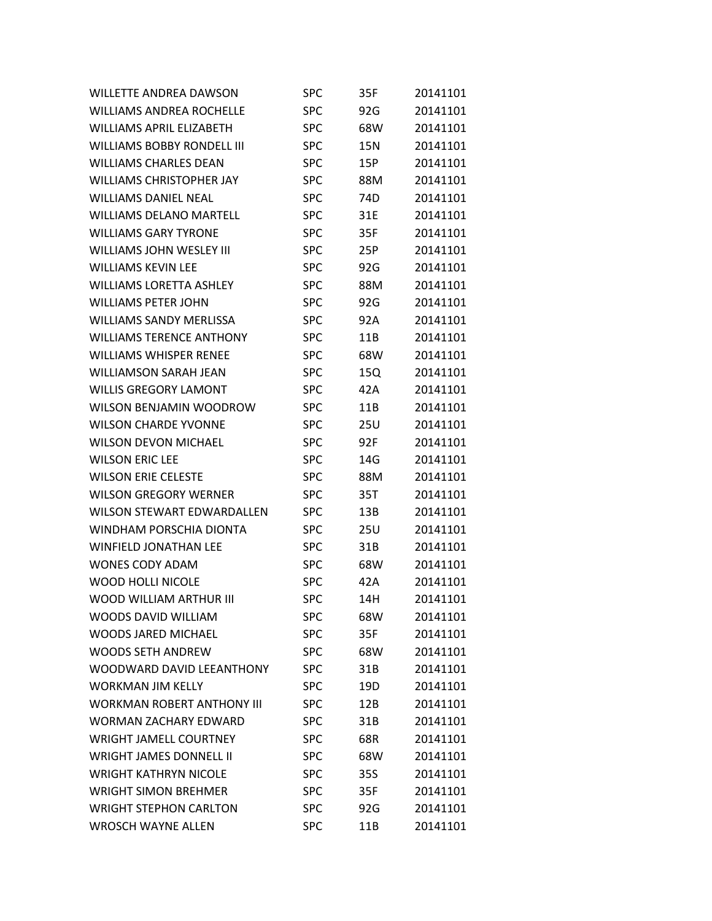| | | | |
|---|---|---|---|
| WILLETTE ANDREA DAWSON | SPC | 35F | 20141101 |
| WILLIAMS ANDREA ROCHELLE | SPC | 92G | 20141101 |
| WILLIAMS APRIL ELIZABETH | SPC | 68W | 20141101 |
| WILLIAMS BOBBY RONDELL III | SPC | 15N | 20141101 |
| WILLIAMS CHARLES DEAN | SPC | 15P | 20141101 |
| WILLIAMS CHRISTOPHER JAY | SPC | 88M | 20141101 |
| WILLIAMS DANIEL NEAL | SPC | 74D | 20141101 |
| WILLIAMS DELANO MARTELL | SPC | 31E | 20141101 |
| WILLIAMS GARY TYRONE | SPC | 35F | 20141101 |
| WILLIAMS JOHN WESLEY III | SPC | 25P | 20141101 |
| WILLIAMS KEVIN LEE | SPC | 92G | 20141101 |
| WILLIAMS LORETTA ASHLEY | SPC | 88M | 20141101 |
| WILLIAMS PETER JOHN | SPC | 92G | 20141101 |
| WILLIAMS SANDY MERLISSA | SPC | 92A | 20141101 |
| WILLIAMS TERENCE ANTHONY | SPC | 11B | 20141101 |
| WILLIAMS WHISPER RENEE | SPC | 68W | 20141101 |
| WILLIAMSON SARAH JEAN | SPC | 15Q | 20141101 |
| WILLIS GREGORY LAMONT | SPC | 42A | 20141101 |
| WILSON BENJAMIN WOODROW | SPC | 11B | 20141101 |
| WILSON CHARDE YVONNE | SPC | 25U | 20141101 |
| WILSON DEVON MICHAEL | SPC | 92F | 20141101 |
| WILSON ERIC LEE | SPC | 14G | 20141101 |
| WILSON ERIE CELESTE | SPC | 88M | 20141101 |
| WILSON GREGORY WERNER | SPC | 35T | 20141101 |
| WILSON STEWART EDWARDALLEN | SPC | 13B | 20141101 |
| WINDHAM PORSCHIA DIONTA | SPC | 25U | 20141101 |
| WINFIELD JONATHAN LEE | SPC | 31B | 20141101 |
| WONES CODY ADAM | SPC | 68W | 20141101 |
| WOOD HOLLI NICOLE | SPC | 42A | 20141101 |
| WOOD WILLIAM ARTHUR III | SPC | 14H | 20141101 |
| WOODS DAVID WILLIAM | SPC | 68W | 20141101 |
| WOODS JARED MICHAEL | SPC | 35F | 20141101 |
| WOODS SETH ANDREW | SPC | 68W | 20141101 |
| WOODWARD DAVID LEEANTHONY | SPC | 31B | 20141101 |
| WORKMAN JIM KELLY | SPC | 19D | 20141101 |
| WORKMAN ROBERT ANTHONY III | SPC | 12B | 20141101 |
| WORMAN ZACHARY EDWARD | SPC | 31B | 20141101 |
| WRIGHT JAMELL COURTNEY | SPC | 68R | 20141101 |
| WRIGHT JAMES DONNELL II | SPC | 68W | 20141101 |
| WRIGHT KATHRYN NICOLE | SPC | 35S | 20141101 |
| WRIGHT SIMON BREHMER | SPC | 35F | 20141101 |
| WRIGHT STEPHON CARLTON | SPC | 92G | 20141101 |
| WROSCH WAYNE ALLEN | SPC | 11B | 20141101 |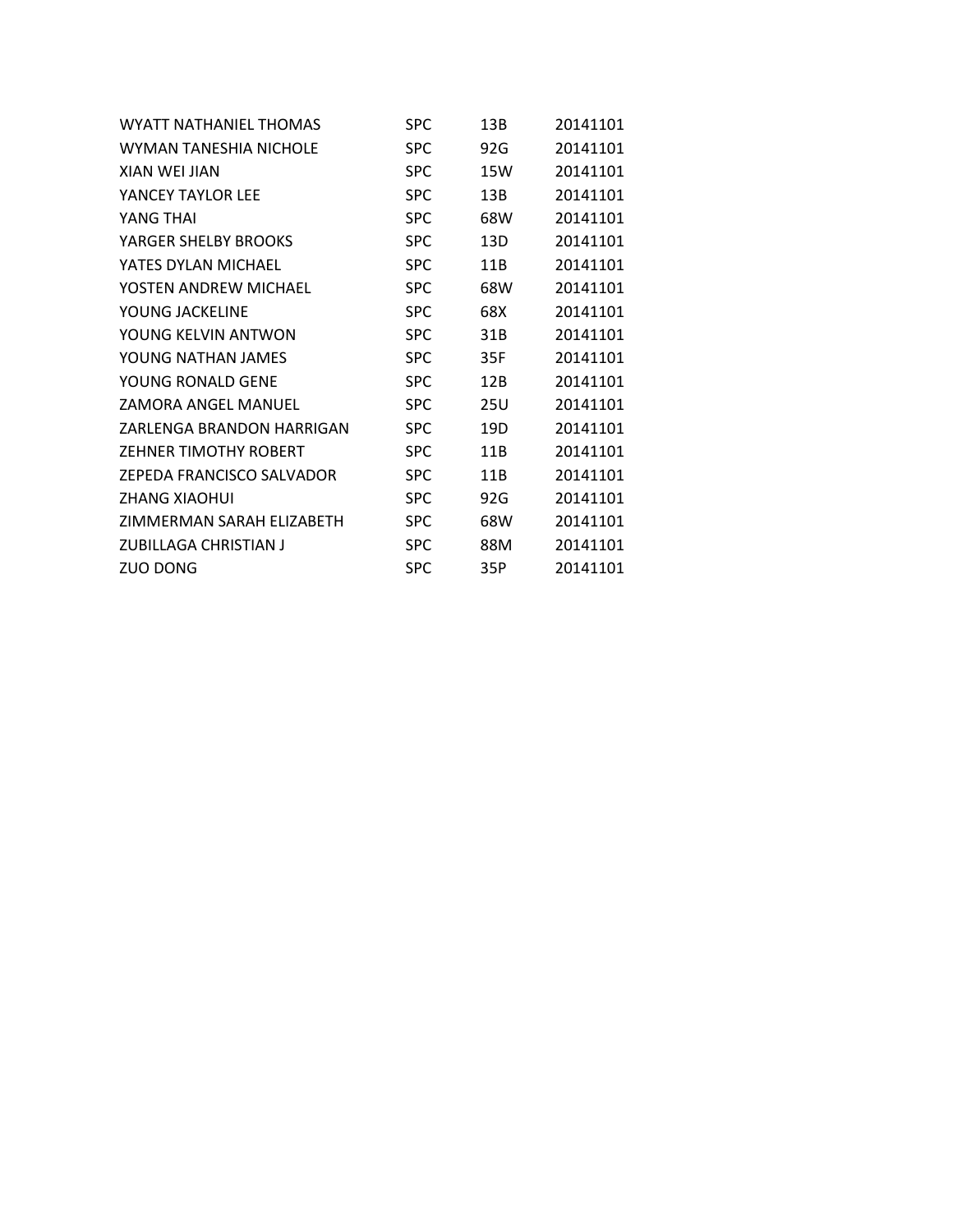| | | | |
|---|---|---|---|
| WYATT NATHANIEL THOMAS | SPC | 13B | 20141101 |
| WYMAN TANESHIA NICHOLE | SPC | 92G | 20141101 |
| XIAN WEI JIAN | SPC | 15W | 20141101 |
| YANCEY TAYLOR LEE | SPC | 13B | 20141101 |
| YANG THAI | SPC | 68W | 20141101 |
| YARGER SHELBY BROOKS | SPC | 13D | 20141101 |
| YATES DYLAN MICHAEL | SPC | 11B | 20141101 |
| YOSTEN ANDREW MICHAEL | SPC | 68W | 20141101 |
| YOUNG JACKELINE | SPC | 68X | 20141101 |
| YOUNG KELVIN ANTWON | SPC | 31B | 20141101 |
| YOUNG NATHAN JAMES | SPC | 35F | 20141101 |
| YOUNG RONALD GENE | SPC | 12B | 20141101 |
| ZAMORA ANGEL MANUEL | SPC | 25U | 20141101 |
| ZARLENGA BRANDON HARRIGAN | SPC | 19D | 20141101 |
| ZEHNER TIMOTHY ROBERT | SPC | 11B | 20141101 |
| ZEPEDA FRANCISCO SALVADOR | SPC | 11B | 20141101 |
| ZHANG XIAOHUI | SPC | 92G | 20141101 |
| ZIMMERMAN SARAH ELIZABETH | SPC | 68W | 20141101 |
| ZUBILLAGA CHRISTIAN J | SPC | 88M | 20141101 |
| ZUO DONG | SPC | 35P | 20141101 |